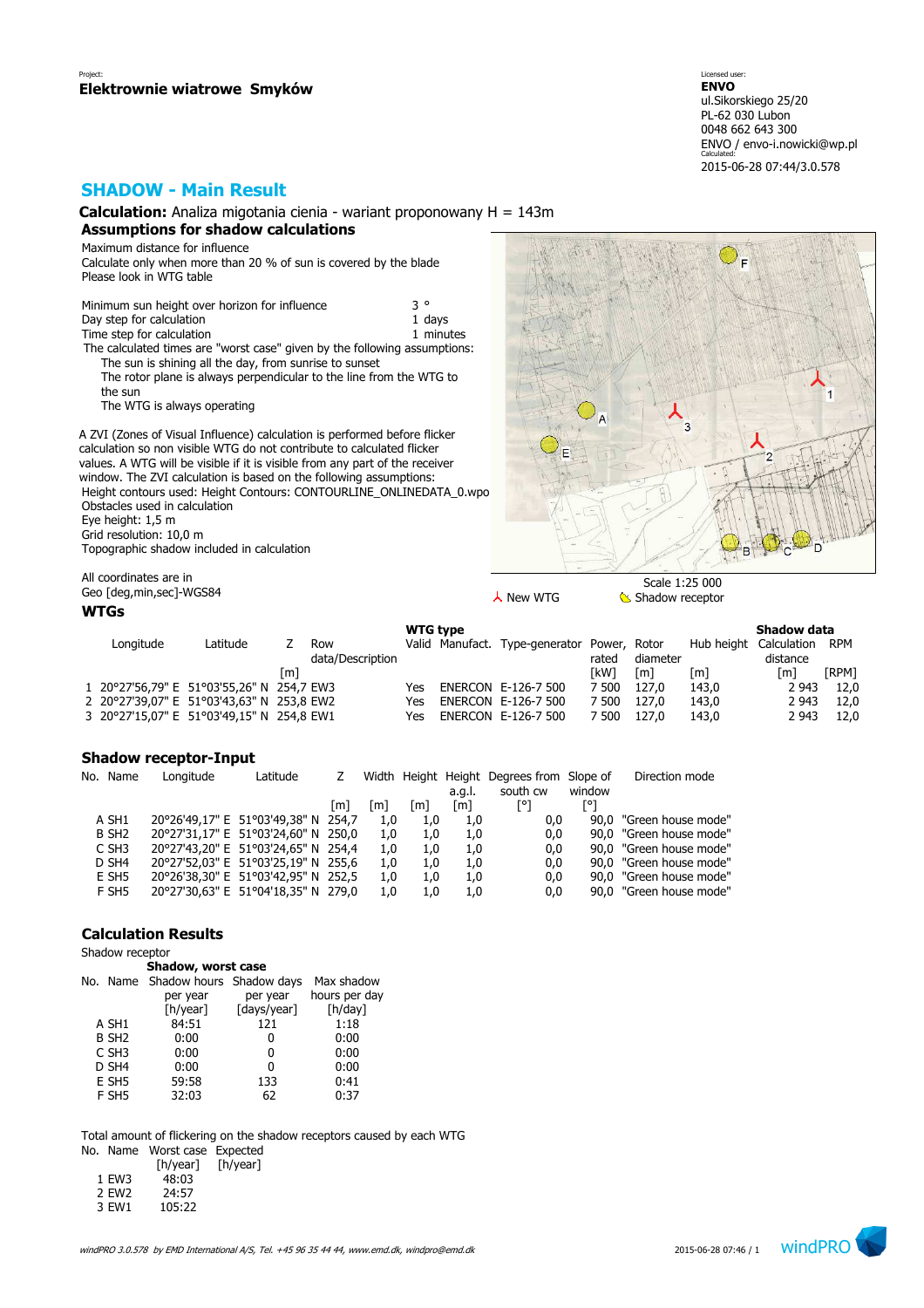Project:
**Elektrownie wiatrowe Smyków**

Licensed user:
**ENVO**
ul.Sikorskiego 25/20
PL-62 030 Lubon
0048 662 643 300
ENVO / envo-i.nowicki@wp.pl
Calculated:
2015-06-28 07:44/3.0.578

# SHADOW - Main Result

**Calculation:** Analiza migotania cienia - wariant proponowany H = 143m

## Assumptions for shadow calculations

Maximum distance for influence
Calculate only when more than 20 % of sun is covered by the blade
Please look in WTG table

| | |
|---|---|
| Minimum sun height over horizon for influence | 3 ° |
| Day step for calculation | 1 days |
| Time step for calculation | 1 minutes |

The calculated times are "worst case" given by the following assumptions:
The sun is shining all the day, from sunrise to sunset
The rotor plane is always perpendicular to the line from the WTG to the sun
The WTG is always operating

A ZVI (Zones of Visual Influence) calculation is performed before flicker calculation so non visible WTG do not contribute to calculated flicker values. A WTG will be visible if it is visible from any part of the receiver window. The ZVI calculation is based on the following assumptions:
Height contours used: Height Contours: CONTOURLINE_ONLINEDATA_0.wpo
Obstacles used in calculation
Eye height: 1,5 m
Grid resolution: 10,0 m
Topographic shadow included in calculation

All coordinates are in
Geo [deg,min,sec]-WGS84

Scale 1:25 000
New WTG    Shadow receptor

## WTGs

| | Longitude | Latitude | Z | Row data/Description | WTG type Valid | Manufact. | Type-generator | Power, rated | Rotor diameter | Hub height | Shadow data Calculation distance | RPM |
|---|---|---|---|---|---|---|---|---|---|---|---|---|
| | | | [m] | | | | | [kW] | [m] | [m] | [m] | [RPM] |
| 1 | 20°27'56,79" E | 51°03'55,26" N | 254,7 | EW3 | Yes | ENERCON | E-126-7 500 | 7 500 | 127,0 | 143,0 | 2 943 | 12,0 |
| 2 | 20°27'39,07" E | 51°03'43,63" N | 253,8 | EW2 | Yes | ENERCON | E-126-7 500 | 7 500 | 127,0 | 143,0 | 2 943 | 12,0 |
| 3 | 20°27'15,07" E | 51°03'49,15" N | 254,8 | EW1 | Yes | ENERCON | E-126-7 500 | 7 500 | 127,0 | 143,0 | 2 943 | 12,0 |

## Shadow receptor-Input

| No. | Name | Longitude | Latitude | Z | Width | Height | Height a.g.l. | Degrees from south cw | Slope of window | Direction mode |
|---|---|---|---|---|---|---|---|---|---|---|
| | | | | [m] | [m] | [m] | [m] | [°] | [°] | |
| A | SH1 | 20°26'49,17" E | 51°03'49,38" N | 254,7 | 1,0 | 1,0 | 1,0 | 0,0 | 90,0 | "Green house mode" |
| B | SH2 | 20°27'31,17" E | 51°03'24,60" N | 250,0 | 1,0 | 1,0 | 1,0 | 0,0 | 90,0 | "Green house mode" |
| C | SH3 | 20°27'43,20" E | 51°03'24,65" N | 254,4 | 1,0 | 1,0 | 1,0 | 0,0 | 90,0 | "Green house mode" |
| D | SH4 | 20°27'52,03" E | 51°03'25,19" N | 255,6 | 1,0 | 1,0 | 1,0 | 0,0 | 90,0 | "Green house mode" |
| E | SH5 | 20°26'38,30" E | 51°03'42,95" N | 252,5 | 1,0 | 1,0 | 1,0 | 0,0 | 90,0 | "Green house mode" |
| F | SH5 | 20°27'30,63" E | 51°04'18,35" N | 279,0 | 1,0 | 1,0 | 1,0 | 0,0 | 90,0 | "Green house mode" |

## Calculation Results

Shadow receptor

| No. | Name | Shadow, worst case: Shadow hours per year | Shadow days per year | Max shadow hours per day |
|---|---|---|---|---|
| | | [h/year] | [days/year] | [h/day] |
| A | SH1 | 84:51 | 121 | 1:18 |
| B | SH2 | 0:00 | 0 | 0:00 |
| C | SH3 | 0:00 | 0 | 0:00 |
| D | SH4 | 0:00 | 0 | 0:00 |
| E | SH5 | 59:58 | 133 | 0:41 |
| F | SH5 | 32:03 | 62 | 0:37 |

Total amount of flickering on the shadow receptors caused by each WTG

| No. | Name | Worst case | Expected |
|---|---|---|---|
| | | [h/year] | [h/year] |
| 1 | EW3 | 48:03 | |
| 2 | EW2 | 24:57 | |
| 3 | EW1 | 105:22 | |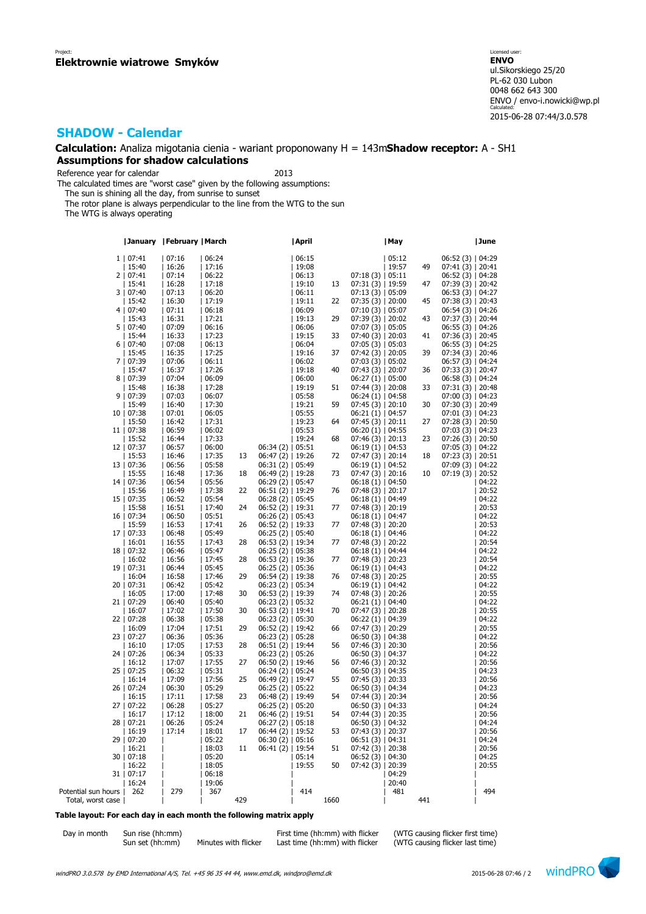**Project:**
**Elektrownie wiatrowe Smyków**

Licensed user:
**ENVO**
ul.Sikorskiego 25/20
PL-62 030 Lubon
0048 662 643 300
ENVO / envo-i.nowicki@wp.pl
Calculated:
2015-06-28 07:44/3.0.578

## SHADOW - Calendar

**Calculation:** Analiza migotania cienia - wariant proponowany H = 143m **Shadow receptor:** A - SH1

### Assumptions for shadow calculations

Reference year for calendar 2013

The calculated times are "worst case" given by the following assumptions:

- The sun is shining all the day, from sunrise to sunset
- The rotor plane is always perpendicular to the line from the WTG to the sun
- The WTG is always operating

| Day | January | February | March | | | April | | | May | | | June |
|---|---|---|---|---|---|---|---|---|---|---|---|---|
| 1 | 07:41 | 07:16 | 06:24 | | | 06:15 | | | 05:12 | | 06:52 (3) | 04:29 |
| | 15:40 | 16:26 | 17:16 | | | 19:08 | | | 19:57 | 49 | 07:41 (3) | 20:41 |
| 2 | 07:41 | 07:14 | 06:22 | | | 06:13 | | 07:18 (3) | 05:11 | | 06:52 (3) | 04:28 |
| | 15:41 | 16:28 | 17:18 | | | 19:10 | 13 | 07:31 (3) | 19:59 | 47 | 07:39 (3) | 20:42 |
| 3 | 07:40 | 07:13 | 06:20 | | | 06:11 | | 07:13 (3) | 05:09 | | 06:53 (3) | 04:27 |
| | 15:42 | 16:30 | 17:19 | | | 19:11 | 22 | 07:35 (3) | 20:00 | 45 | 07:38 (3) | 20:43 |
| 4 | 07:40 | 07:11 | 06:18 | | | 06:09 | | 07:10 (3) | 05:07 | | 06:54 (3) | 04:26 |
| | 15:43 | 16:31 | 17:21 | | | 19:13 | 29 | 07:39 (3) | 20:02 | 43 | 07:37 (3) | 20:44 |
| 5 | 07:40 | 07:09 | 06:16 | | | 06:06 | | 07:07 (3) | 05:05 | | 06:55 (3) | 04:26 |
| | 15:44 | 16:33 | 17:23 | | | 19:15 | 33 | 07:40 (3) | 20:03 | 41 | 07:36 (3) | 20:45 |
| 6 | 07:40 | 07:08 | 06:13 | | | 06:04 | | 07:05 (3) | 05:03 | | 06:55 (3) | 04:25 |
| | 15:45 | 16:35 | 17:25 | | | 19:16 | 37 | 07:42 (3) | 20:05 | 39 | 07:34 (3) | 20:46 |
| 7 | 07:39 | 07:06 | 06:11 | | | 06:02 | | 07:03 (3) | 05:02 | | 06:57 (3) | 04:24 |
| | 15:47 | 16:37 | 17:26 | | | 19:18 | 40 | 07:43 (3) | 20:07 | 36 | 07:33 (3) | 20:47 |
| 8 | 07:39 | 07:04 | 06:09 | | | 06:00 | | 06:27 (1) | 05:00 | | 06:58 (3) | 04:24 |
| | 15:48 | 16:38 | 17:28 | | | 19:19 | 51 | 07:44 (3) | 20:08 | 33 | 07:31 (3) | 20:48 |
| 9 | 07:39 | 07:03 | 06:07 | | | 05:58 | | 06:24 (1) | 04:58 | | 07:00 (3) | 04:23 |
| | 15:49 | 16:40 | 17:30 | | | 19:21 | 59 | 07:45 (3) | 20:10 | 30 | 07:30 (3) | 20:49 |
| 10 | 07:38 | 07:01 | 06:05 | | | 05:55 | | 06:21 (1) | 04:57 | | 07:01 (3) | 04:23 |
| | 15:50 | 16:42 | 17:31 | | | 19:23 | 64 | 07:45 (3) | 20:11 | 27 | 07:28 (3) | 20:50 |
| 11 | 07:38 | 06:59 | 06:02 | | | 05:53 | | 06:20 (1) | 04:55 | | 07:03 (3) | 04:23 |
| | 15:52 | 16:44 | 17:33 | | | 19:24 | 68 | 07:46 (3) | 20:13 | 23 | 07:26 (3) | 20:50 |
| 12 | 07:37 | 06:57 | 06:00 | | 06:34 (2) | 05:51 | | 06:19 (1) | 04:53 | | 07:05 (3) | 04:22 |
| | 15:53 | 16:46 | 17:35 | 13 | 06:47 (2) | 19:26 | 72 | 07:47 (3) | 20:14 | 18 | 07:23 (3) | 20:51 |
| 13 | 07:36 | 06:56 | 05:58 | | 06:31 (2) | 05:49 | | 06:19 (1) | 04:52 | | 07:09 (3) | 04:22 |
| | 15:55 | 16:48 | 17:36 | 18 | 06:49 (2) | 19:28 | 73 | 07:47 (3) | 20:16 | 10 | 07:19 (3) | 20:52 |
| 14 | 07:36 | 06:54 | 05:56 | | 06:29 (2) | 05:47 | | 06:18 (1) | 04:50 | | | 04:22 |
| | 15:56 | 16:49 | 17:38 | 22 | 06:51 (2) | 19:29 | 76 | 07:48 (3) | 20:17 | | | 20:52 |
| 15 | 07:35 | 06:52 | 05:54 | | 06:28 (2) | 05:45 | | 06:18 (1) | 04:49 | | | 04:22 |
| | 15:58 | 16:51 | 17:40 | 24 | 06:52 (2) | 19:31 | 77 | 07:48 (3) | 20:19 | | | 20:53 |
| 16 | 07:34 | 06:50 | 05:51 | | 06:26 (2) | 05:43 | | 06:18 (1) | 04:47 | | | 04:22 |
| | 15:59 | 16:53 | 17:41 | 26 | 06:52 (2) | 19:33 | 77 | 07:48 (3) | 20:20 | | | 20:53 |
| 17 | 07:33 | 06:48 | 05:49 | | 06:25 (2) | 05:40 | | 06:18 (1) | 04:46 | | | 04:22 |
| | 16:01 | 16:55 | 17:43 | 28 | 06:53 (2) | 19:34 | 77 | 07:48 (3) | 20:22 | | | 20:54 |
| 18 | 07:32 | 06:46 | 05:47 | | 06:25 (2) | 05:38 | | 06:18 (1) | 04:44 | | | 04:22 |
| | 16:02 | 16:56 | 17:45 | 28 | 06:53 (2) | 19:36 | 77 | 07:48 (3) | 20:23 | | | 20:54 |
| 19 | 07:31 | 06:44 | 05:45 | | 06:25 (2) | 05:36 | | 06:19 (1) | 04:43 | | | 04:22 |
| | 16:04 | 16:58 | 17:46 | 29 | 06:54 (2) | 19:38 | 76 | 07:48 (3) | 20:25 | | | 20:55 |
| 20 | 07:31 | 06:42 | 05:42 | | 06:23 (2) | 05:34 | | 06:19 (1) | 04:42 | | | 04:22 |
| | 16:05 | 17:00 | 17:48 | 30 | 06:53 (2) | 19:39 | 74 | 07:48 (3) | 20:26 | | | 20:55 |
| 21 | 07:29 | 06:40 | 05:40 | | 06:23 (2) | 05:32 | | 06:21 (1) | 04:40 | | | 04:22 |
| | 16:07 | 17:02 | 17:50 | 30 | 06:53 (2) | 19:41 | 70 | 07:47 (3) | 20:28 | | | 20:55 |
| 22 | 07:28 | 06:38 | 05:38 | | 06:23 (2) | 05:30 | | 06:22 (1) | 04:39 | | | 04:22 |
| | 16:09 | 17:04 | 17:51 | 29 | 06:52 (2) | 19:42 | 66 | 07:47 (3) | 20:29 | | | 20:55 |
| 23 | 07:27 | 06:36 | 05:36 | | 06:23 (2) | 05:28 | | 06:50 (3) | 04:38 | | | 04:22 |
| | 16:10 | 17:05 | 17:53 | 28 | 06:51 (2) | 19:44 | 56 | 07:46 (3) | 20:30 | | | 20:56 |
| 24 | 07:26 | 06:34 | 05:33 | | 06:23 (2) | 05:26 | | 06:50 (3) | 04:37 | | | 04:22 |
| | 16:12 | 17:07 | 17:55 | 27 | 06:50 (2) | 19:46 | 56 | 07:46 (3) | 20:32 | | | 20:56 |
| 25 | 07:25 | 06:32 | 05:31 | | 06:24 (2) | 05:24 | | 06:50 (3) | 04:35 | | | 04:23 |
| | 16:14 | 17:09 | 17:56 | 25 | 06:49 (2) | 19:47 | 55 | 07:45 (3) | 20:33 | | | 20:56 |
| 26 | 07:24 | 06:30 | 05:29 | | 06:25 (2) | 05:22 | | 06:50 (3) | 04:34 | | | 04:23 |
| | 16:15 | 17:11 | 17:58 | 23 | 06:48 (2) | 19:49 | 54 | 07:44 (3) | 20:34 | | | 20:56 |
| 27 | 07:22 | 06:28 | 05:27 | | 06:25 (2) | 05:20 | | 06:50 (3) | 04:33 | | | 04:24 |
| | 16:17 | 17:12 | 18:00 | 21 | 06:46 (2) | 19:51 | 54 | 07:44 (3) | 20:35 | | | 20:56 |
| 28 | 07:21 | 06:26 | 05:24 | | 06:27 (2) | 05:18 | | 06:50 (3) | 04:32 | | | 04:24 |
| | 16:19 | 17:14 | 18:01 | 17 | 06:44 (2) | 19:52 | 53 | 07:43 (3) | 20:37 | | | 20:56 |
| 29 | 07:20 | | 05:22 | | 06:30 (2) | 05:16 | | 06:51 (3) | 04:31 | | | 04:24 |
| | 16:21 | | 18:03 | 11 | 06:41 (2) | 19:54 | 51 | 07:42 (3) | 20:38 | | | 20:56 |
| 30 | 07:18 | | 05:20 | | | 05:14 | | 06:52 (3) | 04:30 | | | 04:25 |
| | 16:22 | | 18:05 | | | 19:55 | 50 | 07:42 (3) | 20:39 | | | 20:55 |
| 31 | 07:17 | | 06:18 | | | | | | 04:29 | | | |
| | 16:24 | | 19:06 | | | | | | 20:40 | | | |
| Potential sun hours | 262 | 279 | 367 | | | 414 | | | 481 | | | 494 |
| Total, worst case | | | | 429 | | | 1660 | | | 441 | | |

**Table layout: For each day in each month the following matrix apply**

| Day in month | Sun rise (hh:mm) | | First time (hh:mm) with flicker | (WTG causing flicker first time) |
|---|---|---|---|---|
| | Sun set (hh:mm) | Minutes with flicker | Last time (hh:mm) with flicker | (WTG causing flicker last time) |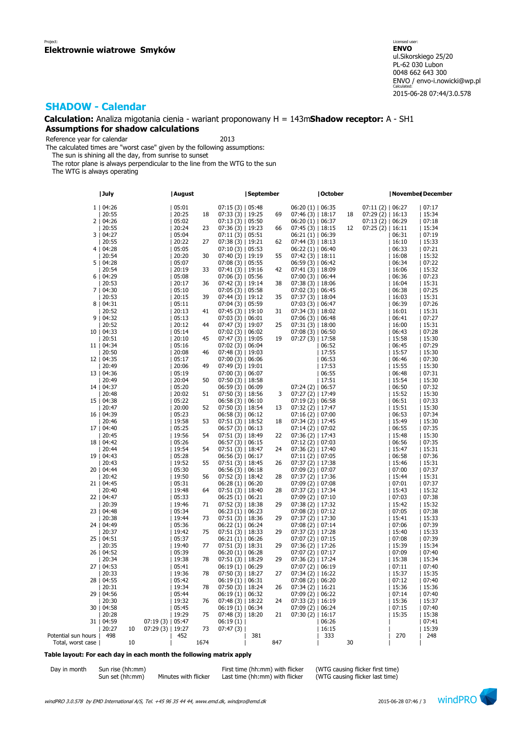Project:
**Elektrownie wiatrowe Smyków**

Licensed user:
**ENVO**
ul.Sikorskiego 25/20
PL-62 030 Lubon
0048 662 643 300
ENVO / envo-i.nowicki@wp.pl
Calculated:
2015-06-28 07:44/3.0.578

## SHADOW - Calendar

**Calculation:** Analiza migotania cienia - wariant proponowany H = 143m **Shadow receptor:** A - SH1

**Assumptions for shadow calculations**

Reference year for calendar 2013

The calculated times are "worst case" given by the following assumptions:
- The sun is shining all the day, from sunrise to sunset
- The rotor plane is always perpendicular to the line from the WTG to the sun
- The WTG is always operating

| Day | July | | | August | | | September | | | October | | | November | December |
|---|---|---|---|---|---|---|---|---|---|---|---|---|---|---|
| 1 | 04:26 | | | 05:01 | | 07:15 (3) | 05:48 | | 06:20 (1) | 06:35 | | 07:11 (2) | 06:27 | 07:17 |
| | 20:55 | | | 20:25 | 18 | 07:33 (3) | 19:25 | 69 | 07:46 (3) | 18:17 | 18 | 07:29 (2) | 16:13 | 15:34 |
| 2 | 04:26 | | | 05:02 | | 07:13 (3) | 05:50 | | 06:20 (1) | 06:37 | | 07:13 (2) | 06:29 | 07:18 |
| | 20:55 | | | 20:24 | 23 | 07:36 (3) | 19:23 | 66 | 07:45 (3) | 18:15 | 12 | 07:25 (2) | 16:11 | 15:34 |
| 3 | 04:27 | | | 05:04 | | 07:11 (3) | 05:51 | | 06:21 (1) | 06:39 | | | 06:31 | 07:19 |
| | 20:55 | | | 20:22 | 27 | 07:38 (3) | 19:21 | 62 | 07:44 (3) | 18:13 | | | 16:10 | 15:33 |
| 4 | 04:28 | | | 05:05 | | 07:10 (3) | 05:53 | | 06:22 (1) | 06:40 | | | 06:33 | 07:21 |
| | 20:54 | | | 20:20 | 30 | 07:40 (3) | 19:19 | 55 | 07:42 (3) | 18:11 | | | 16:08 | 15:32 |
| 5 | 04:28 | | | 05:07 | | 07:08 (3) | 05:55 | | 06:59 (3) | 06:42 | | | 06:34 | 07:22 |
| | 20:54 | | | 20:19 | 33 | 07:41 (3) | 19:16 | 42 | 07:41 (3) | 18:09 | | | 16:06 | 15:32 |
| 6 | 04:29 | | | 05:08 | | 07:06 (3) | 05:56 | | 07:00 (3) | 06:44 | | | 06:36 | 07:23 |
| | 20:53 | | | 20:17 | 36 | 07:42 (3) | 19:14 | 38 | 07:38 (3) | 18:06 | | | 16:04 | 15:31 |
| 7 | 04:30 | | | 05:10 | | 07:05 (3) | 05:58 | | 07:02 (3) | 06:45 | | | 06:38 | 07:25 |
| | 20:53 | | | 20:15 | 39 | 07:44 (3) | 19:12 | 35 | 07:37 (3) | 18:04 | | | 16:03 | 15:31 |
| 8 | 04:31 | | | 05:11 | | 07:04 (3) | 05:59 | | 07:03 (3) | 06:47 | | | 06:39 | 07:26 |
| | 20:52 | | | 20:13 | 41 | 07:45 (3) | 19:10 | 31 | 07:34 (3) | 18:02 | | | 16:01 | 15:31 |
| 9 | 04:32 | | | 05:13 | | 07:03 (3) | 06:01 | | 07:06 (3) | 06:48 | | | 06:41 | 07:27 |
| | 20:52 | | | 20:12 | 44 | 07:47 (3) | 19:07 | 25 | 07:31 (3) | 18:00 | | | 16:00 | 15:31 |
| 10 | 04:33 | | | 05:14 | | 07:02 (3) | 06:02 | | 07:08 (3) | 06:50 | | | 06:43 | 07:28 |
| | 20:51 | | | 20:10 | 45 | 07:47 (3) | 19:05 | 19 | 07:27 (3) | 17:58 | | | 15:58 | 15:30 |
| 11 | 04:34 | | | 05:16 | | 07:02 (3) | 06:04 | | | 06:52 | | | 06:45 | 07:29 |
| | 20:50 | | | 20:08 | 46 | 07:48 (3) | 19:03 | | | 17:55 | | | 15:57 | 15:30 |
| 12 | 04:35 | | | 05:17 | | 07:00 (3) | 06:06 | | | 06:53 | | | 06:46 | 07:30 |
| | 20:49 | | | 20:06 | 49 | 07:49 (3) | 19:01 | | | 17:53 | | | 15:55 | 15:30 |
| 13 | 04:36 | | | 05:19 | | 07:00 (3) | 06:07 | | | 06:55 | | | 06:48 | 07:31 |
| | 20:49 | | | 20:04 | 50 | 07:50 (3) | 18:58 | | | 17:51 | | | 15:54 | 15:30 |
| 14 | 04:37 | | | 05:20 | | 06:59 (3) | 06:09 | | 07:24 (2) | 06:57 | | | 06:50 | 07:32 |
| | 20:48 | | | 20:02 | 51 | 07:50 (3) | 18:56 | 3 | 07:27 (2) | 17:49 | | | 15:52 | 15:30 |
| 15 | 04:38 | | | 05:22 | | 06:58 (3) | 06:10 | | 07:19 (2) | 06:58 | | | 06:51 | 07:33 |
| | 20:47 | | | 20:00 | 52 | 07:50 (3) | 18:54 | 13 | 07:32 (2) | 17:47 | | | 15:51 | 15:30 |
| 16 | 04:39 | | | 05:23 | | 06:58 (3) | 06:12 | | 07:16 (2) | 07:00 | | | 06:53 | 07:34 |
| | 20:46 | | | 19:58 | 53 | 07:51 (3) | 18:52 | 18 | 07:34 (2) | 17:45 | | | 15:49 | 15:30 |
| 17 | 04:40 | | | 05:25 | | 06:57 (3) | 06:13 | | 07:14 (2) | 07:02 | | | 06:55 | 07:35 |
| | 20:45 | | | 19:56 | 54 | 07:51 (3) | 18:49 | 22 | 07:36 (2) | 17:43 | | | 15:48 | 15:30 |
| 18 | 04:42 | | | 05:26 | | 06:57 (3) | 06:15 | | 07:12 (2) | 07:03 | | | 06:56 | 07:35 |
| | 20:44 | | | 19:54 | 54 | 07:51 (3) | 18:47 | 24 | 07:36 (2) | 17:40 | | | 15:47 | 15:31 |
| 19 | 04:43 | | | 05:28 | | 06:56 (3) | 06:17 | | 07:11 (2) | 07:05 | | | 06:58 | 07:36 |
| | 20:43 | | | 19:52 | 55 | 07:51 (3) | 18:45 | 26 | 07:37 (2) | 17:38 | | | 15:46 | 15:31 |
| 20 | 04:44 | | | 05:30 | | 06:56 (3) | 06:18 | | 07:09 (2) | 07:07 | | | 07:00 | 07:37 |
| | 20:42 | | | 19:50 | 56 | 07:52 (3) | 18:42 | 28 | 07:37 (2) | 17:36 | | | 15:44 | 15:31 |
| 21 | 04:45 | | | 05:31 | | 06:28 (1) | 06:20 | | 07:09 (2) | 07:08 | | | 07:01 | 07:37 |
| | 20:40 | | | 19:48 | 64 | 07:51 (3) | 18:40 | 28 | 07:37 (2) | 17:34 | | | 15:43 | 15:32 |
| 22 | 04:47 | | | 05:33 | | 06:25 (1) | 06:21 | | 07:09 (2) | 07:10 | | | 07:03 | 07:38 |
| | 20:39 | | | 19:46 | 71 | 07:52 (3) | 18:38 | 29 | 07:38 (2) | 17:32 | | | 15:42 | 15:32 |
| 23 | 04:48 | | | 05:34 | | 06:23 (1) | 06:23 | | 07:08 (2) | 07:12 | | | 07:05 | 07:38 |
| | 20:38 | | | 19:44 | 73 | 07:51 (3) | 18:36 | 29 | 07:37 (2) | 17:30 | | | 15:41 | 15:33 |
| 24 | 04:49 | | | 05:36 | | 06:22 (1) | 06:24 | | 07:08 (2) | 07:14 | | | 07:06 | 07:39 |
| | 20:37 | | | 19:42 | 75 | 07:51 (3) | 18:33 | 29 | 07:37 (2) | 17:28 | | | 15:40 | 15:33 |
| 25 | 04:51 | | | 05:37 | | 06:21 (1) | 06:26 | | 07:07 (2) | 07:15 | | | 07:08 | 07:39 |
| | 20:35 | | | 19:40 | 77 | 07:51 (3) | 18:31 | 29 | 07:36 (2) | 17:26 | | | 15:39 | 15:34 |
| 26 | 04:52 | | | 05:39 | | 06:20 (1) | 06:28 | | 07:07 (2) | 07:17 | | | 07:09 | 07:40 |
| | 20:34 | | | 19:38 | 78 | 07:51 (3) | 18:29 | 29 | 07:36 (2) | 17:24 | | | 15:38 | 15:34 |
| 27 | 04:53 | | | 05:41 | | 06:19 (1) | 06:29 | | 07:07 (2) | 06:19 | | | 07:11 | 07:40 |
| | 20:33 | | | 19:36 | 78 | 07:50 (3) | 18:27 | 27 | 07:34 (2) | 16:22 | | | 15:37 | 15:35 |
| 28 | 04:55 | | | 05:42 | | 06:19 (1) | 06:31 | | 07:08 (2) | 06:20 | | | 07:12 | 07:40 |
| | 20:31 | | | 19:34 | 78 | 07:50 (3) | 18:24 | 26 | 07:34 (2) | 16:21 | | | 15:36 | 15:36 |
| 29 | 04:56 | | | 05:44 | | 06:19 (1) | 06:32 | | 07:09 (2) | 06:22 | | | 07:14 | 07:40 |
| | 20:30 | | | 19:32 | 76 | 07:48 (3) | 18:22 | 24 | 07:33 (2) | 16:19 | | | 15:36 | 15:37 |
| 30 | 04:58 | | | 05:45 | | 06:19 (1) | 06:34 | | 07:09 (2) | 06:24 | | | 07:15 | 07:40 |
| | 20:28 | | | 19:29 | 75 | 07:48 (3) | 18:20 | 21 | 07:30 (2) | 16:17 | | | 15:35 | 15:38 |
| 31 | 04:59 | | 07:19 (3) | 05:47 | | 06:19 (1) | | | | 06:26 | | | | 07:41 |
| | 20:27 | 10 | 07:29 (3) | 19:27 | 73 | 07:47 (3) | | | | 16:15 | | | | 15:39 |
| Potential sun hours | 498 | | | 452 | | | 381 | | | 333 | | | 270 | 248 |
| Total, worst case | | 10 | | | 1674 | | | 847 | | | 30 | | | |

**Table layout: For each day in each month the following matrix apply**

| Day in month | Sun rise (hh:mm) | | First time (hh:mm) with flicker | (WTG causing flicker first time) |
|---|---|---|---|---|
| | Sun set (hh:mm) | Minutes with flicker | Last time (hh:mm) with flicker | (WTG causing flicker last time) |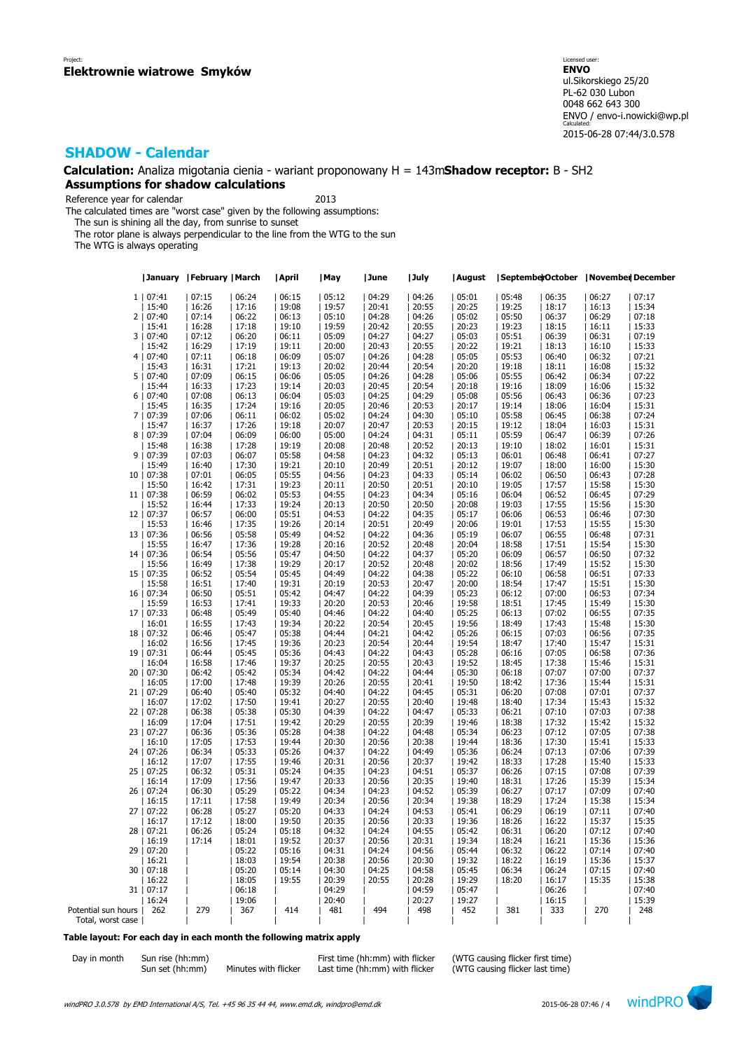Project:
**Elektrownie wiatrowe Smyków**

Licensed user:
**ENVO**
ul.Sikorskiego 25/20
PL-62 030 Lubon
0048 662 643 300
ENVO / envo-i.nowicki@wp.pl
Calculated:
2015-06-28 07:44/3.0.578

## SHADOW - Calendar

**Calculation:** Analiza migotania cienia - wariant proponowany H = 143m **Shadow receptor:** B - SH2

### Assumptions for shadow calculations

Reference year for calendar 2013

The calculated times are "worst case" given by the following assumptions:
The sun is shining all the day, from sunrise to sunset
The rotor plane is always perpendicular to the line from the WTG to the sun
The WTG is always operating

| | January | February | March | April | May | June | July | August | September | October | November | December |
|---|---|---|---|---|---|---|---|---|---|---|---|---|
| 1 | 07:41 | 07:15 | 06:24 | 06:15 | 05:12 | 04:29 | 04:26 | 05:01 | 05:48 | 06:35 | 06:27 | 07:17 |
| | 15:40 | 16:26 | 17:16 | 19:08 | 19:57 | 20:41 | 20:55 | 20:25 | 19:25 | 18:17 | 16:13 | 15:34 |
| 2 | 07:40 | 07:14 | 06:22 | 06:13 | 05:10 | 04:28 | 04:26 | 05:02 | 05:50 | 06:37 | 06:29 | 07:18 |
| | 15:41 | 16:28 | 17:18 | 19:10 | 19:59 | 20:42 | 20:55 | 20:23 | 19:23 | 18:15 | 16:11 | 15:33 |
| 3 | 07:40 | 07:12 | 06:20 | 06:11 | 05:09 | 04:27 | 04:27 | 05:03 | 05:51 | 06:39 | 06:31 | 07:19 |
| | 15:42 | 16:29 | 17:19 | 19:11 | 20:00 | 20:43 | 20:55 | 20:22 | 19:21 | 18:13 | 16:10 | 15:33 |
| 4 | 07:40 | 07:11 | 06:18 | 06:09 | 05:07 | 04:26 | 04:28 | 05:05 | 05:53 | 06:40 | 06:32 | 07:21 |
| | 15:43 | 16:31 | 17:21 | 19:13 | 20:02 | 20:44 | 20:54 | 20:20 | 19:18 | 18:11 | 16:08 | 15:32 |
| 5 | 07:40 | 07:09 | 06:15 | 06:06 | 05:05 | 04:26 | 04:28 | 05:06 | 05:55 | 06:42 | 06:34 | 07:22 |
| | 15:44 | 16:33 | 17:23 | 19:14 | 20:03 | 20:45 | 20:54 | 20:18 | 19:16 | 18:09 | 16:06 | 15:32 |
| 6 | 07:40 | 07:08 | 06:13 | 06:04 | 05:03 | 04:25 | 04:29 | 05:08 | 05:56 | 06:43 | 06:36 | 07:23 |
| | 15:45 | 16:35 | 17:24 | 19:16 | 20:05 | 20:46 | 20:53 | 20:17 | 19:14 | 18:06 | 16:04 | 15:31 |
| 7 | 07:39 | 07:06 | 06:11 | 06:02 | 05:02 | 04:24 | 04:30 | 05:10 | 05:58 | 06:45 | 06:38 | 07:24 |
| | 15:47 | 16:37 | 17:26 | 19:18 | 20:07 | 20:47 | 20:53 | 20:15 | 19:12 | 18:04 | 16:03 | 15:31 |
| 8 | 07:39 | 07:04 | 06:09 | 06:00 | 05:00 | 04:24 | 04:31 | 05:11 | 05:59 | 06:47 | 06:39 | 07:26 |
| | 15:48 | 16:38 | 17:28 | 19:19 | 20:08 | 20:48 | 20:52 | 20:13 | 19:10 | 18:02 | 16:01 | 15:31 |
| 9 | 07:39 | 07:03 | 06:07 | 05:58 | 04:58 | 04:23 | 04:32 | 05:13 | 06:01 | 06:48 | 06:41 | 07:27 |
| | 15:49 | 16:40 | 17:30 | 19:21 | 20:10 | 20:49 | 20:51 | 20:12 | 19:07 | 18:00 | 16:00 | 15:30 |
| 10 | 07:38 | 07:01 | 06:05 | 05:55 | 04:56 | 04:23 | 04:33 | 05:14 | 06:02 | 06:50 | 06:43 | 07:28 |
| | 15:50 | 16:42 | 17:31 | 19:23 | 20:11 | 20:50 | 20:51 | 20:10 | 19:05 | 17:57 | 15:58 | 15:30 |
| 11 | 07:38 | 06:59 | 06:02 | 05:53 | 04:55 | 04:23 | 04:34 | 05:16 | 06:04 | 06:52 | 06:45 | 07:29 |
| | 15:52 | 16:44 | 17:33 | 19:24 | 20:13 | 20:50 | 20:50 | 20:08 | 19:03 | 17:55 | 15:56 | 15:30 |
| 12 | 07:37 | 06:57 | 06:00 | 05:51 | 04:53 | 04:22 | 04:35 | 05:17 | 06:06 | 06:53 | 06:46 | 07:30 |
| | 15:53 | 16:46 | 17:35 | 19:26 | 20:14 | 20:51 | 20:49 | 20:06 | 19:01 | 17:53 | 15:55 | 15:30 |
| 13 | 07:36 | 06:56 | 05:58 | 05:49 | 04:52 | 04:22 | 04:36 | 05:19 | 06:07 | 06:55 | 06:48 | 07:31 |
| | 15:55 | 16:47 | 17:36 | 19:28 | 20:16 | 20:52 | 20:48 | 20:04 | 18:58 | 17:51 | 15:54 | 15:30 |
| 14 | 07:36 | 06:54 | 05:56 | 05:47 | 04:50 | 04:22 | 04:37 | 05:20 | 06:09 | 06:57 | 06:50 | 07:32 |
| | 15:56 | 16:49 | 17:38 | 19:29 | 20:17 | 20:52 | 20:48 | 20:02 | 18:56 | 17:49 | 15:52 | 15:30 |
| 15 | 07:35 | 06:52 | 05:54 | 05:45 | 04:49 | 04:22 | 04:38 | 05:22 | 06:10 | 06:58 | 06:51 | 07:33 |
| | 15:58 | 16:51 | 17:40 | 19:31 | 20:19 | 20:53 | 20:47 | 20:00 | 18:54 | 17:47 | 15:51 | 15:30 |
| 16 | 07:34 | 06:50 | 05:51 | 05:42 | 04:47 | 04:22 | 04:39 | 05:23 | 06:12 | 07:00 | 06:53 | 07:34 |
| | 15:59 | 16:53 | 17:41 | 19:33 | 20:20 | 20:53 | 20:46 | 19:58 | 18:51 | 17:45 | 15:49 | 15:30 |
| 17 | 07:33 | 06:48 | 05:49 | 05:40 | 04:46 | 04:22 | 04:40 | 05:25 | 06:13 | 07:02 | 06:55 | 07:35 |
| | 16:01 | 16:55 | 17:43 | 19:34 | 20:22 | 20:54 | 20:45 | 19:56 | 18:49 | 17:43 | 15:48 | 15:30 |
| 18 | 07:32 | 06:46 | 05:47 | 05:38 | 04:44 | 04:21 | 04:42 | 05:26 | 06:15 | 07:03 | 06:56 | 07:35 |
| | 16:02 | 16:56 | 17:45 | 19:36 | 20:23 | 20:54 | 20:44 | 19:54 | 18:47 | 17:40 | 15:47 | 15:31 |
| 19 | 07:31 | 06:44 | 05:45 | 05:36 | 04:43 | 04:22 | 04:43 | 05:28 | 06:16 | 07:05 | 06:58 | 07:36 |
| | 16:04 | 16:58 | 17:46 | 19:37 | 20:25 | 20:55 | 20:43 | 19:52 | 18:45 | 17:38 | 15:46 | 15:31 |
| 20 | 07:30 | 06:42 | 05:42 | 05:34 | 04:42 | 04:22 | 04:44 | 05:30 | 06:18 | 07:07 | 07:00 | 07:37 |
| | 16:05 | 17:00 | 17:48 | 19:39 | 20:26 | 20:55 | 20:41 | 19:50 | 18:42 | 17:36 | 15:44 | 15:31 |
| 21 | 07:29 | 06:40 | 05:40 | 05:32 | 04:40 | 04:22 | 04:45 | 05:31 | 06:20 | 07:08 | 07:01 | 07:37 |
| | 16:07 | 17:02 | 17:50 | 19:41 | 20:27 | 20:55 | 20:40 | 19:48 | 18:40 | 17:34 | 15:43 | 15:32 |
| 22 | 07:28 | 06:38 | 05:38 | 05:30 | 04:39 | 04:22 | 04:47 | 05:33 | 06:21 | 07:10 | 07:03 | 07:38 |
| | 16:09 | 17:04 | 17:51 | 19:42 | 20:29 | 20:55 | 20:39 | 19:46 | 18:38 | 17:32 | 15:42 | 15:32 |
| 23 | 07:27 | 06:36 | 05:36 | 05:28 | 04:38 | 04:22 | 04:48 | 05:34 | 06:23 | 07:12 | 07:05 | 07:38 |
| | 16:10 | 17:05 | 17:53 | 19:44 | 20:30 | 20:56 | 20:38 | 19:44 | 18:36 | 17:30 | 15:41 | 15:33 |
| 24 | 07:26 | 06:34 | 05:33 | 05:26 | 04:37 | 04:22 | 04:49 | 05:36 | 06:24 | 07:13 | 07:06 | 07:39 |
| | 16:12 | 17:07 | 17:55 | 19:46 | 20:31 | 20:56 | 20:37 | 19:42 | 18:33 | 17:28 | 15:40 | 15:33 |
| 25 | 07:25 | 06:32 | 05:31 | 05:24 | 04:35 | 04:23 | 04:51 | 05:37 | 06:26 | 07:15 | 07:08 | 07:39 |
| | 16:14 | 17:09 | 17:56 | 19:47 | 20:33 | 20:56 | 20:35 | 19:40 | 18:31 | 17:26 | 15:39 | 15:34 |
| 26 | 07:24 | 06:30 | 05:29 | 05:22 | 04:34 | 04:23 | 04:52 | 05:39 | 06:27 | 07:17 | 07:09 | 07:40 |
| | 16:15 | 17:11 | 17:58 | 19:49 | 20:34 | 20:56 | 20:34 | 19:38 | 18:29 | 17:24 | 15:38 | 15:34 |
| 27 | 07:22 | 06:28 | 05:27 | 05:20 | 04:33 | 04:24 | 04:53 | 05:41 | 06:29 | 06:19 | 07:11 | 07:40 |
| | 16:17 | 17:12 | 18:00 | 19:50 | 20:35 | 20:56 | 20:33 | 19:36 | 18:26 | 16:22 | 15:37 | 15:35 |
| 28 | 07:21 | 06:26 | 05:24 | 05:18 | 04:32 | 04:24 | 04:55 | 05:42 | 06:31 | 06:20 | 07:12 | 07:40 |
| | 16:19 | 17:14 | 18:01 | 19:52 | 20:37 | 20:56 | 20:31 | 19:34 | 18:24 | 16:21 | 15:36 | 15:36 |
| 29 | 07:20 | | 05:22 | 05:16 | 04:31 | 04:24 | 04:56 | 05:44 | 06:32 | 06:22 | 07:14 | 07:40 |
| | 16:21 | | 18:03 | 19:54 | 20:38 | 20:56 | 20:30 | 19:32 | 18:22 | 16:19 | 15:36 | 15:37 |
| 30 | 07:18 | | 05:20 | 05:14 | 04:30 | 04:25 | 04:58 | 05:45 | 06:34 | 06:24 | 07:15 | 07:40 |
| | 16:22 | | 18:05 | 19:55 | 20:39 | 20:55 | 20:28 | 19:29 | 18:20 | 16:17 | 15:35 | 15:38 |
| 31 | 07:17 | | 06:18 | | 04:29 | | 04:59 | 05:47 | | 06:26 | | 07:40 |
| | 16:24 | | 19:06 | | 20:40 | | 20:27 | 19:27 | | 16:15 | | 15:39 |
| Potential sun hours | 262 | 279 | 367 | 414 | 481 | 494 | 498 | 452 | 381 | 333 | 270 | 248 |
| Total, worst case | | | | | | | | | | | | |

**Table layout: For each day in each month the following matrix apply**

| Day in month | Sun rise (hh:mm) | | First time (hh:mm) with flicker | (WTG causing flicker first time) |
|---|---|---|---|---|
| | Sun set (hh:mm) | Minutes with flicker | Last time (hh:mm) with flicker | (WTG causing flicker last time) |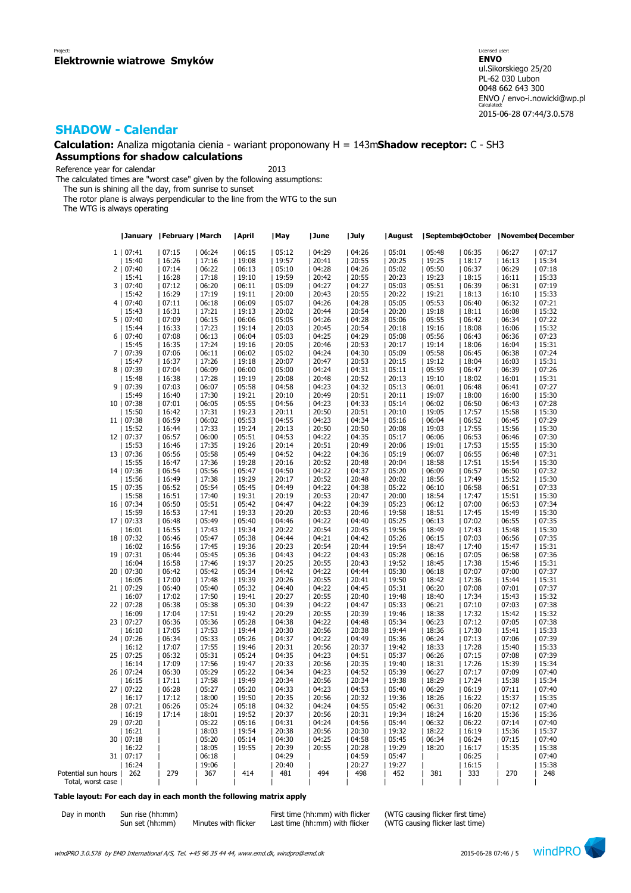Project:
**Elektrownie wiatrowe Smyków**

Licensed user:
**ENVO**
ul.Sikorskiego 25/20
PL-62 030 Lubon
0048 662 643 300
ENVO / envo-i.nowicki@wp.pl
Calculated:
2015-06-28 07:44/3.0.578

## SHADOW - Calendar

**Calculation:** Analiza migotania cienia - wariant proponowany H = 143m **Shadow receptor:** C - SH3

### Assumptions for shadow calculations

Reference year for calendar 2013

The calculated times are "worst case" given by the following assumptions:
The sun is shining all the day, from sunrise to sunset
The rotor plane is always perpendicular to the line from the WTG to the sun
The WTG is always operating

| | January | February | March | April | May | June | July | August | September | October | November | December |
|---|---|---|---|---|---|---|---|---|---|---|---|---|
| 1 | 07:41 | 07:15 | 06:24 | 06:15 | 05:12 | 04:29 | 04:26 | 05:01 | 05:48 | 06:35 | 06:27 | 07:17 |
| | 15:40 | 16:26 | 17:16 | 19:08 | 19:57 | 20:41 | 20:55 | 20:25 | 19:25 | 18:17 | 16:13 | 15:34 |
| 2 | 07:40 | 07:14 | 06:22 | 06:13 | 05:10 | 04:28 | 04:26 | 05:02 | 05:50 | 06:37 | 06:29 | 07:18 |
| | 15:41 | 16:28 | 17:18 | 19:10 | 19:59 | 20:42 | 20:55 | 20:23 | 19:23 | 18:15 | 16:11 | 15:33 |
| 3 | 07:40 | 07:12 | 06:20 | 06:11 | 05:09 | 04:27 | 04:27 | 05:03 | 05:51 | 06:39 | 06:31 | 07:19 |
| | 15:42 | 16:29 | 17:19 | 19:11 | 20:00 | 20:43 | 20:55 | 20:22 | 19:21 | 18:13 | 16:10 | 15:33 |
| 4 | 07:40 | 07:11 | 06:18 | 06:09 | 05:07 | 04:26 | 04:28 | 05:05 | 05:53 | 06:40 | 06:32 | 07:21 |
| | 15:43 | 16:31 | 17:21 | 19:13 | 20:02 | 20:44 | 20:54 | 20:20 | 19:18 | 18:11 | 16:08 | 15:32 |
| 5 | 07:40 | 07:09 | 06:15 | 06:06 | 05:05 | 04:26 | 04:28 | 05:06 | 05:55 | 06:42 | 06:34 | 07:22 |
| | 15:44 | 16:33 | 17:23 | 19:14 | 20:03 | 20:45 | 20:54 | 20:18 | 19:16 | 18:08 | 16:06 | 15:32 |
| 6 | 07:40 | 07:08 | 06:13 | 06:04 | 05:03 | 04:25 | 04:29 | 05:08 | 05:56 | 06:43 | 06:36 | 07:23 |
| | 15:45 | 16:35 | 17:24 | 19:16 | 20:05 | 20:46 | 20:53 | 20:17 | 19:14 | 18:06 | 16:04 | 15:31 |
| 7 | 07:39 | 07:06 | 06:11 | 06:02 | 05:02 | 04:24 | 04:30 | 05:09 | 05:58 | 06:45 | 06:38 | 07:24 |
| | 15:47 | 16:37 | 17:26 | 19:18 | 20:07 | 20:47 | 20:53 | 20:15 | 19:12 | 18:04 | 16:03 | 15:31 |
| 8 | 07:39 | 07:04 | 06:09 | 06:00 | 05:00 | 04:24 | 04:31 | 05:11 | 05:59 | 06:47 | 06:39 | 07:26 |
| | 15:48 | 16:38 | 17:28 | 19:19 | 20:08 | 20:48 | 20:52 | 20:13 | 19:10 | 18:02 | 16:01 | 15:31 |
| 9 | 07:39 | 07:03 | 06:07 | 05:58 | 04:58 | 04:23 | 04:32 | 05:13 | 06:01 | 06:48 | 06:41 | 07:27 |
| | 15:49 | 16:40 | 17:30 | 19:21 | 20:10 | 20:49 | 20:51 | 20:11 | 19:07 | 18:00 | 16:00 | 15:30 |
| 10 | 07:38 | 07:01 | 06:05 | 05:55 | 04:56 | 04:23 | 04:33 | 05:14 | 06:02 | 06:50 | 06:43 | 07:28 |
| | 15:50 | 16:42 | 17:31 | 19:23 | 20:11 | 20:50 | 20:51 | 20:10 | 19:05 | 17:57 | 15:58 | 15:30 |
| 11 | 07:38 | 06:59 | 06:02 | 05:53 | 04:55 | 04:23 | 04:34 | 05:16 | 06:04 | 06:52 | 06:45 | 07:29 |
| | 15:52 | 16:44 | 17:33 | 19:24 | 20:13 | 20:50 | 20:50 | 20:08 | 19:03 | 17:55 | 15:56 | 15:30 |
| 12 | 07:37 | 06:57 | 06:00 | 05:51 | 04:53 | 04:22 | 04:35 | 05:17 | 06:06 | 06:53 | 06:46 | 07:30 |
| | 15:53 | 16:46 | 17:35 | 19:26 | 20:14 | 20:51 | 20:49 | 20:06 | 19:01 | 17:53 | 15:55 | 15:30 |
| 13 | 07:36 | 06:56 | 05:58 | 05:49 | 04:52 | 04:22 | 04:36 | 05:19 | 06:07 | 06:55 | 06:48 | 07:31 |
| | 15:55 | 16:47 | 17:36 | 19:28 | 20:16 | 20:52 | 20:48 | 20:04 | 18:58 | 17:51 | 15:54 | 15:30 |
| 14 | 07:36 | 06:54 | 05:56 | 05:47 | 04:50 | 04:22 | 04:37 | 05:20 | 06:09 | 06:57 | 06:50 | 07:32 |
| | 15:56 | 16:49 | 17:38 | 19:29 | 20:17 | 20:52 | 20:48 | 20:02 | 18:56 | 17:49 | 15:52 | 15:30 |
| 15 | 07:35 | 06:52 | 05:54 | 05:45 | 04:49 | 04:22 | 04:38 | 05:22 | 06:10 | 06:58 | 06:51 | 07:33 |
| | 15:58 | 16:51 | 17:40 | 19:31 | 20:19 | 20:53 | 20:47 | 20:00 | 18:54 | 17:47 | 15:51 | 15:30 |
| 16 | 07:34 | 06:50 | 05:51 | 05:42 | 04:47 | 04:22 | 04:39 | 05:23 | 06:12 | 07:00 | 06:53 | 07:34 |
| | 15:59 | 16:53 | 17:41 | 19:33 | 20:20 | 20:53 | 20:46 | 19:58 | 18:51 | 17:45 | 15:49 | 15:30 |
| 17 | 07:33 | 06:48 | 05:49 | 05:40 | 04:46 | 04:22 | 04:40 | 05:25 | 06:13 | 07:02 | 06:55 | 07:35 |
| | 16:01 | 16:55 | 17:43 | 19:34 | 20:22 | 20:54 | 20:45 | 19:56 | 18:49 | 17:43 | 15:48 | 15:30 |
| 18 | 07:32 | 06:46 | 05:47 | 05:38 | 04:44 | 04:21 | 04:42 | 05:26 | 06:15 | 07:03 | 06:56 | 07:35 |
| | 16:02 | 16:56 | 17:45 | 19:36 | 20:23 | 20:54 | 20:44 | 19:54 | 18:47 | 17:40 | 15:47 | 15:31 |
| 19 | 07:31 | 06:44 | 05:45 | 05:36 | 04:43 | 04:22 | 04:43 | 05:28 | 06:16 | 07:05 | 06:58 | 07:36 |
| | 16:04 | 16:58 | 17:46 | 19:37 | 20:25 | 20:55 | 20:43 | 19:52 | 18:45 | 17:38 | 15:46 | 15:31 |
| 20 | 07:30 | 06:42 | 05:42 | 05:34 | 04:42 | 04:22 | 04:44 | 05:30 | 06:18 | 07:07 | 07:00 | 07:37 |
| | 16:05 | 17:00 | 17:48 | 19:39 | 20:26 | 20:55 | 20:41 | 19:50 | 18:42 | 17:36 | 15:44 | 15:31 |
| 21 | 07:29 | 06:40 | 05:40 | 05:32 | 04:40 | 04:22 | 04:45 | 05:31 | 06:20 | 07:08 | 07:01 | 07:37 |
| | 16:07 | 17:02 | 17:50 | 19:41 | 20:27 | 20:55 | 20:40 | 19:48 | 18:40 | 17:34 | 15:43 | 15:32 |
| 22 | 07:28 | 06:38 | 05:38 | 05:30 | 04:39 | 04:22 | 04:47 | 05:33 | 06:21 | 07:10 | 07:03 | 07:38 |
| | 16:09 | 17:04 | 17:51 | 19:42 | 20:29 | 20:55 | 20:39 | 19:46 | 18:38 | 17:32 | 15:42 | 15:32 |
| 23 | 07:27 | 06:36 | 05:36 | 05:28 | 04:38 | 04:22 | 04:48 | 05:34 | 06:23 | 07:12 | 07:05 | 07:38 |
| | 16:10 | 17:05 | 17:53 | 19:44 | 20:30 | 20:56 | 20:38 | 19:44 | 18:36 | 17:30 | 15:41 | 15:33 |
| 24 | 07:26 | 06:34 | 05:33 | 05:26 | 04:37 | 04:22 | 04:49 | 05:36 | 06:24 | 07:13 | 07:06 | 07:39 |
| | 16:12 | 17:07 | 17:55 | 19:46 | 20:31 | 20:56 | 20:37 | 19:42 | 18:33 | 17:28 | 15:40 | 15:33 |
| 25 | 07:25 | 06:32 | 05:31 | 05:24 | 04:35 | 04:23 | 04:51 | 05:37 | 06:26 | 07:15 | 07:08 | 07:39 |
| | 16:14 | 17:09 | 17:56 | 19:47 | 20:33 | 20:56 | 20:35 | 19:40 | 18:31 | 17:26 | 15:39 | 15:34 |
| 26 | 07:24 | 06:30 | 05:29 | 05:22 | 04:34 | 04:23 | 04:52 | 05:39 | 06:27 | 07:17 | 07:09 | 07:40 |
| | 16:15 | 17:11 | 17:58 | 19:49 | 20:34 | 20:56 | 20:34 | 19:38 | 18:29 | 17:24 | 15:38 | 15:34 |
| 27 | 07:22 | 06:28 | 05:27 | 05:20 | 04:33 | 04:23 | 04:53 | 05:40 | 06:29 | 06:19 | 07:11 | 07:40 |
| | 16:17 | 17:12 | 18:00 | 19:50 | 20:35 | 20:56 | 20:32 | 19:36 | 18:26 | 16:22 | 15:37 | 15:35 |
| 28 | 07:21 | 06:26 | 05:24 | 05:18 | 04:32 | 04:24 | 04:55 | 05:42 | 06:31 | 06:20 | 07:12 | 07:40 |
| | 16:19 | 17:14 | 18:01 | 19:52 | 20:37 | 20:56 | 20:31 | 19:34 | 18:24 | 16:20 | 15:36 | 15:36 |
| 29 | 07:20 | | 05:22 | 05:16 | 04:31 | 04:24 | 04:56 | 05:44 | 06:32 | 06:22 | 07:14 | 07:40 |
| | 16:21 | | 18:03 | 19:54 | 20:38 | 20:56 | 20:30 | 19:32 | 18:22 | 16:19 | 15:36 | 15:37 |
| 30 | 07:18 | | 05:20 | 05:14 | 04:30 | 04:25 | 04:58 | 05:45 | 06:34 | 06:24 | 07:15 | 07:40 |
| | 16:22 | | 18:05 | 19:55 | 20:39 | 20:55 | 20:28 | 19:29 | 18:20 | 16:17 | 15:35 | 15:38 |
| 31 | 07:17 | | 06:18 | | 04:29 | | 04:59 | 05:47 | | 06:25 | | 07:40 |
| | 16:24 | | 19:06 | | 20:40 | | 20:27 | 19:27 | | 16:15 | | 15:38 |
| Potential sun hours | 262 | 279 | 367 | 414 | 481 | 494 | 498 | 452 | 381 | 333 | 270 | 248 |
| Total, worst case | | | | | | | | | | | | |

**Table layout: For each day in each month the following matrix apply**

| Day in month | Sun rise (hh:mm) | | First time (hh:mm) with flicker | (WTG causing flicker first time) |
|---|---|---|---|---|
| | Sun set (hh:mm) | Minutes with flicker | Last time (hh:mm) with flicker | (WTG causing flicker last time) |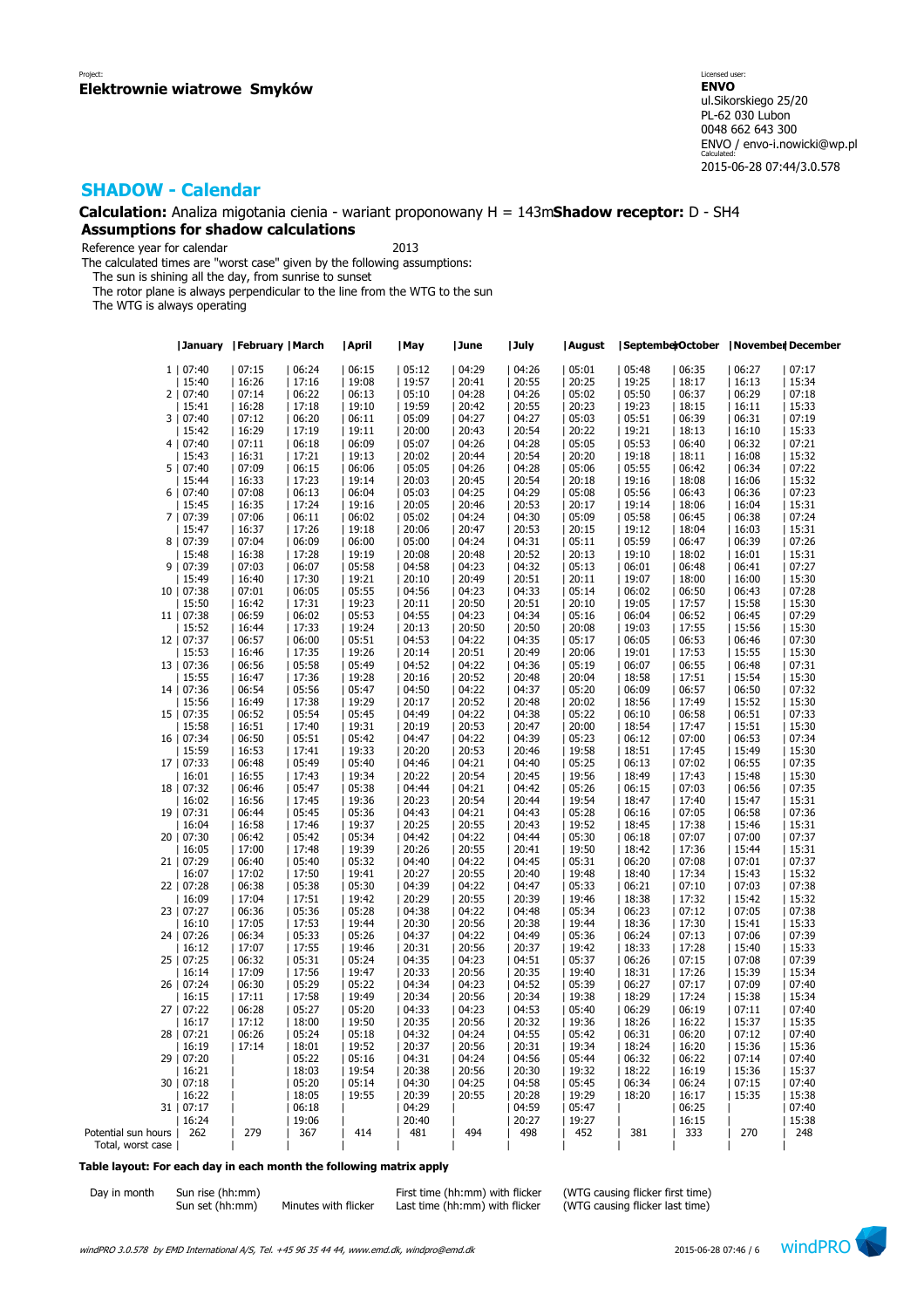Project:
**Elektrownie wiatrowe Smyków**

Licensed user:
**ENVO**
ul.Sikorskiego 25/20
PL-62 030 Lubon
0048 662 643 300
ENVO / envo-i.nowicki@wp.pl
Calculated:
2015-06-28 07:44/3.0.578

## SHADOW - Calendar

**Calculation:** Analiza migotania cienia - wariant proponowany H = 143m **Shadow receptor:** D - SH4

### Assumptions for shadow calculations

Reference year for calendar 2013

The calculated times are "worst case" given by the following assumptions:
The sun is shining all the day, from sunrise to sunset
The rotor plane is always perpendicular to the line from the WTG to the sun
The WTG is always operating

| | January | February | March | April | May | June | July | August | September | October | November | December |
|---|---|---|---|---|---|---|---|---|---|---|---|---|
| 1 | 07:40 | 07:15 | 06:24 | 06:15 | 05:12 | 04:29 | 04:26 | 05:01 | 05:48 | 06:35 | 06:27 | 07:17 |
| | 15:40 | 16:26 | 17:16 | 19:08 | 19:57 | 20:41 | 20:55 | 20:25 | 19:25 | 18:17 | 16:13 | 15:34 |
| 2 | 07:40 | 07:14 | 06:22 | 06:13 | 05:10 | 04:28 | 04:26 | 05:02 | 05:50 | 06:37 | 06:29 | 07:18 |
| | 15:41 | 16:28 | 17:18 | 19:10 | 19:59 | 20:42 | 20:55 | 20:23 | 19:23 | 18:15 | 16:11 | 15:33 |
| 3 | 07:40 | 07:12 | 06:20 | 06:11 | 05:09 | 04:27 | 04:27 | 05:03 | 05:51 | 06:39 | 06:31 | 07:19 |
| | 15:42 | 16:29 | 17:19 | 19:11 | 20:00 | 20:43 | 20:54 | 20:22 | 19:21 | 18:13 | 16:10 | 15:33 |
| 4 | 07:40 | 07:11 | 06:18 | 06:09 | 05:07 | 04:26 | 04:28 | 05:05 | 05:53 | 06:40 | 06:32 | 07:21 |
| | 15:43 | 16:31 | 17:21 | 19:13 | 20:02 | 20:44 | 20:54 | 20:20 | 19:18 | 18:11 | 16:08 | 15:32 |
| 5 | 07:40 | 07:09 | 06:15 | 06:06 | 05:05 | 04:26 | 04:28 | 05:06 | 05:55 | 06:42 | 06:34 | 07:22 |
| | 15:44 | 16:33 | 17:23 | 19:14 | 20:03 | 20:45 | 20:54 | 20:18 | 19:16 | 18:08 | 16:06 | 15:32 |
| 6 | 07:40 | 07:08 | 06:13 | 06:04 | 05:03 | 04:25 | 04:29 | 05:08 | 05:56 | 06:43 | 06:36 | 07:23 |
| | 15:45 | 16:35 | 17:24 | 19:16 | 20:05 | 20:46 | 20:53 | 20:17 | 19:14 | 18:06 | 16:04 | 15:31 |
| 7 | 07:39 | 07:06 | 06:11 | 06:02 | 05:02 | 04:24 | 04:30 | 05:09 | 05:58 | 06:45 | 06:38 | 07:24 |
| | 15:47 | 16:37 | 17:26 | 19:18 | 20:06 | 20:47 | 20:53 | 20:15 | 19:12 | 18:04 | 16:03 | 15:31 |
| 8 | 07:39 | 07:04 | 06:09 | 06:00 | 05:00 | 04:24 | 04:31 | 05:11 | 05:59 | 06:47 | 06:39 | 07:26 |
| | 15:48 | 16:38 | 17:28 | 19:19 | 20:08 | 20:48 | 20:52 | 20:13 | 19:10 | 18:02 | 16:01 | 15:31 |
| 9 | 07:39 | 07:03 | 06:07 | 05:58 | 04:58 | 04:23 | 04:32 | 05:13 | 06:01 | 06:48 | 06:41 | 07:27 |
| | 15:49 | 16:40 | 17:30 | 19:21 | 20:10 | 20:49 | 20:51 | 20:11 | 19:07 | 18:00 | 16:00 | 15:30 |
| 10 | 07:38 | 07:01 | 06:05 | 05:55 | 04:56 | 04:23 | 04:33 | 05:14 | 06:02 | 06:50 | 06:43 | 07:28 |
| | 15:50 | 16:42 | 17:31 | 19:23 | 20:11 | 20:50 | 20:51 | 20:10 | 19:05 | 17:57 | 15:58 | 15:30 |
| 11 | 07:38 | 06:59 | 06:02 | 05:53 | 04:55 | 04:23 | 04:34 | 05:16 | 06:04 | 06:52 | 06:45 | 07:29 |
| | 15:52 | 16:44 | 17:33 | 19:24 | 20:13 | 20:50 | 20:50 | 20:08 | 19:03 | 17:55 | 15:56 | 15:30 |
| 12 | 07:37 | 06:57 | 06:00 | 05:51 | 04:53 | 04:22 | 04:35 | 05:17 | 06:05 | 06:53 | 06:46 | 07:30 |
| | 15:53 | 16:46 | 17:35 | 19:26 | 20:14 | 20:51 | 20:49 | 20:06 | 19:01 | 17:53 | 15:55 | 15:30 |
| 13 | 07:36 | 06:56 | 05:58 | 05:49 | 04:52 | 04:22 | 04:36 | 05:19 | 06:07 | 06:55 | 06:48 | 07:31 |
| | 15:55 | 16:47 | 17:36 | 19:28 | 20:16 | 20:52 | 20:48 | 20:04 | 18:58 | 17:51 | 15:54 | 15:30 |
| 14 | 07:36 | 06:54 | 05:56 | 05:47 | 04:50 | 04:22 | 04:37 | 05:20 | 06:09 | 06:57 | 06:50 | 07:32 |
| | 15:56 | 16:49 | 17:38 | 19:29 | 20:17 | 20:52 | 20:48 | 20:02 | 18:56 | 17:49 | 15:52 | 15:30 |
| 15 | 07:35 | 06:52 | 05:54 | 05:45 | 04:49 | 04:22 | 04:38 | 05:22 | 06:10 | 06:58 | 06:51 | 07:33 |
| | 15:58 | 16:51 | 17:40 | 19:31 | 20:19 | 20:53 | 20:47 | 20:00 | 18:54 | 17:47 | 15:51 | 15:30 |
| 16 | 07:34 | 06:50 | 05:51 | 05:42 | 04:47 | 04:22 | 04:39 | 05:23 | 06:12 | 07:00 | 06:53 | 07:34 |
| | 15:59 | 16:53 | 17:41 | 19:33 | 20:20 | 20:53 | 20:46 | 19:58 | 18:51 | 17:45 | 15:49 | 15:30 |
| 17 | 07:33 | 06:48 | 05:49 | 05:40 | 04:46 | 04:21 | 04:40 | 05:25 | 06:13 | 07:02 | 06:55 | 07:35 |
| | 16:01 | 16:55 | 17:43 | 19:34 | 20:22 | 20:54 | 20:45 | 19:56 | 18:49 | 17:43 | 15:48 | 15:30 |
| 18 | 07:32 | 06:46 | 05:47 | 05:38 | 04:44 | 04:21 | 04:42 | 05:26 | 06:15 | 07:03 | 06:56 | 07:35 |
| | 16:02 | 16:56 | 17:45 | 19:36 | 20:23 | 20:54 | 20:44 | 19:54 | 18:47 | 17:40 | 15:47 | 15:31 |
| 19 | 07:31 | 06:44 | 05:45 | 05:36 | 04:43 | 04:21 | 04:43 | 05:28 | 06:16 | 07:05 | 06:58 | 07:36 |
| | 16:04 | 16:58 | 17:46 | 19:37 | 20:25 | 20:55 | 20:43 | 19:52 | 18:45 | 17:38 | 15:46 | 15:31 |
| 20 | 07:30 | 06:42 | 05:42 | 05:34 | 04:42 | 04:22 | 04:44 | 05:30 | 06:18 | 07:07 | 07:00 | 07:37 |
| | 16:05 | 17:00 | 17:48 | 19:39 | 20:26 | 20:55 | 20:41 | 19:50 | 18:42 | 17:36 | 15:44 | 15:31 |
| 21 | 07:29 | 06:40 | 05:40 | 05:32 | 04:40 | 04:22 | 04:45 | 05:31 | 06:20 | 07:08 | 07:01 | 07:37 |
| | 16:07 | 17:02 | 17:50 | 19:41 | 20:27 | 20:55 | 20:40 | 19:48 | 18:40 | 17:34 | 15:43 | 15:32 |
| 22 | 07:28 | 06:38 | 05:38 | 05:30 | 04:39 | 04:22 | 04:47 | 05:33 | 06:21 | 07:10 | 07:03 | 07:38 |
| | 16:09 | 17:04 | 17:51 | 19:42 | 20:29 | 20:55 | 20:39 | 19:46 | 18:38 | 17:32 | 15:42 | 15:32 |
| 23 | 07:27 | 06:36 | 05:36 | 05:28 | 04:38 | 04:22 | 04:48 | 05:34 | 06:23 | 07:12 | 07:05 | 07:38 |
| | 16:10 | 17:05 | 17:53 | 19:44 | 20:30 | 20:56 | 20:38 | 19:44 | 18:36 | 17:30 | 15:41 | 15:33 |
| 24 | 07:26 | 06:34 | 05:33 | 05:26 | 04:37 | 04:22 | 04:49 | 05:36 | 06:24 | 07:13 | 07:06 | 07:39 |
| | 16:12 | 17:07 | 17:55 | 19:46 | 20:31 | 20:56 | 20:37 | 19:42 | 18:33 | 17:28 | 15:40 | 15:33 |
| 25 | 07:25 | 06:32 | 05:31 | 05:24 | 04:35 | 04:23 | 04:51 | 05:37 | 06:26 | 07:15 | 07:08 | 07:39 |
| | 16:14 | 17:09 | 17:56 | 19:47 | 20:33 | 20:56 | 20:35 | 19:40 | 18:31 | 17:26 | 15:39 | 15:34 |
| 26 | 07:24 | 06:30 | 05:29 | 05:22 | 04:34 | 04:23 | 04:52 | 05:39 | 06:27 | 07:17 | 07:09 | 07:40 |
| | 16:15 | 17:11 | 17:58 | 19:49 | 20:34 | 20:56 | 20:34 | 19:38 | 18:29 | 17:24 | 15:38 | 15:34 |
| 27 | 07:22 | 06:28 | 05:27 | 05:20 | 04:33 | 04:23 | 04:53 | 05:40 | 06:29 | 06:19 | 07:11 | 07:40 |
| | 16:17 | 17:12 | 18:00 | 19:50 | 20:35 | 20:56 | 20:32 | 19:36 | 18:26 | 16:22 | 15:37 | 15:35 |
| 28 | 07:21 | 06:26 | 05:24 | 05:18 | 04:32 | 04:24 | 04:55 | 05:42 | 06:31 | 06:20 | 07:12 | 07:40 |
| | 16:19 | 17:14 | 18:01 | 19:52 | 20:37 | 20:56 | 20:31 | 19:34 | 18:24 | 16:20 | 15:36 | 15:36 |
| 29 | 07:20 | | 05:22 | 05:16 | 04:31 | 04:24 | 04:56 | 05:44 | 06:32 | 06:22 | 07:14 | 07:40 |
| | 16:21 | | 18:03 | 19:54 | 20:38 | 20:56 | 20:30 | 19:32 | 18:22 | 16:19 | 15:36 | 15:37 |
| 30 | 07:18 | | 05:20 | 05:14 | 04:30 | 04:25 | 04:58 | 05:45 | 06:34 | 06:24 | 07:15 | 07:40 |
| | 16:22 | | 18:05 | 19:55 | 20:39 | 20:55 | 20:28 | 19:29 | 18:20 | 16:17 | 15:35 | 15:38 |
| 31 | 07:17 | | 06:18 | | 04:29 | | 04:59 | 05:47 | | 06:25 | | 07:40 |
| | 16:24 | | 19:06 | | 20:40 | | 20:27 | 19:27 | | 16:15 | | 15:38 |
| Potential sun hours | 262 | 279 | 367 | 414 | 481 | 494 | 498 | 452 | 381 | 333 | 270 | 248 |
| Total, worst case | | | | | | | | | | | | |

**Table layout: For each day in each month the following matrix apply**

| Day in month | Sun rise (hh:mm) | | First time (hh:mm) with flicker | (WTG causing flicker first time) |
|---|---|---|---|---|
| | Sun set (hh:mm) | Minutes with flicker | Last time (hh:mm) with flicker | (WTG causing flicker last time) |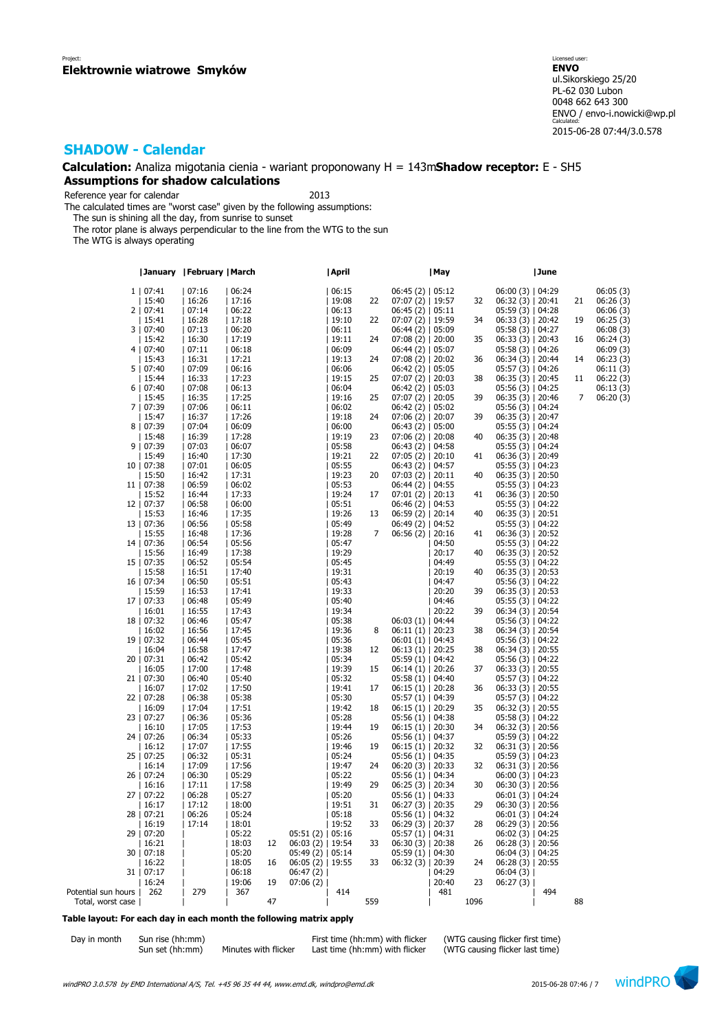Project:
**Elektrownie wiatrowe Smyków**

Licensed user:
**ENVO**
ul.Sikorskiego 25/20
PL-62 030 Lubon
0048 662 643 300
ENVO / envo-i.nowicki@wp.pl
Calculated:
2015-06-28 07:44/3.0.578

## SHADOW - Calendar

**Calculation:** Analiza migotania cienia - wariant proponowany H = 143m **Shadow receptor:** E - SH5

### Assumptions for shadow calculations

Reference year for calendar 2013

The calculated times are "worst case" given by the following assumptions:

- The sun is shining all the day, from sunrise to sunset
- The rotor plane is always perpendicular to the line from the WTG to the sun
- The WTG is always operating

| Day | January | February | March | | | April | | | May | | | June | | |
|---|---|---|---|---|---|---|---|---|---|---|---|---|---|---|
| 1 | 07:41 | 07:16 | 06:24 | | | 06:15 | | 06:45 (2) | 05:12 | | 06:00 (3) | 04:29 | | 06:05 (3) |
| | 15:40 | 16:26 | 17:16 | | | 19:08 | 22 | 07:07 (2) | 19:57 | 32 | 06:32 (3) | 20:41 | 21 | 06:26 (3) |
| 2 | 07:41 | 07:14 | 06:22 | | | 06:13 | | 06:45 (2) | 05:11 | | 05:59 (3) | 04:28 | | 06:06 (3) |
| | 15:41 | 16:28 | 17:18 | | | 19:10 | 22 | 07:07 (2) | 19:59 | 34 | 06:33 (3) | 20:42 | 19 | 06:25 (3) |
| 3 | 07:40 | 07:13 | 06:20 | | | 06:11 | | 06:44 (2) | 05:09 | | 05:58 (3) | 04:27 | | 06:08 (3) |
| | 15:42 | 16:30 | 17:19 | | | 19:11 | 24 | 07:08 (2) | 20:00 | 35 | 06:33 (3) | 20:43 | 16 | 06:24 (3) |
| 4 | 07:40 | 07:11 | 06:18 | | | 06:09 | | 06:44 (2) | 05:07 | | 05:58 (3) | 04:26 | | 06:09 (3) |
| | 15:43 | 16:31 | 17:21 | | | 19:13 | 24 | 07:08 (2) | 20:02 | 36 | 06:34 (3) | 20:44 | 14 | 06:23 (3) |
| 5 | 07:40 | 07:09 | 06:16 | | | 06:06 | | 06:42 (2) | 05:05 | | 05:57 (3) | 04:26 | | 06:11 (3) |
| | 15:44 | 16:33 | 17:23 | | | 19:15 | 25 | 07:07 (2) | 20:03 | 38 | 06:35 (3) | 20:45 | 11 | 06:22 (3) |
| 6 | 07:40 | 07:08 | 06:13 | | | 06:04 | | 06:42 (2) | 05:03 | | 05:56 (3) | 04:25 | | 06:13 (3) |
| | 15:45 | 16:35 | 17:25 | | | 19:16 | 25 | 07:07 (2) | 20:05 | 39 | 06:35 (3) | 20:46 | 7 | 06:20 (3) |
| 7 | 07:39 | 07:06 | 06:11 | | | 06:02 | | 06:42 (2) | 05:02 | | 05:56 (3) | 04:24 | | |
| | 15:47 | 16:37 | 17:26 | | | 19:18 | 24 | 07:06 (2) | 20:07 | 39 | 06:35 (3) | 20:47 | | |
| 8 | 07:39 | 07:04 | 06:09 | | | 06:00 | | 06:43 (2) | 05:00 | | 05:55 (3) | 04:24 | | |
| | 15:48 | 16:39 | 17:28 | | | 19:19 | 23 | 07:06 (2) | 20:08 | 40 | 06:35 (3) | 20:48 | | |
| 9 | 07:39 | 07:03 | 06:07 | | | 05:58 | | 06:43 (2) | 04:58 | | 05:55 (3) | 04:24 | | |
| | 15:49 | 16:40 | 17:30 | | | 19:21 | 22 | 07:05 (2) | 20:10 | 41 | 06:36 (3) | 20:49 | | |
| 10 | 07:38 | 07:01 | 06:05 | | | 05:55 | | 06:43 (2) | 04:57 | | 05:55 (3) | 04:23 | | |
| | 15:50 | 16:42 | 17:31 | | | 19:23 | 20 | 07:03 (2) | 20:11 | 40 | 06:35 (3) | 20:50 | | |
| 11 | 07:38 | 06:59 | 06:02 | | | 05:53 | | 06:44 (2) | 04:55 | | 05:55 (3) | 04:23 | | |
| | 15:52 | 16:44 | 17:33 | | | 19:24 | 17 | 07:01 (2) | 20:13 | 41 | 06:36 (3) | 20:50 | | |
| 12 | 07:37 | 06:58 | 06:00 | | | 05:51 | | 06:46 (2) | 04:53 | | 05:55 (3) | 04:22 | | |
| | 15:53 | 16:46 | 17:35 | | | 19:26 | 13 | 06:59 (2) | 20:14 | 40 | 06:35 (3) | 20:51 | | |
| 13 | 07:36 | 06:56 | 05:58 | | | 05:49 | | 06:49 (2) | 04:52 | | 05:55 (3) | 04:22 | | |
| | 15:55 | 16:48 | 17:36 | | | 19:28 | 7 | 06:56 (2) | 20:16 | 41 | 06:36 (3) | 20:52 | | |
| 14 | 07:36 | 06:54 | 05:56 | | | 05:47 | | | 04:50 | | 05:55 (3) | 04:22 | | |
| | 15:56 | 16:49 | 17:38 | | | 19:29 | | | 20:17 | 40 | 06:35 (3) | 20:52 | | |
| 15 | 07:35 | 06:52 | 05:54 | | | 05:45 | | | 04:49 | | 05:55 (3) | 04:22 | | |
| | 15:58 | 16:51 | 17:40 | | | 19:31 | | | 20:19 | 40 | 06:35 (3) | 20:53 | | |
| 16 | 07:34 | 06:50 | 05:51 | | | 05:43 | | | 04:47 | | 05:56 (3) | 04:22 | | |
| | 15:59 | 16:53 | 17:41 | | | 19:33 | | | 20:20 | 39 | 06:35 (3) | 20:53 | | |
| 17 | 07:33 | 06:48 | 05:49 | | | 05:40 | | | 04:46 | | 05:55 (3) | 04:22 | | |
| | 16:01 | 16:55 | 17:43 | | | 19:34 | | | 20:22 | 39 | 06:34 (3) | 20:54 | | |
| 18 | 07:32 | 06:46 | 05:47 | | | 05:38 | | 06:03 (1) | 04:44 | | 05:56 (3) | 04:22 | | |
| | 16:02 | 16:56 | 17:45 | | | 19:36 | 8 | 06:11 (1) | 20:23 | 38 | 06:34 (3) | 20:54 | | |
| 19 | 07:32 | 06:44 | 05:45 | | | 05:36 | | 06:01 (1) | 04:43 | | 05:56 (3) | 04:22 | | |
| | 16:04 | 16:58 | 17:47 | | | 19:38 | 12 | 06:13 (1) | 20:25 | 38 | 06:34 (3) | 20:55 | | |
| 20 | 07:31 | 06:42 | 05:42 | | | 05:34 | | 05:59 (1) | 04:42 | | 05:56 (3) | 04:22 | | |
| | 16:05 | 17:00 | 17:48 | | | 19:39 | 15 | 06:14 (1) | 20:26 | 37 | 06:33 (3) | 20:55 | | |
| 21 | 07:30 | 06:40 | 05:40 | | | 05:32 | | 05:58 (1) | 04:40 | | 05:57 (3) | 04:22 | | |
| | 16:07 | 17:02 | 17:50 | | | 19:41 | 17 | 06:15 (1) | 20:28 | 36 | 06:33 (3) | 20:55 | | |
| 22 | 07:28 | 06:38 | 05:38 | | | 05:30 | | 05:57 (1) | 04:39 | | 05:57 (3) | 04:22 | | |
| | 16:09 | 17:04 | 17:51 | | | 19:42 | 18 | 06:15 (1) | 20:29 | 35 | 06:32 (3) | 20:55 | | |
| 23 | 07:27 | 06:36 | 05:36 | | | 05:28 | | 05:56 (1) | 04:38 | | 05:58 (3) | 04:22 | | |
| | 16:10 | 17:05 | 17:53 | | | 19:44 | 19 | 06:15 (1) | 20:30 | 34 | 06:32 (3) | 20:56 | | |
| 24 | 07:26 | 06:34 | 05:33 | | | 05:26 | | 05:56 (1) | 04:37 | | 05:59 (3) | 04:22 | | |
| | 16:12 | 17:07 | 17:55 | | | 19:46 | 19 | 06:15 (1) | 20:32 | 32 | 06:31 (3) | 20:56 | | |
| 25 | 07:25 | 06:32 | 05:31 | | | 05:24 | | 05:56 (1) | 04:35 | | 05:59 (3) | 04:23 | | |
| | 16:14 | 17:09 | 17:56 | | | 19:47 | 24 | 06:20 (3) | 20:33 | 32 | 06:31 (3) | 20:56 | | |
| 26 | 07:24 | 06:30 | 05:29 | | | 05:22 | | 05:56 (1) | 04:34 | | 06:00 (3) | 04:23 | | |
| | 16:16 | 17:11 | 17:58 | | | 19:49 | 29 | 06:25 (3) | 20:34 | 30 | 06:30 (3) | 20:56 | | |
| 27 | 07:22 | 06:28 | 05:27 | | | 05:20 | | 05:56 (1) | 04:33 | | 06:01 (3) | 04:24 | | |
| | 16:17 | 17:12 | 18:00 | | | 19:51 | 31 | 06:27 (3) | 20:35 | 29 | 06:30 (3) | 20:56 | | |
| 28 | 07:21 | 06:26 | 05:24 | | | 05:18 | | 05:56 (1) | 04:32 | | 06:01 (3) | 04:24 | | |
| | 16:19 | 17:14 | 18:01 | | | 19:52 | 33 | 06:29 (3) | 20:37 | 28 | 06:29 (3) | 20:56 | | |
| 29 | 07:20 | | 05:22 | | 05:51 (2) | 05:16 | | 05:57 (1) | 04:31 | | 06:02 (3) | 04:25 | | |
| | 16:21 | | 18:03 | 12 | 06:03 (2) | 19:54 | 33 | 06:30 (3) | 20:38 | 26 | 06:28 (3) | 20:56 | | |
| 30 | 07:18 | | 05:20 | | 05:49 (2) | 05:14 | | 05:59 (1) | 04:30 | | 06:04 (3) | 04:25 | | |
| | 16:22 | | 18:05 | 16 | 06:05 (2) | 19:55 | 33 | 06:32 (3) | 20:39 | 24 | 06:28 (3) | 20:55 | | |
| 31 | 07:17 | | 06:18 | | 06:47 (2) | | | | 04:29 | | 06:04 (3) | | | |
| | 16:24 | | 19:06 | 19 | 07:06 (2) | | | | 20:40 | 23 | 06:27 (3) | | | |
| Potential sun hours | 262 | 279 | 367 | | | 414 | | | 481 | | | 494 | | |
| Total, worst case | | | | 47 | | | 559 | | | 1096 | | | 88 | |

**Table layout: For each day in each month the following matrix apply**

| Day in month | Sun rise (hh:mm) | | First time (hh:mm) with flicker | (WTG causing flicker first time) |
|---|---|---|---|---|
| | Sun set (hh:mm) | Minutes with flicker | Last time (hh:mm) with flicker | (WTG causing flicker last time) |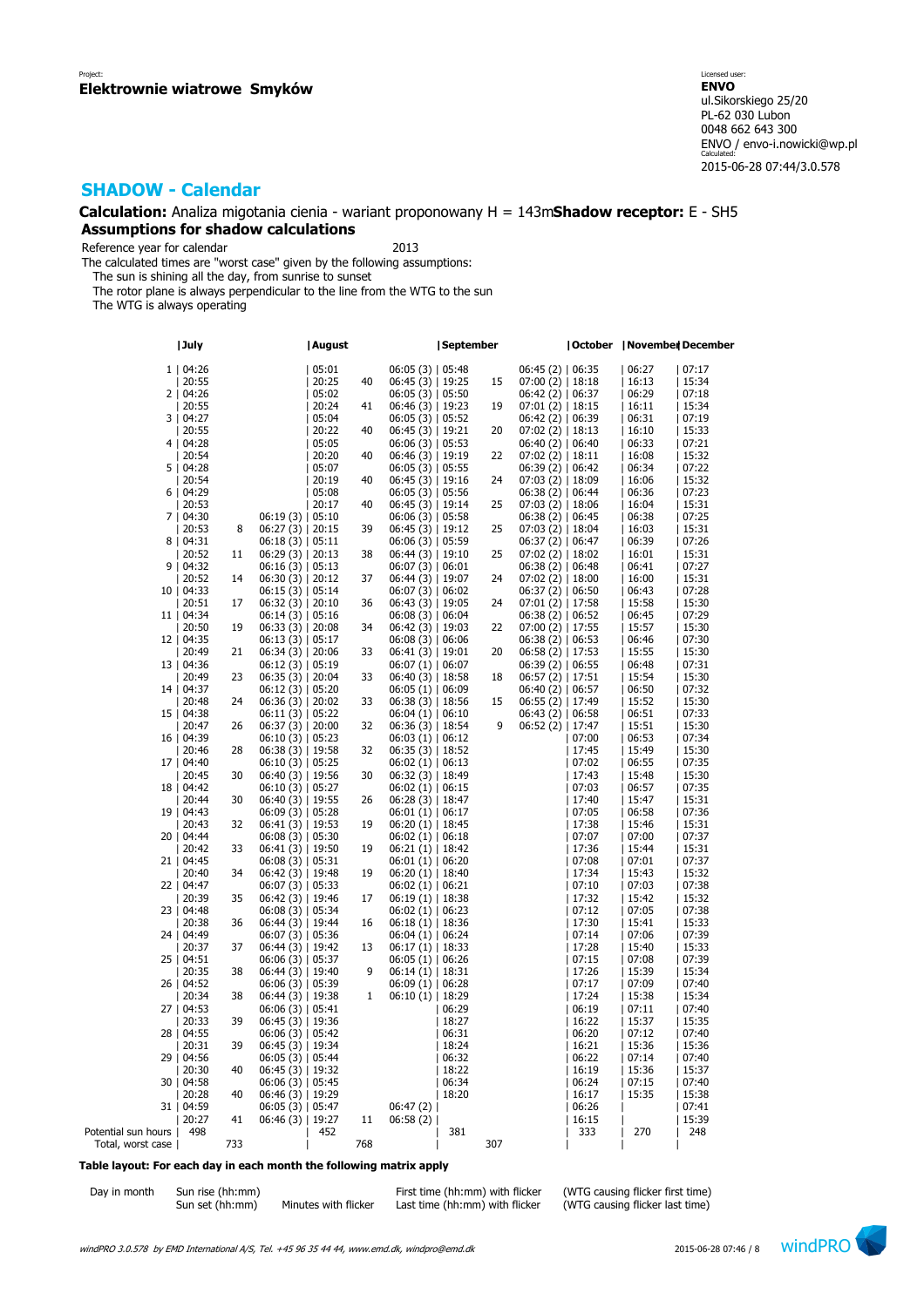Project:
**Elektrownie wiatrowe Smyków**

Licensed user:
**ENVO**
ul.Sikorskiego 25/20
PL-62 030 Lubon
0048 662 643 300
ENVO / envo-i.nowicki@wp.pl
Calculated:
2015-06-28 07:44/3.0.578

## SHADOW - Calendar

**Calculation:** Analiza migotania cienia - wariant proponowany H = 143m **Shadow receptor:** E - SH5

### Assumptions for shadow calculations

Reference year for calendar 2013

The calculated times are "worst case" given by the following assumptions:
- The sun is shining all the day, from sunrise to sunset
- The rotor plane is always perpendicular to the line from the WTG to the sun
- The WTG is always operating

| Day | July | | August | | | September | | | October | | November | December |
|---|---|---|---|---|---|---|---|---|---|---|---|---|
| 1 | 04:26 | | | 05:01 | | 06:05 (3) | 05:48 | | 06:45 (2) | 06:35 | 06:27 | 07:17 |
| | 20:55 | | | 20:25 | 40 | 06:45 (3) | 19:25 | 15 | 07:00 (2) | 18:18 | 16:13 | 15:34 |
| 2 | 04:26 | | | 05:02 | | 06:05 (3) | 05:50 | | 06:42 (2) | 06:37 | 06:29 | 07:18 |
| | 20:55 | | | 20:24 | 41 | 06:46 (3) | 19:23 | 19 | 07:01 (2) | 18:15 | 16:11 | 15:34 |
| 3 | 04:27 | | | 05:04 | | 06:05 (3) | 05:52 | | 06:42 (2) | 06:39 | 06:31 | 07:19 |
| | 20:55 | | | 20:22 | 40 | 06:45 (3) | 19:21 | 20 | 07:02 (2) | 18:13 | 16:10 | 15:33 |
| 4 | 04:28 | | | 05:05 | | 06:06 (3) | 05:53 | | 06:40 (2) | 06:40 | 06:33 | 07:21 |
| | 20:54 | | | 20:20 | 40 | 06:46 (3) | 19:19 | 22 | 07:02 (2) | 18:11 | 16:08 | 15:32 |
| 5 | 04:28 | | | 05:07 | | 06:05 (3) | 05:55 | | 06:39 (2) | 06:42 | 06:34 | 07:22 |
| | 20:54 | | | 20:19 | 40 | 06:45 (3) | 19:16 | 24 | 07:03 (2) | 18:09 | 16:06 | 15:32 |
| 6 | 04:29 | | | 05:08 | | 06:05 (3) | 05:56 | | 06:38 (2) | 06:44 | 06:36 | 07:23 |
| | 20:53 | | | 20:17 | 40 | 06:45 (3) | 19:14 | 25 | 07:03 (2) | 18:06 | 16:04 | 15:31 |
| 7 | 04:30 | | 06:19 (3) | 05:10 | | 06:06 (3) | 05:58 | | 06:38 (2) | 06:45 | 06:38 | 07:25 |
| | 20:53 | 8 | 06:27 (3) | 20:15 | 39 | 06:45 (3) | 19:12 | 25 | 07:03 (2) | 18:04 | 16:03 | 15:31 |
| 8 | 04:31 | | 06:18 (3) | 05:11 | | 06:06 (3) | 05:59 | | 06:37 (2) | 06:47 | 06:39 | 07:26 |
| | 20:52 | 11 | 06:29 (3) | 20:13 | 38 | 06:44 (3) | 19:10 | 25 | 07:02 (2) | 18:02 | 16:01 | 15:31 |
| 9 | 04:32 | | 06:16 (3) | 05:13 | | 06:07 (3) | 06:01 | | 06:38 (2) | 06:48 | 06:41 | 07:27 |
| | 20:52 | 14 | 06:30 (3) | 20:12 | 37 | 06:44 (3) | 19:07 | 24 | 07:02 (2) | 18:00 | 16:00 | 15:31 |
| 10 | 04:33 | | 06:15 (3) | 05:14 | | 06:07 (3) | 06:02 | | 06:37 (2) | 06:50 | 06:43 | 07:28 |
| | 20:51 | 17 | 06:32 (3) | 20:10 | 36 | 06:43 (3) | 19:05 | 24 | 07:01 (2) | 17:58 | 15:58 | 15:30 |
| 11 | 04:34 | | 06:14 (3) | 05:16 | | 06:08 (3) | 06:04 | | 06:38 (2) | 06:52 | 06:45 | 07:29 |
| | 20:50 | 19 | 06:33 (3) | 20:08 | 34 | 06:42 (3) | 19:03 | 22 | 07:00 (2) | 17:55 | 15:57 | 15:30 |
| 12 | 04:35 | | 06:13 (3) | 05:17 | | 06:08 (3) | 06:06 | | 06:38 (2) | 06:53 | 06:46 | 07:30 |
| | 20:49 | 21 | 06:34 (3) | 20:06 | 33 | 06:41 (3) | 19:01 | 20 | 06:58 (2) | 17:53 | 15:55 | 15:30 |
| 13 | 04:36 | | 06:12 (3) | 05:19 | | 06:07 (1) | 06:07 | | 06:39 (2) | 06:55 | 06:48 | 07:31 |
| | 20:49 | 23 | 06:35 (3) | 20:04 | 33 | 06:40 (3) | 18:58 | 18 | 06:57 (2) | 17:51 | 15:54 | 15:30 |
| 14 | 04:37 | | 06:12 (3) | 05:20 | | 06:05 (1) | 06:09 | | 06:40 (2) | 06:57 | 06:50 | 07:32 |
| | 20:48 | 24 | 06:36 (3) | 20:02 | 33 | 06:38 (3) | 18:56 | 15 | 06:55 (2) | 17:49 | 15:52 | 15:30 |
| 15 | 04:38 | | 06:11 (3) | 05:22 | | 06:04 (1) | 06:10 | | 06:43 (2) | 06:58 | 06:51 | 07:33 |
| | 20:47 | 26 | 06:37 (3) | 20:00 | 32 | 06:36 (3) | 18:54 | 9 | 06:52 (2) | 17:47 | 15:51 | 15:30 |
| 16 | 04:39 | | 06:10 (3) | 05:23 | | 06:03 (1) | 06:12 | | | 07:00 | 06:53 | 07:34 |
| | 20:46 | 28 | 06:38 (3) | 19:58 | 32 | 06:35 (3) | 18:52 | | | 17:45 | 15:49 | 15:30 |
| 17 | 04:40 | | 06:10 (3) | 05:25 | | 06:02 (1) | 06:13 | | | 07:02 | 06:55 | 07:35 |
| | 20:45 | 30 | 06:40 (3) | 19:56 | 30 | 06:32 (3) | 18:49 | | | 17:43 | 15:48 | 15:30 |
| 18 | 04:42 | | 06:10 (3) | 05:27 | | 06:02 (1) | 06:15 | | | 07:03 | 06:57 | 07:35 |
| | 20:44 | 30 | 06:40 (3) | 19:55 | 26 | 06:28 (3) | 18:47 | | | 17:40 | 15:47 | 15:31 |
| 19 | 04:43 | | 06:09 (3) | 05:28 | | 06:01 (1) | 06:17 | | | 07:05 | 06:58 | 07:36 |
| | 20:43 | 32 | 06:41 (3) | 19:53 | 19 | 06:20 (1) | 18:45 | | | 17:38 | 15:46 | 15:31 |
| 20 | 04:44 | | 06:08 (3) | 05:30 | | 06:02 (1) | 06:18 | | | 07:07 | 07:00 | 07:37 |
| | 20:42 | 33 | 06:41 (3) | 19:50 | 19 | 06:21 (1) | 18:42 | | | 17:36 | 15:44 | 15:31 |
| 21 | 04:45 | | 06:08 (3) | 05:31 | | 06:01 (1) | 06:20 | | | 07:08 | 07:01 | 07:37 |
| | 20:40 | 34 | 06:42 (3) | 19:48 | 19 | 06:20 (1) | 18:40 | | | 17:34 | 15:43 | 15:32 |
| 22 | 04:47 | | 06:07 (3) | 05:33 | | 06:02 (1) | 06:21 | | | 07:10 | 07:03 | 07:38 |
| | 20:39 | 35 | 06:42 (3) | 19:46 | 17 | 06:19 (1) | 18:38 | | | 17:32 | 15:42 | 15:32 |
| 23 | 04:48 | | 06:08 (3) | 05:34 | | 06:02 (1) | 06:23 | | | 07:12 | 07:05 | 07:38 |
| | 20:38 | 36 | 06:44 (3) | 19:44 | 16 | 06:18 (1) | 18:36 | | | 17:30 | 15:41 | 15:33 |
| 24 | 04:49 | | 06:07 (3) | 05:36 | | 06:04 (1) | 06:24 | | | 07:14 | 07:06 | 07:39 |
| | 20:37 | 37 | 06:44 (3) | 19:42 | 13 | 06:17 (1) | 18:33 | | | 17:28 | 15:40 | 15:33 |
| 25 | 04:51 | | 06:06 (3) | 05:37 | | 06:05 (1) | 06:26 | | | 07:15 | 07:08 | 07:39 |
| | 20:35 | 38 | 06:44 (3) | 19:40 | 9 | 06:14 (1) | 18:31 | | | 17:26 | 15:39 | 15:34 |
| 26 | 04:52 | | 06:06 (3) | 05:39 | | 06:09 (1) | 06:28 | | | 07:17 | 07:09 | 07:40 |
| | 20:34 | 38 | 06:44 (3) | 19:38 | 1 | 06:10 (1) | 18:29 | | | 17:24 | 15:38 | 15:34 |
| 27 | 04:53 | | 06:06 (3) | 05:41 | | | 06:29 | | | 06:19 | 07:11 | 07:40 |
| | 20:33 | 39 | 06:45 (3) | 19:36 | | | 18:27 | | | 16:22 | 15:37 | 15:35 |
| 28 | 04:55 | | 06:06 (3) | 05:42 | | | 06:31 | | | 06:20 | 07:12 | 07:40 |
| | 20:31 | 39 | 06:45 (3) | 19:34 | | | 18:24 | | | 16:21 | 15:36 | 15:36 |
| 29 | 04:56 | | 06:05 (3) | 05:44 | | | 06:32 | | | 06:22 | 07:14 | 07:40 |
| | 20:30 | 40 | 06:45 (3) | 19:32 | | | 18:22 | | | 16:19 | 15:36 | 15:37 |
| 30 | 04:58 | | 06:06 (3) | 05:45 | | | 06:34 | | | 06:24 | 07:15 | 07:40 |
| | 20:28 | 40 | 06:46 (3) | 19:29 | | | 18:20 | | | 16:17 | 15:35 | 15:38 |
| 31 | 04:59 | | 06:05 (3) | 05:47 | | 06:47 (2) | | | | 06:26 | | 07:41 |
| | 20:27 | 41 | 06:46 (3) | 19:27 | 11 | 06:58 (2) | | | | 16:15 | | 15:39 |
| Potential sun hours | 498 | | | 452 | | | 381 | | | 333 | 270 | 248 |
| Total, worst case | | 733 | | | 768 | | | 307 | | | | |

**Table layout: For each day in each month the following matrix apply**

| Day in month | Sun rise (hh:mm) | | First time (hh:mm) with flicker | (WTG causing flicker first time) |
|---|---|---|---|---|
| | Sun set (hh:mm) | Minutes with flicker | Last time (hh:mm) with flicker | (WTG causing flicker last time) |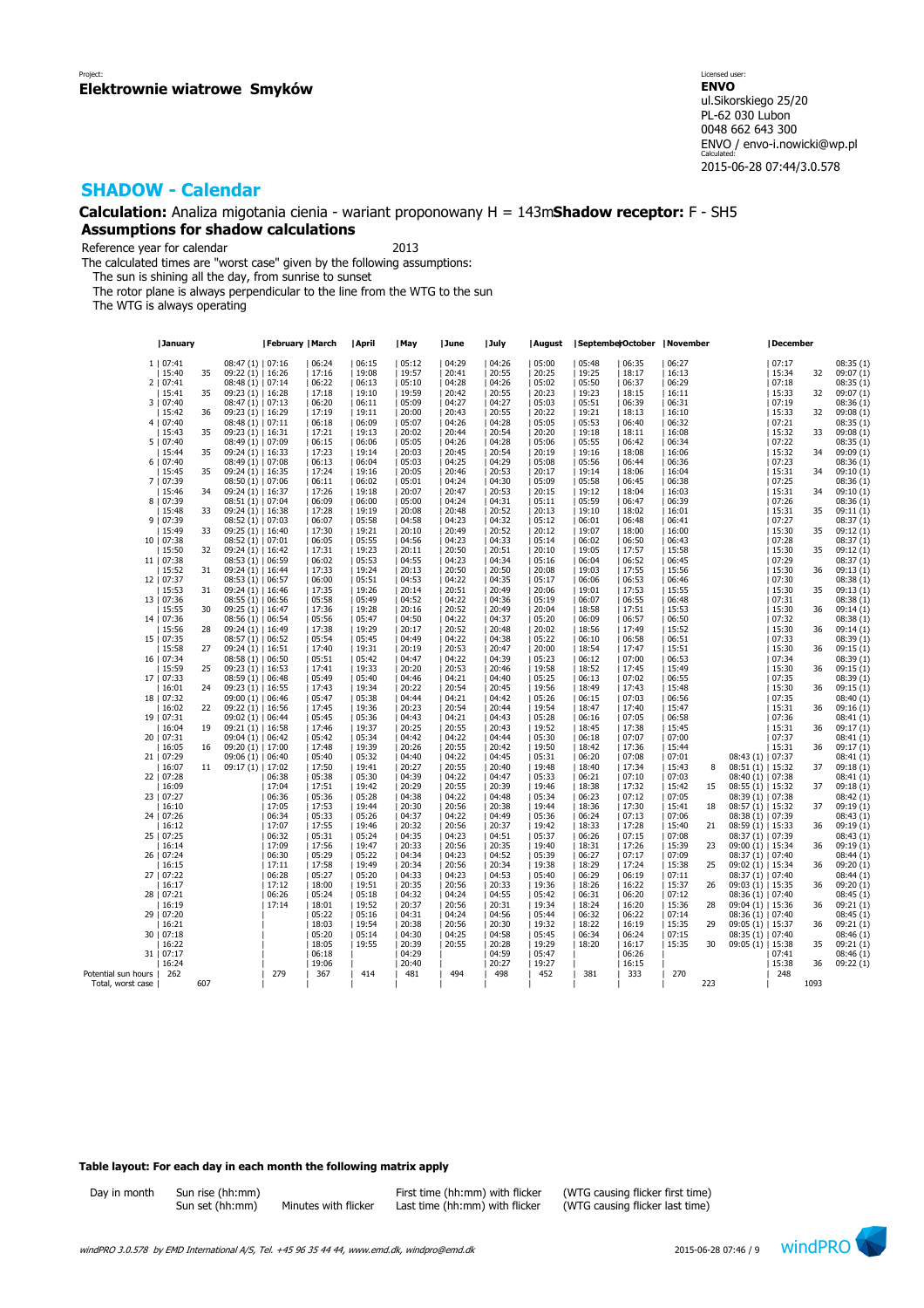Project:
**Elektrownie wiatrowe Smyków**

Licensed user:
**ENVO**
ul.Sikorskiego 25/20
PL-62 030 Lubon
0048 662 643 300
ENVO / envo-i.nowicki@wp.pl
Calculated:
2015-06-28 07:44/3.0.578

## SHADOW - Calendar

**Calculation:** Analiza migotania cienia - wariant proponowany H = 143m **Shadow receptor:** F - SH5

### Assumptions for shadow calculations

Reference year for calendar 2013

The calculated times are "worst case" given by the following assumptions:
- The sun is shining all the day, from sunrise to sunset
- The rotor plane is always perpendicular to the line from the WTG to the sun
- The WTG is always operating

| Day | January | | | February | March | April | May | June | July | August | September | October | November | | | December | | |
|---|---|---|---|---|---|---|---|---|---|---|---|---|---|---|---|---|---|---|
| 1 | 07:41 | | 08:47 (1) | 07:16 | 06:24 | 06:15 | 05:12 | 04:29 | 04:26 | 05:00 | 05:48 | 06:35 | 06:27 | | | 07:17 | | 08:35 (1) |
| | 15:40 | 35 | 09:22 (1) | 16:26 | 17:16 | 19:08 | 19:57 | 20:41 | 20:55 | 20:25 | 19:25 | 18:17 | 16:13 | | | 15:34 | 32 | 09:07 (1) |
| 2 | 07:41 | | 08:48 (1) | 07:14 | 06:22 | 06:13 | 05:10 | 04:28 | 04:26 | 05:02 | 05:50 | 06:37 | 06:29 | | | 07:18 | | 08:35 (1) |
| | 15:41 | 35 | 09:23 (1) | 16:28 | 17:18 | 19:10 | 19:59 | 20:42 | 20:55 | 20:23 | 19:23 | 18:15 | 16:11 | | | 15:33 | 32 | 09:07 (1) |
| 3 | 07:40 | | 08:47 (1) | 07:13 | 06:20 | 06:11 | 05:09 | 04:27 | 04:27 | 05:03 | 05:51 | 06:39 | 06:31 | | | 07:19 | | 08:36 (1) |
| | 15:42 | 36 | 09:23 (1) | 16:29 | 17:19 | 19:11 | 20:00 | 20:43 | 20:55 | 20:22 | 19:21 | 18:13 | 16:10 | | | 15:33 | 32 | 09:08 (1) |
| 4 | 07:40 | | 08:48 (1) | 07:11 | 06:18 | 06:09 | 05:07 | 04:26 | 04:28 | 05:05 | 05:53 | 06:40 | 06:32 | | | 07:21 | | 08:35 (1) |
| | 15:43 | 35 | 09:23 (1) | 16:31 | 17:21 | 19:13 | 20:02 | 20:44 | 20:54 | 20:20 | 19:18 | 18:11 | 16:08 | | | 15:32 | 33 | 09:08 (1) |
| 5 | 07:40 | | 08:49 (1) | 07:09 | 06:15 | 06:06 | 05:05 | 04:26 | 04:28 | 05:06 | 05:55 | 06:42 | 06:34 | | | 07:22 | | 08:35 (1) |
| | 15:44 | 35 | 09:24 (1) | 16:33 | 17:23 | 19:14 | 20:03 | 20:45 | 20:54 | 20:19 | 19:16 | 18:08 | 16:06 | | | 15:32 | 34 | 09:09 (1) |
| 6 | 07:40 | | 08:49 (1) | 07:08 | 06:13 | 06:04 | 05:03 | 04:25 | 04:29 | 05:08 | 05:56 | 06:44 | 06:36 | | | 07:23 | | 08:36 (1) |
| | 15:45 | 35 | 09:24 (1) | 16:35 | 17:24 | 19:16 | 20:05 | 20:46 | 20:53 | 20:17 | 19:14 | 18:06 | 16:04 | | | 15:31 | 34 | 09:10 (1) |
| 7 | 07:39 | | 08:50 (1) | 07:06 | 06:11 | 06:02 | 05:01 | 04:24 | 04:30 | 05:09 | 05:58 | 06:45 | 06:38 | | | 07:25 | | 08:36 (1) |
| | 15:46 | 34 | 09:24 (1) | 16:37 | 17:26 | 19:18 | 20:07 | 20:47 | 20:53 | 20:15 | 19:12 | 18:04 | 16:03 | | | 15:31 | 34 | 09:10 (1) |
| 8 | 07:39 | | 08:51 (1) | 07:04 | 06:09 | 06:00 | 05:00 | 04:24 | 04:31 | 05:11 | 05:59 | 06:47 | 06:39 | | | 07:26 | | 08:36 (1) |
| | 15:48 | 33 | 09:24 (1) | 16:38 | 17:28 | 19:19 | 20:08 | 20:48 | 20:52 | 20:13 | 19:10 | 18:02 | 16:01 | | | 15:31 | 35 | 09:11 (1) |
| 9 | 07:39 | | 08:52 (1) | 07:03 | 06:07 | 05:58 | 04:58 | 04:23 | 04:32 | 05:12 | 06:01 | 06:48 | 06:41 | | | 07:27 | | 08:37 (1) |
| | 15:49 | 33 | 09:25 (1) | 16:40 | 17:30 | 19:21 | 20:10 | 20:49 | 20:52 | 20:12 | 19:07 | 18:00 | 16:00 | | | 15:30 | 35 | 09:12 (1) |
| 10 | 07:38 | | 08:52 (1) | 07:01 | 06:05 | 05:55 | 04:56 | 04:23 | 04:33 | 05:14 | 06:02 | 06:50 | 06:43 | | | 07:28 | | 08:37 (1) |
| | 15:50 | 32 | 09:24 (1) | 16:42 | 17:31 | 19:23 | 20:11 | 20:50 | 20:51 | 20:10 | 19:05 | 17:57 | 15:58 | | | 15:30 | 35 | 09:12 (1) |
| 11 | 07:38 | | 08:53 (1) | 06:59 | 06:02 | 05:53 | 04:55 | 04:23 | 04:34 | 05:16 | 06:04 | 06:52 | 06:45 | | | 07:29 | | 08:37 (1) |
| | 15:52 | 31 | 09:24 (1) | 16:44 | 17:33 | 19:24 | 20:13 | 20:50 | 20:50 | 20:08 | 19:03 | 17:55 | 15:56 | | | 15:30 | 36 | 09:13 (1) |
| 12 | 07:37 | | 08:53 (1) | 06:57 | 06:00 | 05:51 | 04:53 | 04:22 | 04:35 | 05:17 | 06:06 | 06:53 | 06:46 | | | 07:30 | | 08:38 (1) |
| | 15:53 | 31 | 09:24 (1) | 16:46 | 17:35 | 19:26 | 20:14 | 20:51 | 20:49 | 20:06 | 19:01 | 17:53 | 15:55 | | | 15:30 | 35 | 09:13 (1) |
| 13 | 07:36 | | 08:55 (1) | 06:56 | 05:58 | 05:49 | 04:52 | 04:22 | 04:36 | 05:19 | 06:07 | 06:55 | 06:48 | | | 07:31 | | 08:38 (1) |
| | 15:55 | 30 | 09:25 (1) | 16:47 | 17:36 | 19:28 | 20:16 | 20:52 | 20:49 | 20:04 | 18:58 | 17:51 | 15:53 | | | 15:30 | 36 | 09:14 (1) |
| 14 | 07:36 | | 08:56 (1) | 06:54 | 05:56 | 05:47 | 04:50 | 04:22 | 04:37 | 05:20 | 06:09 | 06:57 | 06:50 | | | 07:32 | | 08:38 (1) |
| | 15:56 | 28 | 09:24 (1) | 16:49 | 17:38 | 19:29 | 20:17 | 20:52 | 20:48 | 20:02 | 18:56 | 17:49 | 15:52 | | | 15:30 | 36 | 09:14 (1) |
| 15 | 07:35 | | 08:57 (1) | 06:52 | 05:54 | 05:45 | 04:49 | 04:22 | 04:38 | 05:22 | 06:10 | 06:58 | 06:51 | | | 07:33 | | 08:39 (1) |
| | 15:58 | 27 | 09:24 (1) | 16:51 | 17:40 | 19:31 | 20:19 | 20:53 | 20:47 | 20:00 | 18:54 | 17:47 | 15:51 | | | 15:30 | 36 | 09:15 (1) |
| 16 | 07:34 | | 08:58 (1) | 06:50 | 05:51 | 05:42 | 04:47 | 04:22 | 04:39 | 05:23 | 06:12 | 07:00 | 06:53 | | | 07:34 | | 08:39 (1) |
| | 15:59 | 25 | 09:23 (1) | 16:53 | 17:41 | 19:33 | 20:20 | 20:53 | 20:46 | 19:58 | 18:52 | 17:45 | 15:49 | | | 15:30 | 36 | 09:15 (1) |
| 17 | 07:33 | | 08:59 (1) | 06:48 | 05:49 | 05:40 | 04:46 | 04:21 | 04:40 | 05:25 | 06:13 | 07:02 | 06:55 | | | 07:35 | | 08:39 (1) |
| | 16:01 | 24 | 09:23 (1) | 16:55 | 17:43 | 19:34 | 20:22 | 20:54 | 20:45 | 19:56 | 18:49 | 17:43 | 15:48 | | | 15:30 | 36 | 09:15 (1) |
| 18 | 07:32 | | 09:00 (1) | 06:46 | 05:47 | 05:38 | 04:44 | 04:21 | 04:42 | 05:26 | 06:15 | 07:03 | 06:56 | | | 07:35 | | 08:40 (1) |
| | 16:02 | 22 | 09:22 (1) | 16:56 | 17:45 | 19:36 | 20:23 | 20:54 | 20:44 | 19:54 | 18:47 | 17:40 | 15:47 | | | 15:31 | 36 | 09:16 (1) |
| 19 | 07:31 | | 09:02 (1) | 06:44 | 05:45 | 05:36 | 04:43 | 04:21 | 04:43 | 05:28 | 06:16 | 07:05 | 06:58 | | | 07:36 | | 08:41 (1) |
| | 16:04 | 19 | 09:21 (1) | 16:58 | 17:46 | 19:37 | 20:25 | 20:55 | 20:43 | 19:52 | 18:45 | 17:38 | 15:45 | | | 15:31 | 36 | 09:17 (1) |
| 20 | 07:31 | | 09:04 (1) | 06:42 | 05:42 | 05:34 | 04:42 | 04:22 | 04:44 | 05:30 | 06:18 | 07:07 | 07:00 | | | 07:37 | | 08:41 (1) |
| | 16:05 | 16 | 09:20 (1) | 17:00 | 17:48 | 19:39 | 20:26 | 20:55 | 20:42 | 19:50 | 18:42 | 17:36 | 15:44 | | | 15:31 | 36 | 09:17 (1) |
| 21 | 07:29 | | 09:06 (1) | 06:40 | 05:40 | 05:32 | 04:40 | 04:22 | 04:45 | 05:31 | 06:20 | 07:08 | 07:01 | | 08:43 (1) | 07:37 | | 08:41 (1) |
| | 16:07 | 11 | 09:17 (1) | 17:02 | 17:50 | 19:41 | 20:27 | 20:55 | 20:40 | 19:48 | 18:40 | 17:34 | 15:43 | 8 | 08:51 (1) | 15:32 | 37 | 09:18 (1) |
| 22 | 07:28 | | | 06:38 | 05:38 | 05:30 | 04:39 | 04:22 | 04:47 | 05:33 | 06:21 | 07:10 | 07:03 | | 08:40 (1) | 07:38 | | 08:41 (1) |
| | 16:09 | | | 17:04 | 17:51 | 19:42 | 20:29 | 20:55 | 20:39 | 19:46 | 18:38 | 17:32 | 15:42 | 15 | 08:55 (1) | 15:32 | 37 | 09:18 (1) |
| 23 | 07:27 | | | 06:36 | 05:36 | 05:28 | 04:38 | 04:22 | 04:48 | 05:34 | 06:23 | 07:12 | 07:05 | | 08:39 (1) | 07:38 | | 08:42 (1) |
| | 16:10 | | | 17:05 | 17:53 | 19:44 | 20:30 | 20:56 | 20:38 | 19:44 | 18:36 | 17:30 | 15:41 | 18 | 08:57 (1) | 15:32 | 37 | 09:19 (1) |
| 24 | 07:26 | | | 06:34 | 05:33 | 05:26 | 04:37 | 04:22 | 04:49 | 05:36 | 06:24 | 07:13 | 07:06 | | 08:38 (1) | 07:39 | | 08:43 (1) |
| | 16:12 | | | 17:07 | 17:55 | 19:46 | 20:32 | 20:56 | 20:37 | 19:42 | 18:33 | 17:28 | 15:40 | 21 | 08:59 (1) | 15:33 | 36 | 09:19 (1) |
| 25 | 07:25 | | | 06:32 | 05:31 | 05:24 | 04:35 | 04:23 | 04:51 | 05:37 | 06:26 | 07:15 | 07:08 | | 08:37 (1) | 07:39 | | 08:43 (1) |
| | 16:14 | | | 17:09 | 17:56 | 19:47 | 20:33 | 20:56 | 20:35 | 19:40 | 18:31 | 17:26 | 15:39 | 23 | 09:00 (1) | 15:34 | 36 | 09:19 (1) |
| 26 | 07:24 | | | 06:30 | 05:29 | 05:22 | 04:34 | 04:23 | 04:52 | 05:39 | 06:27 | 07:17 | 07:09 | | 08:37 (1) | 07:40 | | 08:44 (1) |
| | 16:15 | | | 17:11 | 17:58 | 19:49 | 20:34 | 20:56 | 20:34 | 19:38 | 18:29 | 17:24 | 15:38 | 25 | 09:02 (1) | 15:34 | 36 | 09:20 (1) |
| 27 | 07:22 | | | 06:28 | 05:27 | 05:20 | 04:33 | 04:23 | 04:53 | 05:40 | 06:29 | 06:19 | 07:11 | | 08:37 (1) | 07:40 | | 08:44 (1) |
| | 16:17 | | | 17:12 | 18:00 | 19:51 | 20:35 | 20:56 | 20:33 | 19:36 | 18:26 | 16:22 | 15:37 | 26 | 09:03 (1) | 15:35 | 36 | 09:20 (1) |
| 28 | 07:21 | | | 06:26 | 05:24 | 05:18 | 04:32 | 04:24 | 04:55 | 05:42 | 06:31 | 06:20 | 07:12 | | 08:36 (1) | 07:40 | | 08:45 (1) |
| | 16:19 | | | 17:14 | 18:01 | 19:52 | 20:37 | 20:56 | 20:31 | 19:34 | 18:24 | 16:20 | 15:36 | 28 | 09:04 (1) | 15:36 | 36 | 09:21 (1) |
| 29 | 07:20 | | | | 05:22 | 05:16 | 04:31 | 04:24 | 04:56 | 05:44 | 06:32 | 06:22 | 07:14 | | 08:36 (1) | 07:40 | | 08:45 (1) |
| | 16:21 | | | | 18:03 | 19:54 | 20:38 | 20:56 | 20:30 | 19:32 | 18:22 | 16:19 | 15:35 | 29 | 09:05 (1) | 15:37 | 36 | 09:21 (1) |
| 30 | 07:18 | | | | 05:20 | 05:14 | 04:30 | 04:25 | 04:58 | 05:45 | 06:34 | 06:24 | 07:15 | | 08:35 (1) | 07:40 | | 08:46 (1) |
| | 16:22 | | | | 18:05 | 19:55 | 20:39 | 20:55 | 20:28 | 19:29 | 18:20 | 16:17 | 15:35 | 30 | 09:05 (1) | 15:38 | 35 | 09:21 (1) |
| 31 | 07:17 | | | | 06:18 | | 04:29 | | 04:59 | 05:47 | | 06:26 | | | | 07:41 | | 08:46 (1) |
| | 16:24 | | | | 19:06 | | 20:40 | | 20:27 | 19:27 | | 16:15 | | | | 15:38 | 36 | 09:22 (1) |
| Potential sun hours | 262 | | | 279 | 367 | 414 | 481 | 494 | 498 | 452 | 381 | 333 | 270 | | | 248 | | |
| Total, worst case | | 607 | | | | | | | | | | | | 223 | | | 1093 | |

**Table layout: For each day in each month the following matrix apply**

| Day in month | Sun rise (hh:mm) | | First time (hh:mm) with flicker | (WTG causing flicker first time) |
|---|---|---|---|---|
| | Sun set (hh:mm) | Minutes with flicker | Last time (hh:mm) with flicker | (WTG causing flicker last time) |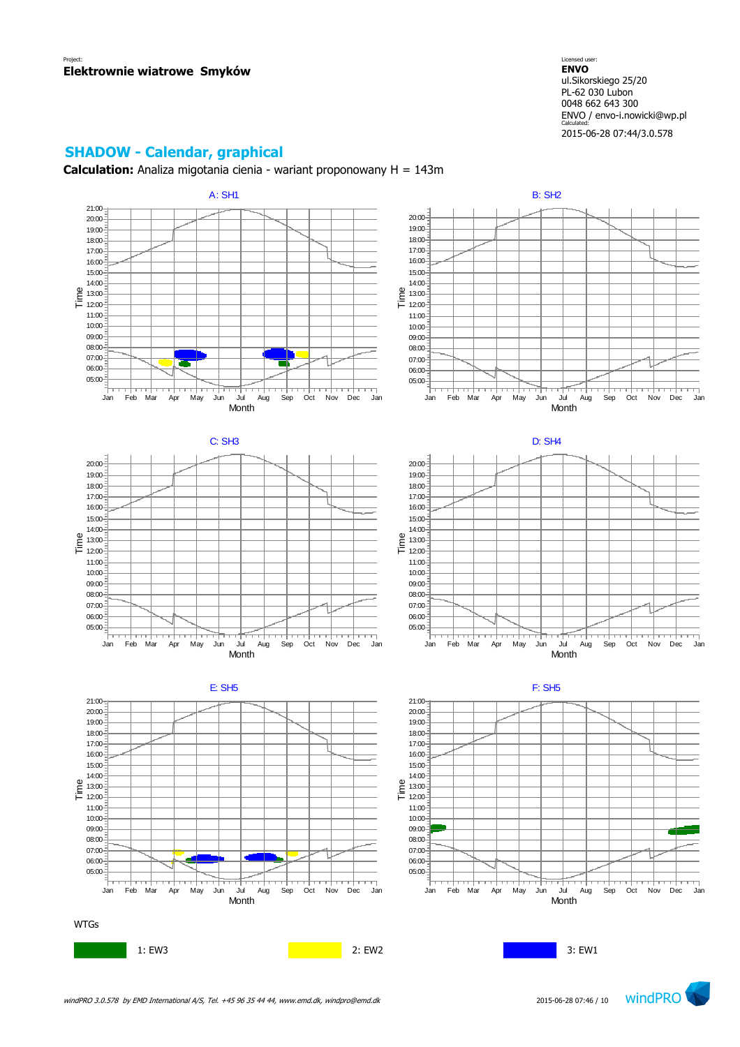Project:
**Elektrownie wiatrowe Smyków**

Licensed user:
**ENVO**
ul.Sikorskiego 25/20
PL-62 030 Lubon
0048 662 643 300
ENVO / envo-i.nowicki@wp.pl
Calculated:
2015-06-28 07:44/3.0.578

## SHADOW - Calendar, graphical

**Calculation:** Analiza migotania cienia - wariant proponowany H = 143m

A: SH1

B: SH2

C: SH3

D: SH4

E: SH5

F: SH5

WTGs

1: EW3

2: EW2

3: EW1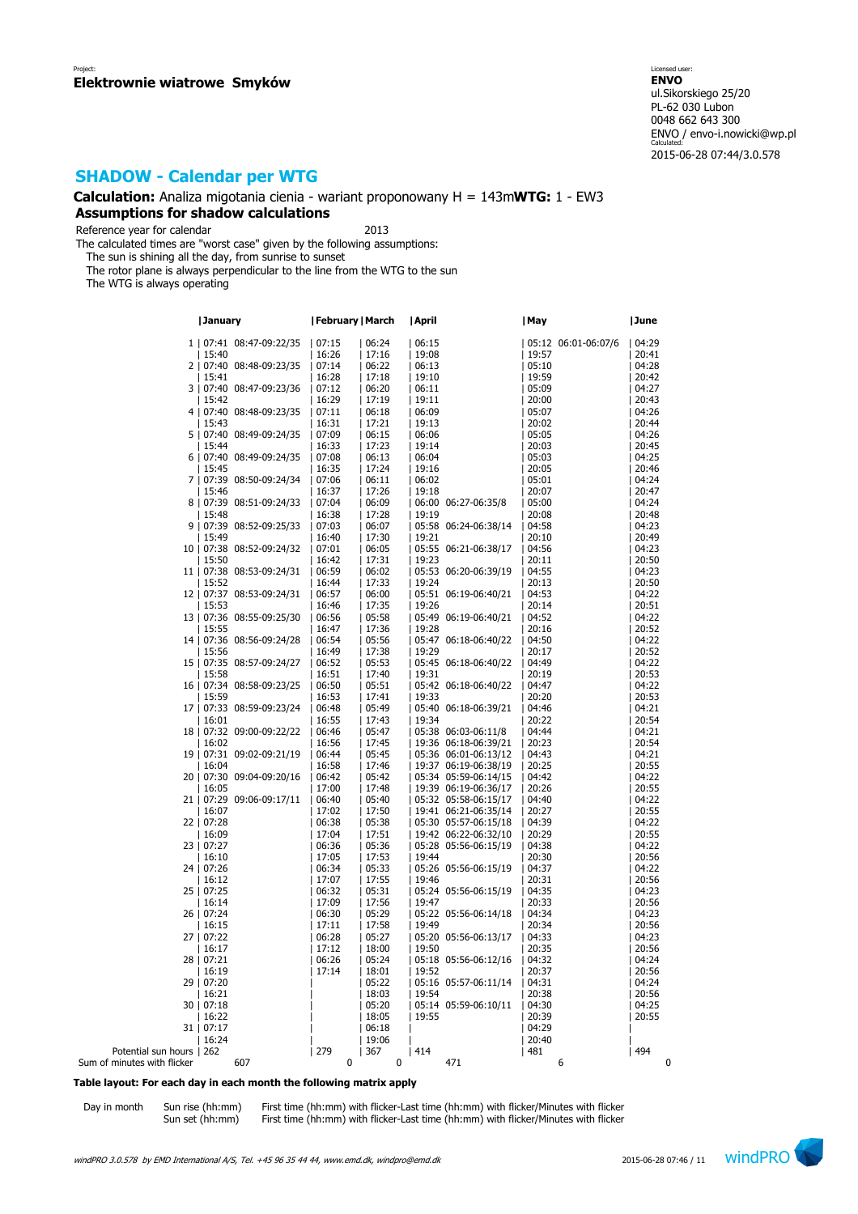Project:
**Elektrownie wiatrowe Smyków**

Licensed user:
**ENVO**
ul.Sikorskiego 25/20
PL-62 030 Lubon
0048 662 643 300
ENVO / envo-i.nowicki@wp.pl
Calculated:
2015-06-28 07:44/3.0.578

## SHADOW - Calendar per WTG

**Calculation:** Analiza migotania cienia - wariant proponowany H = 143m **WTG:** 1 - EW3

### Assumptions for shadow calculations

Reference year for calendar 2013

The calculated times are "worst case" given by the following assumptions:

The sun is shining all the day, from sunrise to sunset

The rotor plane is always perpendicular to the line from the WTG to the sun

The WTG is always operating

| Day | January | | February | March | April | | May | | June |
|---|---|---|---|---|---|---|---|---|---|
| 1 | 07:41 | 08:47-09:22/35 | 07:15 | 06:24 | 06:15 | | 05:12 | 06:01-06:07/6 | 04:29 |
| | 15:40 | | 16:26 | 17:16 | 19:08 | | 19:57 | | 20:41 |
| 2 | 07:40 | 08:48-09:23/35 | 07:14 | 06:22 | 06:13 | | 05:10 | | 04:28 |
| | 15:41 | | 16:28 | 17:18 | 19:10 | | 19:59 | | 20:42 |
| 3 | 07:40 | 08:47-09:23/36 | 07:12 | 06:20 | 06:11 | | 05:09 | | 04:27 |
| | 15:42 | | 16:29 | 17:19 | 19:11 | | 20:00 | | 20:43 |
| 4 | 07:40 | 08:48-09:23/35 | 07:11 | 06:18 | 06:09 | | 05:07 | | 04:26 |
| | 15:43 | | 16:31 | 17:21 | 19:13 | | 20:02 | | 20:44 |
| 5 | 07:40 | 08:49-09:24/35 | 07:09 | 06:15 | 06:06 | | 05:05 | | 04:26 |
| | 15:44 | | 16:33 | 17:23 | 19:14 | | 20:03 | | 20:45 |
| 6 | 07:40 | 08:49-09:24/35 | 07:08 | 06:13 | 06:04 | | 05:03 | | 04:25 |
| | 15:45 | | 16:35 | 17:24 | 19:16 | | 20:05 | | 20:46 |
| 7 | 07:39 | 08:50-09:24/34 | 07:06 | 06:11 | 06:02 | | 05:01 | | 04:24 |
| | 15:46 | | 16:37 | 17:26 | 19:18 | | 20:07 | | 20:47 |
| 8 | 07:39 | 08:51-09:24/33 | 07:04 | 06:09 | 06:00 | 06:27-06:35/8 | 05:00 | | 04:24 |
| | 15:48 | | 16:38 | 17:28 | 19:19 | | 20:08 | | 20:48 |
| 9 | 07:39 | 08:52-09:25/33 | 07:03 | 06:07 | 05:58 | 06:24-06:38/14 | 04:58 | | 04:23 |
| | 15:49 | | 16:40 | 17:30 | 19:21 | | 20:10 | | 20:49 |
| 10 | 07:38 | 08:52-09:24/32 | 07:01 | 06:05 | 05:55 | 06:21-06:38/17 | 04:56 | | 04:23 |
| | 15:50 | | 16:42 | 17:31 | 19:23 | | 20:11 | | 20:50 |
| 11 | 07:38 | 08:53-09:24/31 | 06:59 | 06:02 | 05:53 | 06:20-06:39/19 | 04:55 | | 04:23 |
| | 15:52 | | 16:44 | 17:33 | 19:24 | | 20:13 | | 20:50 |
| 12 | 07:37 | 08:53-09:24/31 | 06:57 | 06:00 | 05:51 | 06:19-06:40/21 | 04:53 | | 04:22 |
| | 15:53 | | 16:46 | 17:35 | 19:26 | | 20:14 | | 20:51 |
| 13 | 07:36 | 08:55-09:25/30 | 06:56 | 05:58 | 05:49 | 06:19-06:40/21 | 04:52 | | 04:22 |
| | 15:55 | | 16:47 | 17:36 | 19:28 | | 20:16 | | 20:52 |
| 14 | 07:36 | 08:56-09:24/28 | 06:54 | 05:56 | 05:47 | 06:18-06:40/22 | 04:50 | | 04:22 |
| | 15:56 | | 16:49 | 17:38 | 19:29 | | 20:17 | | 20:52 |
| 15 | 07:35 | 08:57-09:24/27 | 06:52 | 05:53 | 05:45 | 06:18-06:40/22 | 04:49 | | 04:22 |
| | 15:58 | | 16:51 | 17:40 | 19:31 | | 20:19 | | 20:53 |
| 16 | 07:34 | 08:58-09:23/25 | 06:50 | 05:51 | 05:42 | 06:18-06:40/22 | 04:47 | | 04:22 |
| | 15:59 | | 16:53 | 17:41 | 19:33 | | 20:20 | | 20:53 |
| 17 | 07:33 | 08:59-09:23/24 | 06:48 | 05:49 | 05:40 | 06:18-06:39/21 | 04:46 | | 04:21 |
| | 16:01 | | 16:55 | 17:43 | 19:34 | | 20:22 | | 20:54 |
| 18 | 07:32 | 09:00-09:22/22 | 06:46 | 05:47 | 05:38 | 06:03-06:11/8 | 04:44 | | 04:21 |
| | 16:02 | | 16:56 | 17:45 | 19:36 | 06:18-06:39/21 | 20:23 | | 20:54 |
| 19 | 07:31 | 09:02-09:21/19 | 06:44 | 05:45 | 05:36 | 06:01-06:13/12 | 04:43 | | 04:21 |
| | 16:04 | | 16:58 | 17:46 | 19:37 | 06:19-06:38/19 | 20:25 | | 20:55 |
| 20 | 07:30 | 09:04-09:20/16 | 06:42 | 05:42 | 05:34 | 05:59-06:14/15 | 04:42 | | 04:22 |
| | 16:05 | | 17:00 | 17:48 | 19:39 | 06:19-06:36/17 | 20:26 | | 20:55 |
| 21 | 07:29 | 09:06-09:17/11 | 06:40 | 05:40 | 05:32 | 05:58-06:15/17 | 04:40 | | 04:22 |
| | 16:07 | | 17:02 | 17:50 | 19:41 | 06:21-06:35/14 | 20:27 | | 20:55 |
| 22 | 07:28 | | 06:38 | 05:38 | 05:30 | 05:57-06:15/18 | 04:39 | | 04:22 |
| | 16:09 | | 17:04 | 17:51 | 19:42 | 06:22-06:32/10 | 20:29 | | 20:55 |
| 23 | 07:27 | | 06:36 | 05:36 | 05:28 | 05:56-06:15/19 | 04:38 | | 04:22 |
| | 16:10 | | 17:05 | 17:53 | 19:44 | | 20:30 | | 20:56 |
| 24 | 07:26 | | 06:34 | 05:33 | 05:26 | 05:56-06:15/19 | 04:37 | | 04:22 |
| | 16:12 | | 17:07 | 17:55 | 19:46 | | 20:31 | | 20:56 |
| 25 | 07:25 | | 06:32 | 05:31 | 05:24 | 05:56-06:15/19 | 04:35 | | 04:23 |
| | 16:14 | | 17:09 | 17:56 | 19:47 | | 20:33 | | 20:56 |
| 26 | 07:24 | | 06:30 | 05:29 | 05:22 | 05:56-06:14/18 | 04:34 | | 04:23 |
| | 16:15 | | 17:11 | 17:58 | 19:49 | | 20:34 | | 20:56 |
| 27 | 07:22 | | 06:28 | 05:27 | 05:20 | 05:56-06:13/17 | 04:33 | | 04:23 |
| | 16:17 | | 17:12 | 18:00 | 19:50 | | 20:35 | | 20:56 |
| 28 | 07:21 | | 06:26 | 05:24 | 05:18 | 05:56-06:12/16 | 04:32 | | 04:24 |
| | 16:19 | | 17:14 | 18:01 | 19:52 | | 20:37 | | 20:56 |
| 29 | 07:20 | | | 05:22 | 05:16 | 05:57-06:11/14 | 04:31 | | 04:24 |
| | 16:21 | | | 18:03 | 19:54 | | 20:38 | | 20:56 |
| 30 | 07:18 | | | 05:20 | 05:14 | 05:59-06:10/11 | 04:30 | | 04:25 |
| | 16:22 | | | 18:05 | 19:55 | | 20:39 | | 20:55 |
| 31 | 07:17 | | | 06:18 | | | 04:29 | | |
| | 16:24 | | | 19:06 | | | 20:40 | | |
| Potential sun hours | 262 | | 279 | 367 | 414 | | 481 | | 494 |
| Sum of minutes with flicker | | 607 | 0 | 0 | | 471 | | 6 | 0 |

**Table layout: For each day in each month the following matrix apply**

| Day in month | Sun rise (hh:mm) | First time (hh:mm) with flicker-Last time (hh:mm) with flicker/Minutes with flicker |
|---|---|---|
| | Sun set (hh:mm) | First time (hh:mm) with flicker-Last time (hh:mm) with flicker/Minutes with flicker |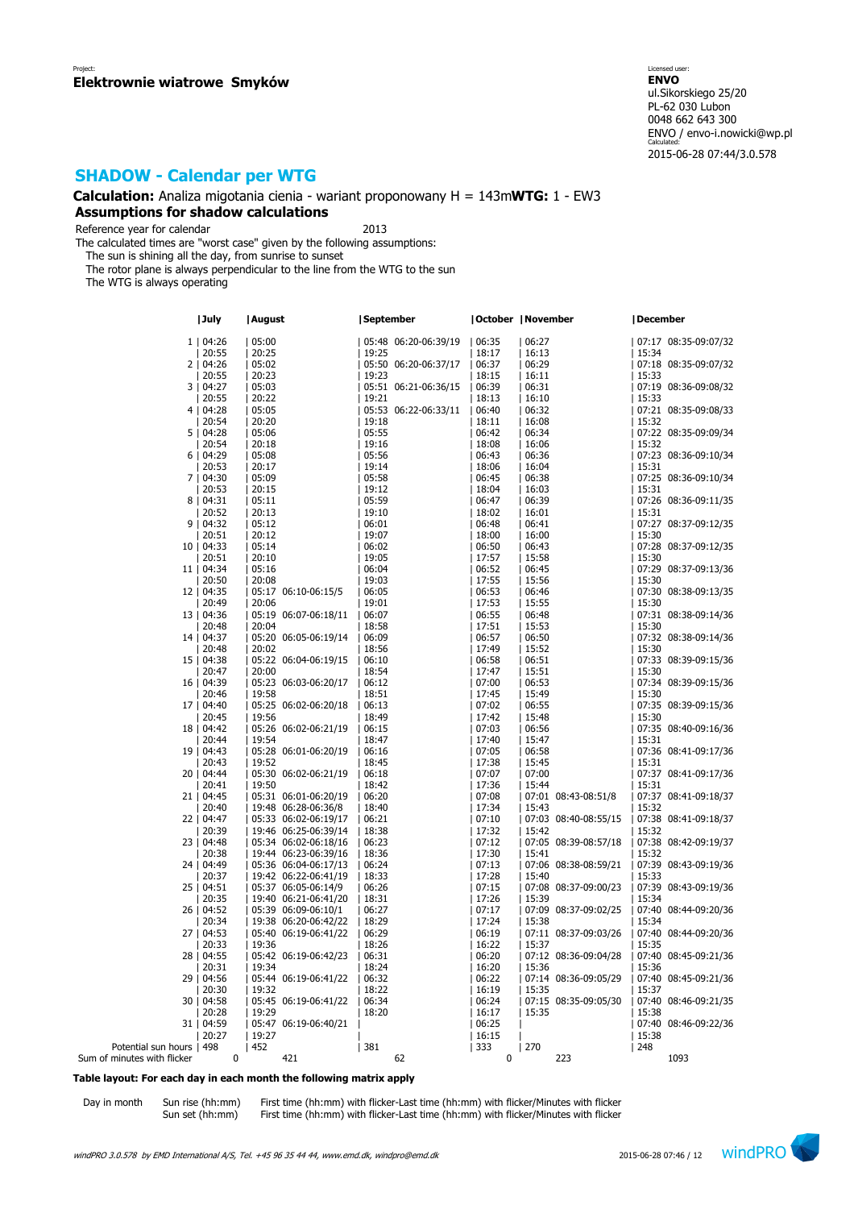Project:
**Elektrownie wiatrowe Smyków**

Licensed user:
**ENVO**
ul.Sikorskiego 25/20
PL-62 030 Lubon
0048 662 643 300
ENVO / envo-i.nowicki@wp.pl
Calculated:
2015-06-28 07:44/3.0.578

## SHADOW - Calendar per WTG

**Calculation:** Analiza migotania cienia - wariant proponowany H = 143m **WTG:** 1 - EW3

### Assumptions for shadow calculations

Reference year for calendar 2013

The calculated times are "worst case" given by the following assumptions:
The sun is shining all the day, from sunrise to sunset
The rotor plane is always perpendicular to the line from the WTG to the sun
The WTG is always operating

| | July | | August | | September | | October | | November | | December | |
|---|---|---|---|---|---|---|---|---|---|---|---|---|
| 1 | 04:26 | | 05:00 | | 05:48 | 06:20-06:39/19 | 06:35 | | 06:27 | | 07:17 | 08:35-09:07/32 |
| | 20:55 | | 20:25 | | 19:25 | | 18:17 | | 16:13 | | 15:34 | |
| 2 | 04:26 | | 05:02 | | 05:50 | 06:20-06:37/17 | 06:37 | | 06:29 | | 07:18 | 08:35-09:07/32 |
| | 20:55 | | 20:23 | | 19:23 | | 18:15 | | 16:11 | | 15:33 | |
| 3 | 04:27 | | 05:03 | | 05:51 | 06:21-06:36/15 | 06:39 | | 06:31 | | 07:19 | 08:36-09:08/32 |
| | 20:55 | | 20:22 | | 19:21 | | 18:13 | | 16:10 | | 15:33 | |
| 4 | 04:28 | | 05:05 | | 05:53 | 06:22-06:33/11 | 06:40 | | 06:32 | | 07:21 | 08:35-09:08/33 |
| | 20:54 | | 20:20 | | 19:18 | | 18:11 | | 16:08 | | 15:32 | |
| 5 | 04:28 | | 05:06 | | 05:55 | | 06:42 | | 06:34 | | 07:22 | 08:35-09:09/34 |
| | 20:54 | | 20:18 | | 19:16 | | 18:08 | | 16:06 | | 15:32 | |
| 6 | 04:29 | | 05:08 | | 05:56 | | 06:43 | | 06:36 | | 07:23 | 08:36-09:10/34 |
| | 20:53 | | 20:17 | | 19:14 | | 18:06 | | 16:04 | | 15:31 | |
| 7 | 04:30 | | 05:09 | | 05:58 | | 06:45 | | 06:38 | | 07:25 | 08:36-09:10/34 |
| | 20:53 | | 20:15 | | 19:12 | | 18:04 | | 16:03 | | 15:31 | |
| 8 | 04:31 | | 05:11 | | 05:59 | | 06:47 | | 06:39 | | 07:26 | 08:36-09:11/35 |
| | 20:52 | | 20:13 | | 19:10 | | 18:02 | | 16:01 | | 15:31 | |
| 9 | 04:32 | | 05:12 | | 06:01 | | 06:48 | | 06:41 | | 07:27 | 08:37-09:12/35 |
| | 20:51 | | 20:12 | | 19:07 | | 18:00 | | 16:00 | | 15:30 | |
| 10 | 04:33 | | 05:14 | | 06:02 | | 06:50 | | 06:43 | | 07:28 | 08:37-09:12/35 |
| | 20:51 | | 20:10 | | 19:05 | | 17:57 | | 15:58 | | 15:30 | |
| 11 | 04:34 | | 05:16 | | 06:04 | | 06:52 | | 06:45 | | 07:29 | 08:37-09:13/36 |
| | 20:50 | | 20:08 | | 19:03 | | 17:55 | | 15:56 | | 15:30 | |
| 12 | 04:35 | | 05:17 | 06:10-06:15/5 | 06:05 | | 06:53 | | 06:46 | | 07:30 | 08:38-09:13/35 |
| | 20:49 | | 20:06 | | 19:01 | | 17:53 | | 15:55 | | 15:30 | |
| 13 | 04:36 | | 05:19 | 06:07-06:18/11 | 06:07 | | 06:55 | | 06:48 | | 07:31 | 08:38-09:14/36 |
| | 20:48 | | 20:04 | | 18:58 | | 17:51 | | 15:53 | | 15:30 | |
| 14 | 04:37 | | 05:20 | 06:05-06:19/14 | 06:09 | | 06:57 | | 06:50 | | 07:32 | 08:38-09:14/36 |
| | 20:48 | | 20:02 | | 18:56 | | 17:49 | | 15:52 | | 15:30 | |
| 15 | 04:38 | | 05:22 | 06:04-06:19/15 | 06:10 | | 06:58 | | 06:51 | | 07:33 | 08:39-09:15/36 |
| | 20:47 | | 20:00 | | 18:54 | | 17:47 | | 15:51 | | 15:30 | |
| 16 | 04:39 | | 05:23 | 06:03-06:20/17 | 06:12 | | 07:00 | | 06:53 | | 07:34 | 08:39-09:15/36 |
| | 20:46 | | 19:58 | | 18:51 | | 17:45 | | 15:49 | | 15:30 | |
| 17 | 04:40 | | 05:25 | 06:02-06:20/18 | 06:13 | | 07:02 | | 06:55 | | 07:35 | 08:39-09:15/36 |
| | 20:45 | | 19:56 | | 18:49 | | 17:42 | | 15:48 | | 15:30 | |
| 18 | 04:42 | | 05:26 | 06:02-06:21/19 | 06:15 | | 07:03 | | 06:56 | | 07:35 | 08:40-09:16/36 |
| | 20:44 | | 19:54 | | 18:47 | | 17:40 | | 15:47 | | 15:31 | |
| 19 | 04:43 | | 05:28 | 06:01-06:20/19 | 06:16 | | 07:05 | | 06:58 | | 07:36 | 08:41-09:17/36 |
| | 20:43 | | 19:52 | | 18:45 | | 17:38 | | 15:45 | | 15:31 | |
| 20 | 04:44 | | 05:30 | 06:02-06:21/19 | 06:18 | | 07:07 | | 07:00 | | 07:37 | 08:41-09:17/36 |
| | 20:41 | | 19:50 | | 18:42 | | 17:36 | | 15:44 | | 15:31 | |
| 21 | 04:45 | | 05:31 | 06:01-06:20/19 | 06:20 | | 07:08 | | 07:01 | 08:43-08:51/8 | 07:37 | 08:41-09:18/37 |
| | 20:40 | | 19:48 | 06:28-06:36/8 | 18:40 | | 17:34 | | 15:43 | | 15:32 | |
| 22 | 04:47 | | 05:33 | 06:02-06:19/17 | 06:21 | | 07:10 | | 07:03 | 08:40-08:55/15 | 07:38 | 08:41-09:18/37 |
| | 20:39 | | 19:46 | 06:25-06:39/14 | 18:38 | | 17:32 | | 15:42 | | 15:32 | |
| 23 | 04:48 | | 05:34 | 06:02-06:18/16 | 06:23 | | 07:12 | | 07:05 | 08:39-08:57/18 | 07:38 | 08:42-09:19/37 |
| | 20:38 | | 19:44 | 06:23-06:39/16 | 18:36 | | 17:30 | | 15:41 | | 15:32 | |
| 24 | 04:49 | | 05:36 | 06:04-06:17/13 | 06:24 | | 07:13 | | 07:06 | 08:38-08:59/21 | 07:39 | 08:43-09:19/36 |
| | 20:37 | | 19:42 | 06:22-06:41/19 | 18:33 | | 17:28 | | 15:40 | | 15:33 | |
| 25 | 04:51 | | 05:37 | 06:05-06:14/9 | 06:26 | | 07:15 | | 07:08 | 08:37-09:00/23 | 07:39 | 08:43-09:19/36 |
| | 20:35 | | 19:40 | 06:21-06:41/20 | 18:31 | | 17:26 | | 15:39 | | 15:34 | |
| 26 | 04:52 | | 05:39 | 06:09-06:10/1 | 06:27 | | 07:17 | | 07:09 | 08:37-09:02/25 | 07:40 | 08:44-09:20/36 |
| | 20:34 | | 19:38 | 06:20-06:42/22 | 18:29 | | 17:24 | | 15:38 | | 15:34 | |
| 27 | 04:53 | | 05:40 | 06:19-06:41/22 | 06:29 | | 06:19 | | 07:11 | 08:37-09:03/26 | 07:40 | 08:44-09:20/36 |
| | 20:33 | | 19:36 | | 18:26 | | 16:22 | | 15:37 | | 15:35 | |
| 28 | 04:55 | | 05:42 | 06:19-06:42/23 | 06:31 | | 06:20 | | 07:12 | 08:36-09:04/28 | 07:40 | 08:45-09:21/36 |
| | 20:31 | | 19:34 | | 18:24 | | 16:20 | | 15:36 | | 15:36 | |
| 29 | 04:56 | | 05:44 | 06:19-06:41/22 | 06:32 | | 06:22 | | 07:14 | 08:36-09:05/29 | 07:40 | 08:45-09:21/36 |
| | 20:30 | | 19:32 | | 18:22 | | 16:19 | | 15:35 | | 15:37 | |
| 30 | 04:58 | | 05:45 | 06:19-06:41/22 | 06:34 | | 06:24 | | 07:15 | 08:35-09:05/30 | 07:40 | 08:46-09:21/35 |
| | 20:28 | | 19:29 | | 18:20 | | 16:17 | | 15:35 | | 15:38 | |
| 31 | 04:59 | | 05:47 | 06:19-06:40/21 | | | 06:25 | | | | 07:40 | 08:46-09:22/36 |
| | 20:27 | | 19:27 | | | | 16:15 | | | | 15:38 | |
| Potential sun hours | 498 | | 452 | | 381 | | 333 | | 270 | | 248 | |
| Sum of minutes with flicker | | 0 | | 421 | | 62 | | 0 | | 223 | | 1093 |

**Table layout: For each day in each month the following matrix apply**

| Day in month | Sun rise (hh:mm) | First time (hh:mm) with flicker-Last time (hh:mm) with flicker/Minutes with flicker |
|---|---|---|
| | Sun set (hh:mm) | First time (hh:mm) with flicker-Last time (hh:mm) with flicker/Minutes with flicker |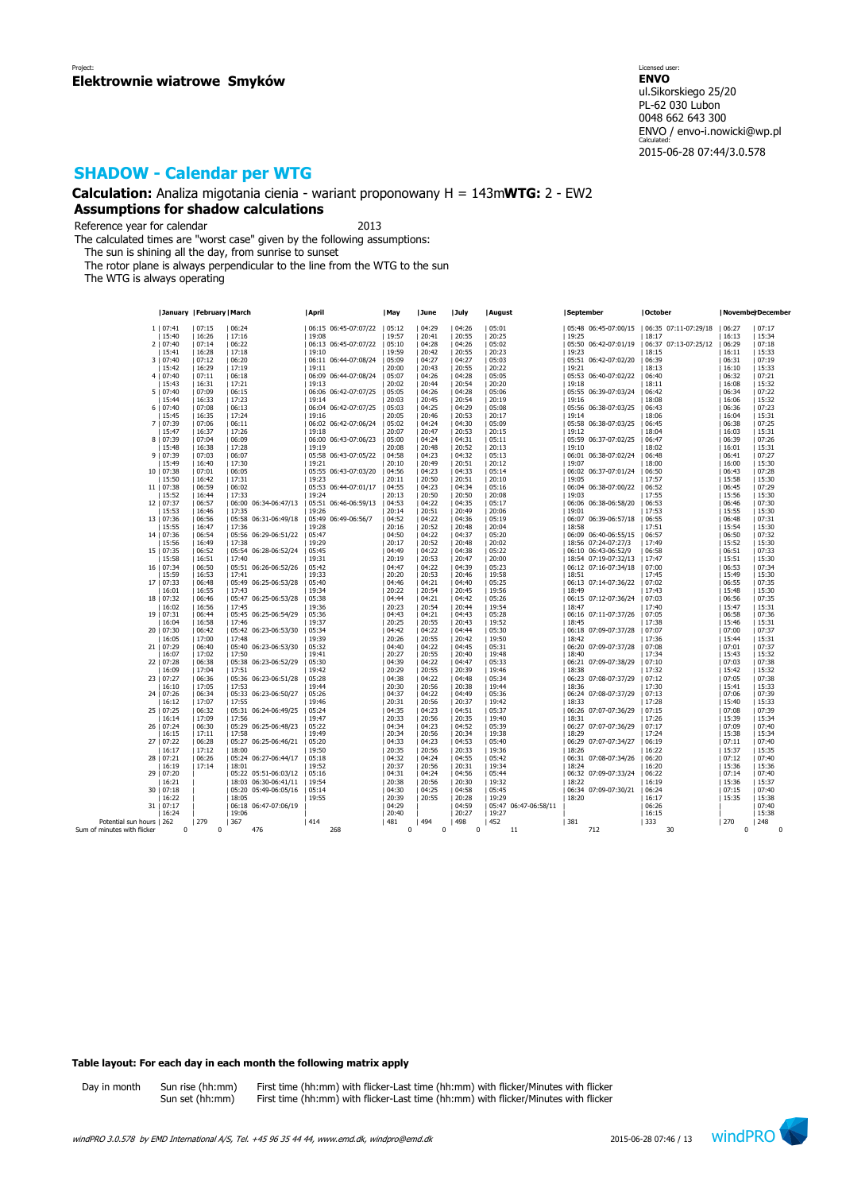Project:
**Elektrownie wiatrowe Smyków**

Licensed user:
**ENVO**
ul.Sikorskiego 25/20
PL-62 030 Lubon
0048 662 643 300
ENVO / envo-i.nowicki@wp.pl
Calculated:
2015-06-28 07:44/3.0.578

## SHADOW - Calendar per WTG

**Calculation:** Analiza migotania cienia - wariant proponowany H = 143m**WTG:** 2 - EW2

### Assumptions for shadow calculations

Reference year for calendar 2013

The calculated times are "worst case" given by the following assumptions:
The sun is shining all the day, from sunrise to sunset
The rotor plane is always perpendicular to the line from the WTG to the sun
The WTG is always operating

| Day | January | | February | | March | | April | | May | | June | | July | | August | | September | | October | | November | December |
|---|---|---|---|---|---|---|---|---|---|---|---|---|---|---|---|---|---|---|---|---|---|---|
| 1 | 07:41 | | 07:15 | | 06:24 | | 06:15 | 06:45-07:07/22 | 05:12 | | 04:29 | | 04:26 | | 05:01 | | 05:48 | 06:45-07:00/15 | 06:35 | 07:11-07:29/18 | 06:27 | 07:17 |
| | 15:40 | | 16:26 | | 17:16 | | 19:08 | | 19:57 | | 20:41 | | 20:55 | | 20:25 | | 19:25 | | 18:17 | | 16:13 | 15:34 |
| 2 | 07:40 | | 07:14 | | 06:22 | | 06:13 | 06:45-07:07/22 | 05:10 | | 04:28 | | 04:26 | | 05:02 | | 05:50 | 06:42-07:01/19 | 06:37 | 07:13-07:25/12 | 06:29 | 07:18 |
| | 15:41 | | 16:28 | | 17:18 | | 19:10 | | 19:59 | | 20:42 | | 20:55 | | 20:23 | | 19:23 | | 18:15 | | 16:11 | 15:33 |
| 3 | 07:40 | | 07:12 | | 06:20 | | 06:11 | 06:44-07:08/24 | 05:09 | | 04:27 | | 04:27 | | 05:03 | | 05:51 | 06:42-07:02/20 | 06:39 | | 06:31 | 07:19 |
| | 15:42 | | 16:29 | | 17:19 | | 19:11 | | 20:00 | | 20:43 | | 20:55 | | 20:22 | | 19:21 | | 18:13 | | 16:10 | 15:33 |
| 4 | 07:40 | | 07:11 | | 06:18 | | 06:09 | 06:44-07:08/24 | 05:07 | | 04:26 | | 04:28 | | 05:05 | | 05:53 | 06:40-07:02/22 | 06:40 | | 06:32 | 07:21 |
| | 15:43 | | 16:31 | | 17:21 | | 19:13 | | 20:02 | | 20:44 | | 20:54 | | 20:20 | | 19:18 | | 18:11 | | 16:08 | 15:32 |
| 5 | 07:40 | | 07:09 | | 06:15 | | 06:06 | 06:42-07:07/25 | 05:05 | | 04:26 | | 04:28 | | 05:06 | | 05:55 | 06:39-07:03/24 | 06:42 | | 06:34 | 07:22 |
| | 15:44 | | 16:33 | | 17:23 | | 19:14 | | 20:03 | | 20:45 | | 20:54 | | 20:19 | | 19:16 | | 18:08 | | 16:06 | 15:32 |
| 6 | 07:40 | | 07:08 | | 06:13 | | 06:04 | 06:42-07:07/25 | 05:03 | | 04:25 | | 04:29 | | 05:08 | | 05:56 | 06:38-07:03/25 | 06:43 | | 06:36 | 07:23 |
| | 15:45 | | 16:35 | | 17:24 | | 19:16 | | 20:05 | | 20:46 | | 20:53 | | 20:17 | | 19:14 | | 18:06 | | 16:04 | 15:31 |
| 7 | 07:39 | | 07:06 | | 06:11 | | 06:02 | 06:42-07:06/24 | 05:02 | | 04:24 | | 04:30 | | 05:09 | | 05:58 | 06:38-07:03/25 | 06:45 | | 06:38 | 07:25 |
| | 15:47 | | 16:37 | | 17:26 | | 19:18 | | 20:07 | | 20:47 | | 20:53 | | 20:15 | | 19:12 | | 18:04 | | 16:03 | 15:31 |
| 8 | 07:39 | | 07:04 | | 06:09 | | 06:00 | 06:43-07:06/23 | 05:00 | | 04:24 | | 04:31 | | 05:11 | | 05:59 | 06:37-07:02/25 | 06:47 | | 06:39 | 07:26 |
| | 15:48 | | 16:38 | | 17:28 | | 19:19 | | 20:08 | | 20:48 | | 20:52 | | 20:13 | | 19:10 | | 18:02 | | 16:01 | 15:31 |
| 9 | 07:39 | | 07:03 | | 06:07 | | 05:58 | 06:43-07:05/22 | 04:58 | | 04:23 | | 04:32 | | 05:13 | | 06:01 | 06:38-07:02/24 | 06:48 | | 06:41 | 07:27 |
| | 15:49 | | 16:40 | | 17:30 | | 19:21 | | 20:10 | | 20:49 | | 20:51 | | 20:12 | | 19:07 | | 18:00 | | 16:00 | 15:30 |
| 10 | 07:38 | | 07:01 | | 06:05 | | 05:55 | 06:43-07:03/20 | 04:56 | | 04:23 | | 04:33 | | 05:14 | | 06:02 | 06:37-07:01/24 | 06:50 | | 06:43 | 07:28 |
| | 15:50 | | 16:42 | | 17:31 | | 19:23 | | 20:11 | | 20:50 | | 20:51 | | 20:10 | | 19:05 | | 17:57 | | 15:58 | 15:30 |
| 11 | 07:38 | | 06:59 | | 06:02 | | 05:53 | 06:44-07:01/17 | 04:55 | | 04:23 | | 04:34 | | 05:16 | | 06:04 | 06:38-07:00/22 | 06:52 | | 06:45 | 07:29 |
| | 15:52 | | 16:44 | | 17:33 | | 19:24 | | 20:13 | | 20:50 | | 20:50 | | 20:08 | | 19:03 | | 17:55 | | 15:56 | 15:30 |
| 12 | 07:37 | | 06:57 | | 06:00 | 06:34-06:47/13 | 05:51 | 06:46-06:59/13 | 04:53 | | 04:22 | | 04:35 | | 05:17 | | 06:06 | 06:38-06:58/20 | 06:53 | | 06:46 | 07:30 |
| | 15:53 | | 16:46 | | 17:35 | | 19:26 | | 20:14 | | 20:51 | | 20:49 | | 20:06 | | 19:01 | | 17:53 | | 15:55 | 15:30 |
| 13 | 07:36 | | 06:56 | | 05:58 | 06:31-06:49/18 | 05:49 | 06:49-06:56/7 | 04:52 | | 04:22 | | 04:36 | | 05:19 | | 06:07 | 06:39-06:57/18 | 06:55 | | 06:48 | 07:31 |
| | 15:55 | | 16:47 | | 17:36 | | 19:28 | | 20:16 | | 20:52 | | 20:48 | | 20:04 | | 18:58 | | 17:51 | | 15:54 | 15:30 |
| 14 | 07:36 | | 06:54 | | 05:56 | 06:29-06:51/22 | 05:47 | | 04:50 | | 04:22 | | 04:37 | | 05:20 | | 06:09 | 06:40-06:55/15 | 06:57 | | 06:50 | 07:32 |
| | 15:56 | | 16:49 | | 17:38 | | 19:29 | | 20:17 | | 20:52 | | 20:48 | | 20:02 | | 18:56 | 07:24-07:27/3 | 17:49 | | 15:52 | 15:30 |
| 15 | 07:35 | | 06:52 | | 05:54 | 06:28-06:52/24 | 05:45 | | 04:49 | | 04:22 | | 04:38 | | 05:22 | | 06:10 | 06:43-06:52/9 | 06:58 | | 06:51 | 07:33 |
| | 15:58 | | 16:51 | | 17:40 | | 19:31 | | 20:19 | | 20:53 | | 20:47 | | 20:00 | | 18:54 | 07:19-07:32/13 | 17:47 | | 15:51 | 15:30 |
| 16 | 07:34 | | 06:50 | | 05:51 | 06:26-06:52/26 | 05:42 | | 04:47 | | 04:22 | | 04:39 | | 05:23 | | 06:12 | 07:16-07:34/18 | 07:00 | | 06:53 | 07:34 |
| | 15:59 | | 16:53 | | 17:41 | | 19:33 | | 20:20 | | 20:53 | | 20:46 | | 19:58 | | 18:51 | | 17:45 | | 15:49 | 15:30 |
| 17 | 07:33 | | 06:48 | | 05:49 | 06:25-06:53/28 | 05:40 | | 04:46 | | 04:21 | | 04:40 | | 05:25 | | 06:13 | 07:14-07:36/22 | 07:02 | | 06:55 | 07:35 |
| | 16:01 | | 16:55 | | 17:43 | | 19:34 | | 20:22 | | 20:54 | | 20:45 | | 19:56 | | 18:49 | | 17:43 | | 15:48 | 15:30 |
| 18 | 07:32 | | 06:46 | | 05:47 | 06:25-06:53/28 | 05:38 | | 04:44 | | 04:21 | | 04:42 | | 05:26 | | 06:15 | 07:12-07:36/24 | 07:03 | | 06:56 | 07:35 |
| | 16:02 | | 16:56 | | 17:45 | | 19:36 | | 20:23 | | 20:54 | | 20:44 | | 19:54 | | 18:47 | | 17:40 | | 15:47 | 15:31 |
| 19 | 07:31 | | 06:44 | | 05:45 | 06:25-06:54/29 | 05:36 | | 04:43 | | 04:21 | | 04:43 | | 05:28 | | 06:16 | 07:11-07:37/26 | 07:05 | | 06:58 | 07:36 |
| | 16:04 | | 16:58 | | 17:46 | | 19:37 | | 20:25 | | 20:55 | | 20:43 | | 19:52 | | 18:45 | | 17:38 | | 15:46 | 15:31 |
| 20 | 07:30 | | 06:42 | | 05:42 | 06:23-06:53/30 | 05:34 | | 04:42 | | 04:22 | | 04:44 | | 05:30 | | 06:18 | 07:09-07:37/28 | 07:07 | | 07:00 | 07:37 |
| | 16:05 | | 17:00 | | 17:48 | | 19:39 | | 20:26 | | 20:55 | | 20:42 | | 19:50 | | 18:42 | | 17:36 | | 15:44 | 15:31 |
| 21 | 07:29 | | 06:40 | | 05:40 | 06:23-06:53/30 | 05:32 | | 04:40 | | 04:22 | | 04:45 | | 05:31 | | 06:20 | 07:09-07:37/28 | 07:08 | | 07:01 | 07:37 |
| | 16:07 | | 17:02 | | 17:50 | | 19:41 | | 20:27 | | 20:55 | | 20:40 | | 19:48 | | 18:40 | | 17:34 | | 15:43 | 15:32 |
| 22 | 07:28 | | 06:38 | | 05:38 | 06:23-06:52/29 | 05:30 | | 04:39 | | 04:22 | | 04:47 | | 05:33 | | 06:21 | 07:09-07:38/29 | 07:10 | | 07:03 | 07:38 |
| | 16:09 | | 17:04 | | 17:51 | | 19:42 | | 20:29 | | 20:55 | | 20:39 | | 19:46 | | 18:38 | | 17:32 | | 15:42 | 15:32 |
| 23 | 07:27 | | 06:36 | | 05:36 | 06:23-06:51/28 | 05:28 | | 04:38 | | 04:22 | | 04:48 | | 05:34 | | 06:23 | 07:08-07:37/29 | 07:12 | | 07:05 | 07:38 |
| | 16:10 | | 17:05 | | 17:53 | | 19:44 | | 20:30 | | 20:56 | | 20:38 | | 19:44 | | 18:36 | | 17:30 | | 15:41 | 15:33 |
| 24 | 07:26 | | 06:34 | | 05:33 | 06:23-06:50/27 | 05:26 | | 04:37 | | 04:22 | | 04:49 | | 05:36 | | 06:24 | 07:08-07:37/29 | 07:13 | | 07:06 | 07:39 |
| | 16:12 | | 17:07 | | 17:55 | | 19:46 | | 20:31 | | 20:56 | | 20:37 | | 19:42 | | 18:33 | | 17:28 | | 15:40 | 15:33 |
| 25 | 07:25 | | 06:32 | | 05:31 | 06:24-06:49/25 | 05:24 | | 04:35 | | 04:23 | | 04:51 | | 05:37 | | 06:26 | 07:07-07:36/29 | 07:15 | | 07:08 | 07:39 |
| | 16:14 | | 17:09 | | 17:56 | | 19:47 | | 20:33 | | 20:56 | | 20:35 | | 19:40 | | 18:31 | | 17:26 | | 15:39 | 15:34 |
| 26 | 07:24 | | 06:30 | | 05:29 | 06:25-06:48/23 | 05:22 | | 04:34 | | 04:23 | | 04:52 | | 05:39 | | 06:27 | 07:07-07:36/29 | 07:17 | | 07:09 | 07:40 |
| | 16:15 | | 17:11 | | 17:58 | | 19:49 | | 20:34 | | 20:56 | | 20:34 | | 19:38 | | 18:29 | | 17:24 | | 15:38 | 15:34 |
| 27 | 07:22 | | 06:28 | | 05:27 | 06:25-06:46/21 | 05:20 | | 04:33 | | 04:23 | | 04:53 | | 05:40 | | 06:29 | 07:07-07:34/27 | 06:19 | | 07:11 | 07:40 |
| | 16:17 | | 17:12 | | 18:00 | | 19:50 | | 20:35 | | 20:56 | | 20:33 | | 19:36 | | 18:26 | | 16:22 | | 15:37 | 15:35 |
| 28 | 07:21 | | 06:26 | | 05:24 | 06:27-06:44/17 | 05:18 | | 04:32 | | 04:24 | | 04:55 | | 05:42 | | 06:31 | 07:08-07:34/26 | 06:20 | | 07:12 | 07:40 |
| | 16:19 | | 17:14 | | 18:01 | | 19:52 | | 20:37 | | 20:56 | | 20:31 | | 19:34 | | 18:24 | | 16:20 | | 15:36 | 15:36 |
| 29 | 07:20 | | | | 05:22 | 05:51-06:03/12 | 05:16 | | 04:31 | | 04:24 | | 04:56 | | 05:44 | | 06:32 | 07:09-07:33/24 | 06:22 | | 07:14 | 07:40 |
| | 16:21 | | | | 18:03 | 06:30-06:41/11 | 19:54 | | 20:38 | | 20:56 | | 20:30 | | 19:32 | | 18:22 | | 16:19 | | 15:36 | 15:37 |
| 30 | 07:18 | | | | 05:20 | 05:49-06:05/16 | 05:14 | | 04:30 | | 04:25 | | 04:58 | | 05:45 | | 06:34 | 07:09-07:30/21 | 06:24 | | 07:15 | 07:40 |
| | 16:22 | | | | 18:05 | | 19:55 | | 20:39 | | 20:55 | | 20:28 | | 19:29 | | 18:20 | | 16:17 | | 15:35 | 15:38 |
| 31 | 07:17 | | | | 06:18 | 06:47-07:06/19 | | | 04:29 | | | | 04:59 | | 05:47 | 06:47-06:58/11 | | | 06:26 | | | 07:40 |
| | 16:24 | | | | 19:06 | | | | 20:40 | | | | 20:27 | | 19:27 | | | | 16:15 | | | 15:38 |
| Potential sun hours | 262 | | 279 | | 367 | | 414 | | 481 | | 494 | | 498 | | 452 | | 381 | | 333 | | 270 | 248 |
| Sum of minutes with flicker | | 0 | | 0 | | 476 | | 268 | | 0 | | 0 | | 0 | | 11 | | 712 | | 30 | 0 | 0 |

**Table layout: For each day in each month the following matrix apply**

| Day in month | Sun rise (hh:mm) | First time (hh:mm) with flicker-Last time (hh:mm) with flicker/Minutes with flicker |
|---|---|---|
| | Sun set (hh:mm) | First time (hh:mm) with flicker-Last time (hh:mm) with flicker/Minutes with flicker |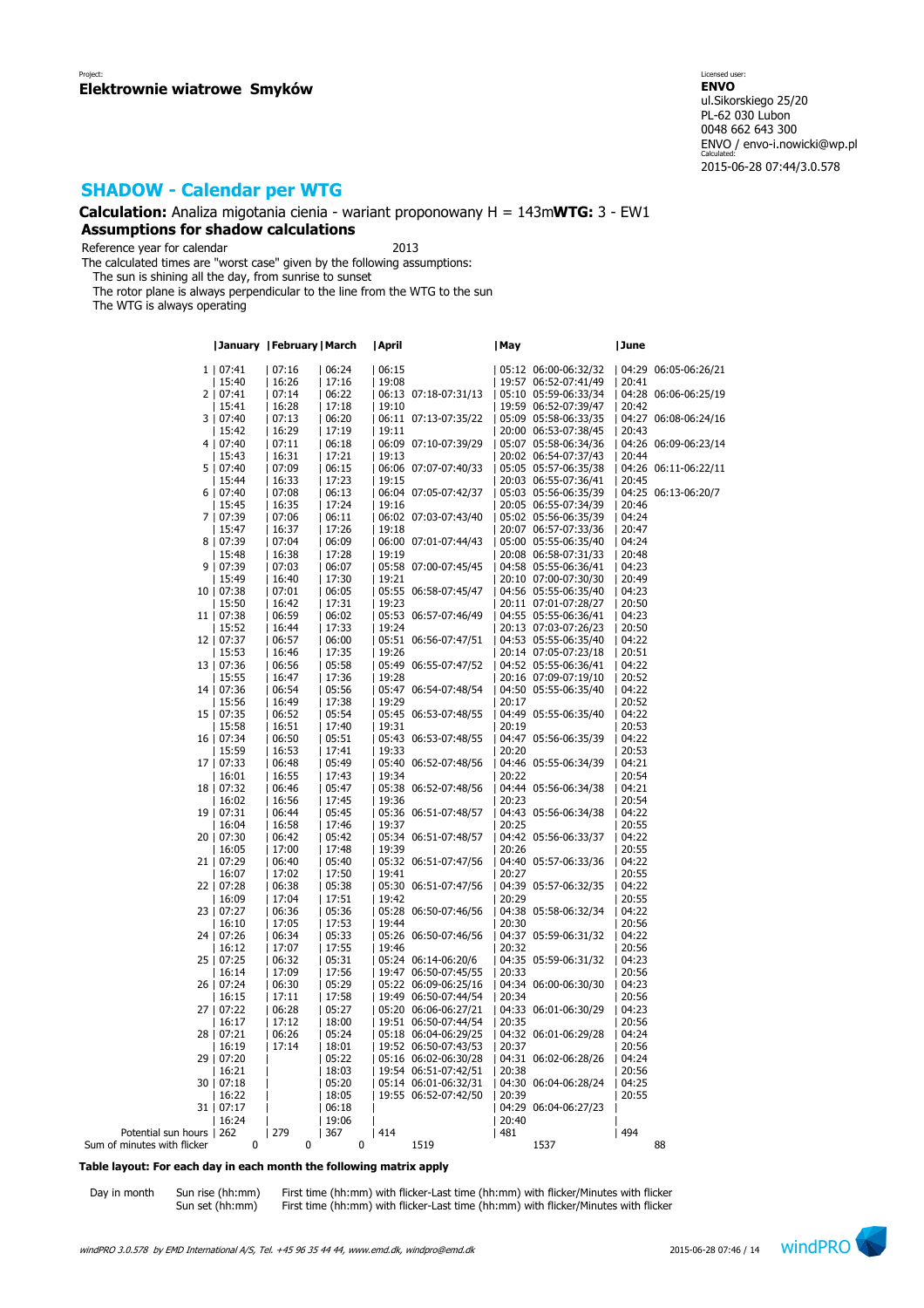Project:
**Elektrownie wiatrowe Smyków**

Licensed user:
**ENVO**
ul.Sikorskiego 25/20
PL-62 030 Lubon
0048 662 643 300
ENVO / envo-i.nowicki@wp.pl
Calculated:
2015-06-28 07:44/3.0.578

## SHADOW - Calendar per WTG

**Calculation:** Analiza migotania cienia - wariant proponowany H = 143m**WTG:** 3 - EW1

### Assumptions for shadow calculations

Reference year for calendar 2013

The calculated times are "worst case" given by the following assumptions:
The sun is shining all the day, from sunrise to sunset
The rotor plane is always perpendicular to the line from the WTG to the sun
The WTG is always operating

| | January | February | March | April | | May | | June | |
|---|---|---|---|---|---|---|---|---|---|
| 1 | 07:41 | 07:16 | 06:24 | 06:15 | | 05:12 | 06:00-06:32/32 | 04:29 | 06:05-06:26/21 |
| | 15:40 | 16:26 | 17:16 | 19:08 | | 19:57 | 06:52-07:41/49 | 20:41 | |
| 2 | 07:41 | 07:14 | 06:22 | 06:13 | 07:18-07:31/13 | 05:10 | 05:59-06:33/34 | 04:28 | 06:06-06:25/19 |
| | 15:41 | 16:28 | 17:18 | 19:10 | | 19:59 | 06:52-07:39/47 | 20:42 | |
| 3 | 07:40 | 07:13 | 06:20 | 06:11 | 07:13-07:35/22 | 05:09 | 05:58-06:33/35 | 04:27 | 06:08-06:24/16 |
| | 15:42 | 16:29 | 17:19 | 19:11 | | 20:00 | 06:53-07:38/45 | 20:43 | |
| 4 | 07:40 | 07:11 | 06:18 | 06:09 | 07:10-07:39/29 | 05:07 | 05:58-06:34/36 | 04:26 | 06:09-06:23/14 |
| | 15:43 | 16:31 | 17:21 | 19:13 | | 20:02 | 06:54-07:37/43 | 20:44 | |
| 5 | 07:40 | 07:09 | 06:15 | 06:06 | 07:07-07:40/33 | 05:05 | 05:57-06:35/38 | 04:26 | 06:11-06:22/11 |
| | 15:44 | 16:33 | 17:23 | 19:15 | | 20:03 | 06:55-07:36/41 | 20:45 | |
| 6 | 07:40 | 07:08 | 06:13 | 06:04 | 07:05-07:42/37 | 05:03 | 05:56-06:35/39 | 04:25 | 06:13-06:20/7 |
| | 15:45 | 16:35 | 17:24 | 19:16 | | 20:05 | 06:55-07:34/39 | 20:46 | |
| 7 | 07:39 | 07:06 | 06:11 | 06:02 | 07:03-07:43/40 | 05:02 | 05:56-06:35/39 | 04:24 | |
| | 15:47 | 16:37 | 17:26 | 19:18 | | 20:07 | 06:57-07:33/36 | 20:47 | |
| 8 | 07:39 | 07:04 | 06:09 | 06:00 | 07:01-07:44/43 | 05:00 | 05:55-06:35/40 | 04:24 | |
| | 15:48 | 16:38 | 17:28 | 19:19 | | 20:08 | 06:58-07:31/33 | 20:48 | |
| 9 | 07:39 | 07:03 | 06:07 | 05:58 | 07:00-07:45/45 | 04:58 | 05:55-06:36/41 | 04:23 | |
| | 15:49 | 16:40 | 17:30 | 19:21 | | 20:10 | 07:00-07:30/30 | 20:49 | |
| 10 | 07:38 | 07:01 | 06:05 | 05:55 | 06:58-07:45/47 | 04:56 | 05:55-06:35/40 | 04:23 | |
| | 15:50 | 16:42 | 17:31 | 19:23 | | 20:11 | 07:01-07:28/27 | 20:50 | |
| 11 | 07:38 | 06:59 | 06:02 | 05:53 | 06:57-07:46/49 | 04:55 | 05:55-06:36/41 | 04:23 | |
| | 15:52 | 16:44 | 17:33 | 19:24 | | 20:13 | 07:03-07:26/23 | 20:50 | |
| 12 | 07:37 | 06:57 | 06:00 | 05:51 | 06:56-07:47/51 | 04:53 | 05:55-06:35/40 | 04:22 | |
| | 15:53 | 16:46 | 17:35 | 19:26 | | 20:14 | 07:05-07:23/18 | 20:51 | |
| 13 | 07:36 | 06:56 | 05:58 | 05:49 | 06:55-07:47/52 | 04:52 | 05:55-06:36/41 | 04:22 | |
| | 15:55 | 16:47 | 17:36 | 19:28 | | 20:16 | 07:09-07:19/10 | 20:52 | |
| 14 | 07:36 | 06:54 | 05:56 | 05:47 | 06:54-07:48/54 | 04:50 | 05:55-06:35/40 | 04:22 | |
| | 15:56 | 16:49 | 17:38 | 19:29 | | 20:17 | | 20:52 | |
| 15 | 07:35 | 06:52 | 05:54 | 05:45 | 06:53-07:48/55 | 04:49 | 05:55-06:35/40 | 04:22 | |
| | 15:58 | 16:51 | 17:40 | 19:31 | | 20:19 | | 20:53 | |
| 16 | 07:34 | 06:50 | 05:51 | 05:43 | 06:53-07:48/55 | 04:47 | 05:56-06:35/39 | 04:22 | |
| | 15:59 | 16:53 | 17:41 | 19:33 | | 20:20 | | 20:53 | |
| 17 | 07:33 | 06:48 | 05:49 | 05:40 | 06:52-07:48/56 | 04:46 | 05:55-06:34/39 | 04:21 | |
| | 16:01 | 16:55 | 17:43 | 19:34 | | 20:22 | | 20:54 | |
| 18 | 07:32 | 06:46 | 05:47 | 05:38 | 06:52-07:48/56 | 04:44 | 05:56-06:34/38 | 04:21 | |
| | 16:02 | 16:56 | 17:45 | 19:36 | | 20:23 | | 20:54 | |
| 19 | 07:31 | 06:44 | 05:45 | 05:36 | 06:51-07:48/57 | 04:43 | 05:56-06:34/38 | 04:22 | |
| | 16:04 | 16:58 | 17:46 | 19:37 | | 20:25 | | 20:55 | |
| 20 | 07:30 | 06:42 | 05:42 | 05:34 | 06:51-07:48/57 | 04:42 | 05:56-06:33/37 | 04:22 | |
| | 16:05 | 17:00 | 17:48 | 19:39 | | 20:26 | | 20:55 | |
| 21 | 07:29 | 06:40 | 05:40 | 05:32 | 06:51-07:47/56 | 04:40 | 05:57-06:33/36 | 04:22 | |
| | 16:07 | 17:02 | 17:50 | 19:41 | | 20:27 | | 20:55 | |
| 22 | 07:28 | 06:38 | 05:38 | 05:30 | 06:51-07:47/56 | 04:39 | 05:57-06:32/35 | 04:22 | |
| | 16:09 | 17:04 | 17:51 | 19:42 | | 20:29 | | 20:55 | |
| 23 | 07:27 | 06:36 | 05:36 | 05:28 | 06:50-07:46/56 | 04:38 | 05:58-06:32/34 | 04:22 | |
| | 16:10 | 17:05 | 17:53 | 19:44 | | 20:30 | | 20:56 | |
| 24 | 07:26 | 06:34 | 05:33 | 05:26 | 06:50-07:46/56 | 04:37 | 05:59-06:31/32 | 04:22 | |
| | 16:12 | 17:07 | 17:55 | 19:46 | | 20:32 | | 20:56 | |
| 25 | 07:25 | 06:32 | 05:31 | 05:24 | 06:14-06:20/6 | 04:35 | 05:59-06:31/32 | 04:23 | |
| | 16:14 | 17:09 | 17:56 | 19:47 | 06:50-07:45/55 | 20:33 | | 20:56 | |
| 26 | 07:24 | 06:30 | 05:29 | 05:22 | 06:09-06:25/16 | 04:34 | 06:00-06:30/30 | 04:23 | |
| | 16:15 | 17:11 | 17:58 | 19:49 | 06:50-07:44/54 | 20:34 | | 20:56 | |
| 27 | 07:22 | 06:28 | 05:27 | 05:20 | 06:06-06:27/21 | 04:33 | 06:01-06:30/29 | 04:23 | |
| | 16:17 | 17:12 | 18:00 | 19:51 | 06:50-07:44/54 | 20:35 | | 20:56 | |
| 28 | 07:21 | 06:26 | 05:24 | 05:18 | 06:04-06:29/25 | 04:32 | 06:01-06:29/28 | 04:24 | |
| | 16:19 | 17:14 | 18:01 | 19:52 | 06:50-07:43/53 | 20:37 | | 20:56 | |
| 29 | 07:20 | | 05:22 | 05:16 | 06:02-06:30/28 | 04:31 | 06:02-06:28/26 | 04:24 | |
| | 16:21 | | 18:03 | 19:54 | 06:51-07:42/51 | 20:38 | | 20:56 | |
| 30 | 07:18 | | 05:20 | 05:14 | 06:01-06:32/31 | 04:30 | 06:04-06:28/24 | 04:25 | |
| | 16:22 | | 18:05 | 19:55 | 06:52-07:42/50 | 20:39 | | 20:55 | |
| 31 | 07:17 | | 06:18 | | | 04:29 | 06:04-06:27/23 | | |
| | 16:24 | | 19:06 | | | 20:40 | | | |
| Potential sun hours | 262 | 279 | 367 | 414 | | 481 | | 494 | |
| Sum of minutes with flicker | 0 | 0 | 0 | | 1519 | | 1537 | | 88 |

**Table layout: For each day in each month the following matrix apply**

| Day in month | Sun rise (hh:mm) | First time (hh:mm) with flicker-Last time (hh:mm) with flicker/Minutes with flicker |
|---|---|---|
| | Sun set (hh:mm) | First time (hh:mm) with flicker-Last time (hh:mm) with flicker/Minutes with flicker |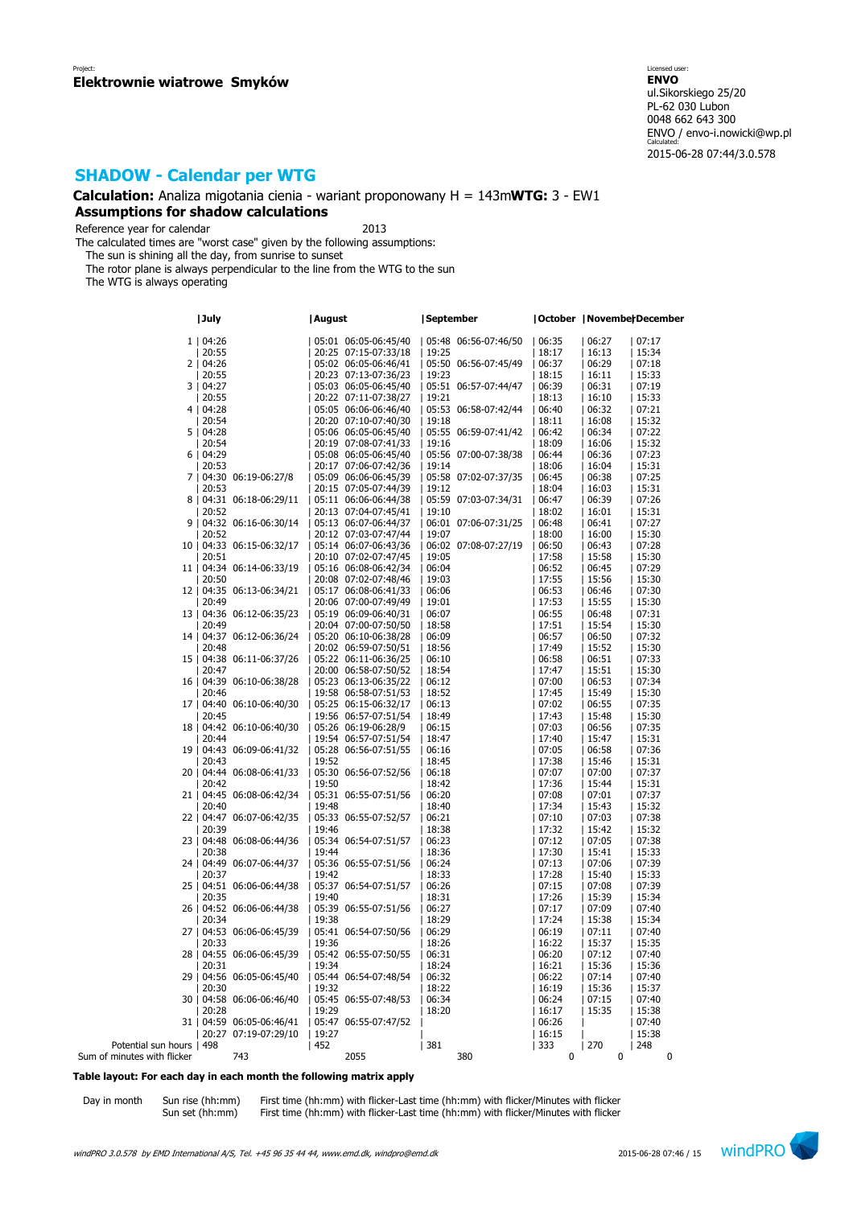Project:
**Elektrownie wiatrowe Smyków**

Licensed user:
**ENVO**
ul.Sikorskiego 25/20
PL-62 030 Lubon
0048 662 643 300
ENVO / envo-i.nowicki@wp.pl
Calculated:
2015-06-28 07:44/3.0.578

## SHADOW - Calendar per WTG

**Calculation:** Analiza migotania cienia - wariant proponowany H = 143m **WTG:** 3 - EW1

### Assumptions for shadow calculations

Reference year for calendar 2013

The calculated times are "worst case" given by the following assumptions:
- The sun is shining all the day, from sunrise to sunset
- The rotor plane is always perpendicular to the line from the WTG to the sun
- The WTG is always operating

| Day | July | | August | | September | | October | November | December |
|---|---|---|---|---|---|---|---|---|---|
| 1 | 04:26 | | 05:01 | 06:05-06:45/40 | 05:48 | 06:56-07:46/50 | 06:35 | 06:27 | 07:17 |
| | 20:55 | | 20:25 | 07:15-07:33/18 | 19:25 | | 18:17 | 16:13 | 15:34 |
| 2 | 04:26 | | 05:02 | 06:05-06:46/41 | 05:50 | 06:56-07:45/49 | 06:37 | 06:29 | 07:18 |
| | 20:55 | | 20:23 | 07:13-07:36/23 | 19:23 | | 18:15 | 16:11 | 15:33 |
| 3 | 04:27 | | 05:03 | 06:05-06:45/40 | 05:51 | 06:57-07:44/47 | 06:39 | 06:31 | 07:19 |
| | 20:55 | | 20:22 | 07:11-07:38/27 | 19:21 | | 18:13 | 16:10 | 15:33 |
| 4 | 04:28 | | 05:05 | 06:06-06:46/40 | 05:53 | 06:58-07:42/44 | 06:40 | 06:32 | 07:21 |
| | 20:54 | | 20:20 | 07:10-07:40/30 | 19:18 | | 18:11 | 16:08 | 15:32 |
| 5 | 04:28 | | 05:06 | 06:05-06:45/40 | 05:55 | 06:59-07:41/42 | 06:42 | 06:34 | 07:22 |
| | 20:54 | | 20:19 | 07:08-07:41/33 | 19:16 | | 18:09 | 16:06 | 15:32 |
| 6 | 04:29 | | 05:08 | 06:05-06:45/40 | 05:56 | 07:00-07:38/38 | 06:44 | 06:36 | 07:23 |
| | 20:53 | | 20:17 | 07:06-07:42/36 | 19:14 | | 18:06 | 16:04 | 15:31 |
| 7 | 04:30 | 06:19-06:27/8 | 05:09 | 06:06-06:45/39 | 05:58 | 07:02-07:37/35 | 06:45 | 06:38 | 07:25 |
| | 20:53 | | 20:15 | 07:05-07:44/39 | 19:12 | | 18:04 | 16:03 | 15:31 |
| 8 | 04:31 | 06:18-06:29/11 | 05:11 | 06:06-06:44/38 | 05:59 | 07:03-07:34/31 | 06:47 | 06:39 | 07:26 |
| | 20:52 | | 20:13 | 07:04-07:45/41 | 19:10 | | 18:02 | 16:01 | 15:31 |
| 9 | 04:32 | 06:16-06:30/14 | 05:13 | 06:07-06:44/37 | 06:01 | 07:06-07:31/25 | 06:48 | 06:41 | 07:27 |
| | 20:52 | | 20:12 | 07:03-07:47/44 | 19:07 | | 18:00 | 16:00 | 15:30 |
| 10 | 04:33 | 06:15-06:32/17 | 05:14 | 06:07-06:43/36 | 06:02 | 07:08-07:27/19 | 06:50 | 06:43 | 07:28 |
| | 20:51 | | 20:10 | 07:02-07:47/45 | 19:05 | | 17:58 | 15:58 | 15:30 |
| 11 | 04:34 | 06:14-06:33/19 | 05:16 | 06:08-06:42/34 | 06:04 | | 06:52 | 06:45 | 07:29 |
| | 20:50 | | 20:08 | 07:02-07:48/46 | 19:03 | | 17:55 | 15:56 | 15:30 |
| 12 | 04:35 | 06:13-06:34/21 | 05:17 | 06:08-06:41/33 | 06:06 | | 06:53 | 06:46 | 07:30 |
| | 20:49 | | 20:06 | 07:00-07:49/49 | 19:01 | | 17:53 | 15:55 | 15:30 |
| 13 | 04:36 | 06:12-06:35/23 | 05:19 | 06:09-06:40/31 | 06:07 | | 06:55 | 06:48 | 07:31 |
| | 20:49 | | 20:04 | 07:00-07:50/50 | 18:58 | | 17:51 | 15:54 | 15:30 |
| 14 | 04:37 | 06:12-06:36/24 | 05:20 | 06:10-06:38/28 | 06:09 | | 06:57 | 06:50 | 07:32 |
| | 20:48 | | 20:02 | 06:59-07:50/51 | 18:56 | | 17:49 | 15:52 | 15:30 |
| 15 | 04:38 | 06:11-06:37/26 | 05:22 | 06:11-06:36/25 | 06:10 | | 06:58 | 06:51 | 07:33 |
| | 20:47 | | 20:00 | 06:58-07:50/52 | 18:54 | | 17:47 | 15:51 | 15:30 |
| 16 | 04:39 | 06:10-06:38/28 | 05:23 | 06:13-06:35/22 | 06:12 | | 07:00 | 06:53 | 07:34 |
| | 20:46 | | 19:58 | 06:58-07:51/53 | 18:52 | | 17:45 | 15:49 | 15:30 |
| 17 | 04:40 | 06:10-06:40/30 | 05:25 | 06:15-06:32/17 | 06:13 | | 07:02 | 06:55 | 07:35 |
| | 20:45 | | 19:56 | 06:57-07:51/54 | 18:49 | | 17:43 | 15:48 | 15:30 |
| 18 | 04:42 | 06:10-06:40/30 | 05:26 | 06:19-06:28/9 | 06:15 | | 07:03 | 06:56 | 07:35 |
| | 20:44 | | 19:54 | 06:57-07:51/54 | 18:47 | | 17:40 | 15:47 | 15:31 |
| 19 | 04:43 | 06:09-06:41/32 | 05:28 | 06:56-07:51/55 | 06:16 | | 07:05 | 06:58 | 07:36 |
| | 20:43 | | 19:52 | | 18:45 | | 17:38 | 15:46 | 15:31 |
| 20 | 04:44 | 06:08-06:41/33 | 05:30 | 06:56-07:52/56 | 06:18 | | 07:07 | 07:00 | 07:37 |
| | 20:42 | | 19:50 | | 18:42 | | 17:36 | 15:44 | 15:31 |
| 21 | 04:45 | 06:08-06:42/34 | 05:31 | 06:55-07:51/56 | 06:20 | | 07:08 | 07:01 | 07:37 |
| | 20:40 | | 19:48 | | 18:40 | | 17:34 | 15:43 | 15:32 |
| 22 | 04:47 | 06:07-06:42/35 | 05:33 | 06:55-07:52/57 | 06:21 | | 07:10 | 07:03 | 07:38 |
| | 20:39 | | 19:46 | | 18:38 | | 17:32 | 15:42 | 15:32 |
| 23 | 04:48 | 06:08-06:44/36 | 05:34 | 06:54-07:51/57 | 06:23 | | 07:12 | 07:05 | 07:38 |
| | 20:38 | | 19:44 | | 18:36 | | 17:30 | 15:41 | 15:33 |
| 24 | 04:49 | 06:07-06:44/37 | 05:36 | 06:55-07:51/56 | 06:24 | | 07:13 | 07:06 | 07:39 |
| | 20:37 | | 19:42 | | 18:33 | | 17:28 | 15:40 | 15:33 |
| 25 | 04:51 | 06:06-06:44/38 | 05:37 | 06:54-07:51/57 | 06:26 | | 07:15 | 07:08 | 07:39 |
| | 20:35 | | 19:40 | | 18:31 | | 17:26 | 15:39 | 15:34 |
| 26 | 04:52 | 06:06-06:44/38 | 05:39 | 06:55-07:51/56 | 06:27 | | 07:17 | 07:09 | 07:40 |
| | 20:34 | | 19:38 | | 18:29 | | 17:24 | 15:38 | 15:34 |
| 27 | 04:53 | 06:06-06:45/39 | 05:41 | 06:54-07:50/56 | 06:29 | | 06:19 | 07:11 | 07:40 |
| | 20:33 | | 19:36 | | 18:26 | | 16:22 | 15:37 | 15:35 |
| 28 | 04:55 | 06:06-06:45/39 | 05:42 | 06:55-07:50/55 | 06:31 | | 06:20 | 07:12 | 07:40 |
| | 20:31 | | 19:34 | | 18:24 | | 16:21 | 15:36 | 15:36 |
| 29 | 04:56 | 06:05-06:45/40 | 05:44 | 06:54-07:48/54 | 06:32 | | 06:22 | 07:14 | 07:40 |
| | 20:30 | | 19:32 | | 18:22 | | 16:19 | 15:36 | 15:37 |
| 30 | 04:58 | 06:06-06:46/40 | 05:45 | 06:55-07:48/53 | 06:34 | | 06:24 | 07:15 | 07:40 |
| | 20:28 | | 19:29 | | 18:20 | | 16:17 | 15:35 | 15:38 |
| 31 | 04:59 | 06:05-06:46/41 | 05:47 | 06:55-07:47/52 | | | 06:26 | | 07:40 |
| | 20:27 | 07:19-07:29/10 | 19:27 | | | | 16:15 | | 15:38 |
| Potential sun hours | 498 | | 452 | | 381 | | 333 | 270 | 248 |
| Sum of minutes with flicker | | 743 | | 2055 | | 380 | 0 | 0 | 0 |

**Table layout: For each day in each month the following matrix apply**

| Day in month | Sun rise (hh:mm) | First time (hh:mm) with flicker-Last time (hh:mm) with flicker/Minutes with flicker |
|---|---|---|
| | Sun set (hh:mm) | First time (hh:mm) with flicker-Last time (hh:mm) with flicker/Minutes with flicker |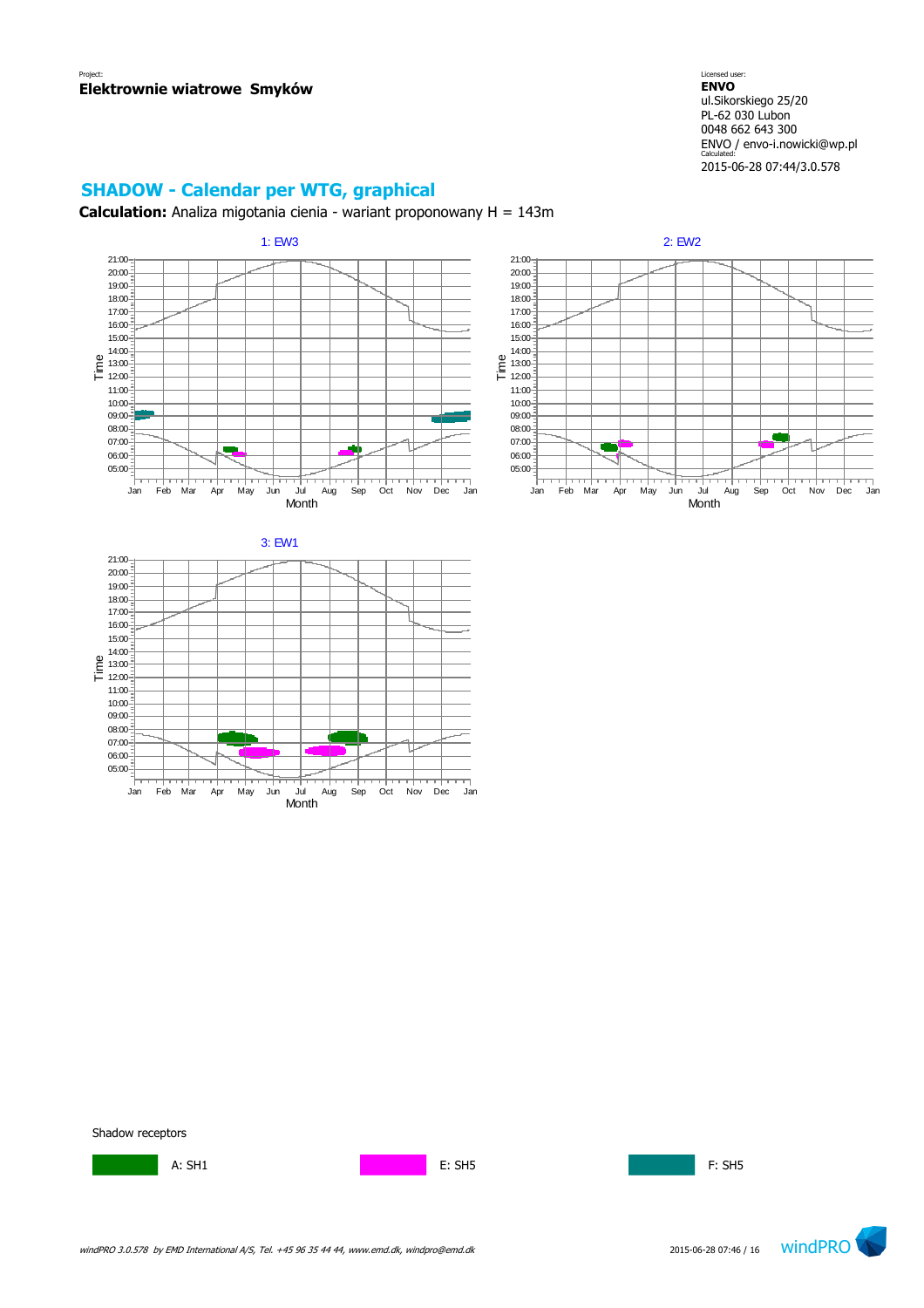Project:
**Elektrownie wiatrowe Smyków**

Licensed user:
**ENVO**
ul.Sikorskiego 25/20
PL-62 030 Lubon
0048 662 643 300
ENVO / envo-i.nowicki@wp.pl
Calculated:
2015-06-28 07:44/3.0.578

## SHADOW - Calendar per WTG, graphical

**Calculation:** Analiza migotania cienia - wariant proponowany H = 143m

1: EW3

Time

21:00
20:00
19:00
18:00
17:00
16:00
15:00
14:00
13:00
12:00
11:00
10:00
09:00
08:00
07:00
06:00
05:00

Jan Feb Mar Apr May Jun Jul Aug Sep Oct Nov Dec Jan

Month

2: EW2

Time

21:00
20:00
19:00
18:00
17:00
16:00
15:00
14:00
13:00
12:00
11:00
10:00
09:00
08:00
07:00
06:00
05:00

Jan Feb Mar Apr May Jun Jul Aug Sep Oct Nov Dec Jan

Month

3: EW1

Time

21:00
20:00
19:00
18:00
17:00
16:00
15:00
14:00
13:00
12:00
11:00
10:00
09:00
08:00
07:00
06:00
05:00

Jan Feb Mar Apr May Jun Jul Aug Sep Oct Nov Dec Jan

Month

Shadow receptors

A: SH1

E: SH5

F: SH5